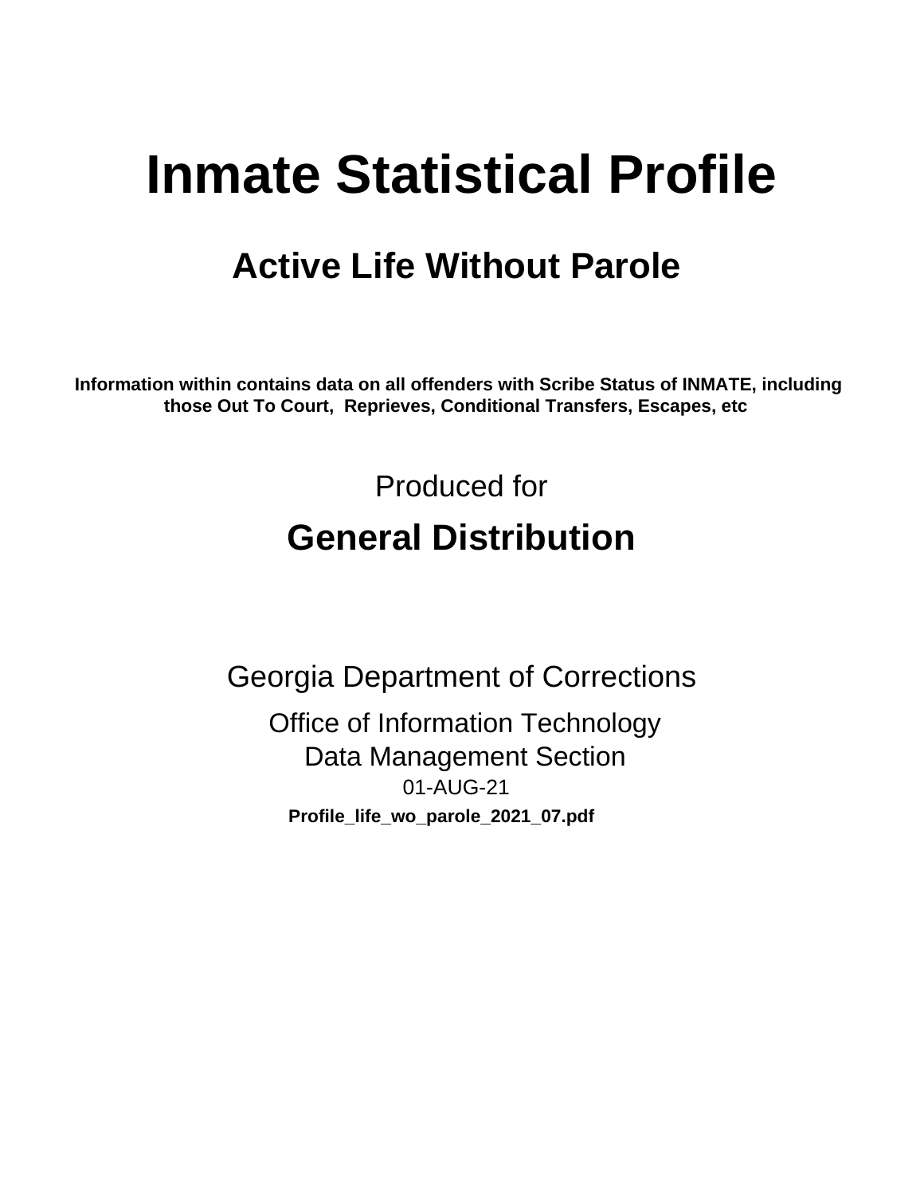# Inmate Statistical Profile

## Active Life Without Parole

**Information within contains data on all offenders with Scribe Status of INMATE, including those Out To Court, Reprieves, Conditional Transfers, Escapes, etc**

Produced for

## General Distribution

Georgia Department of Corrections

Office of Information Technology

Data Management Section

01-AUG-21

**Profile_life_wo_parole_2021_07.pdf**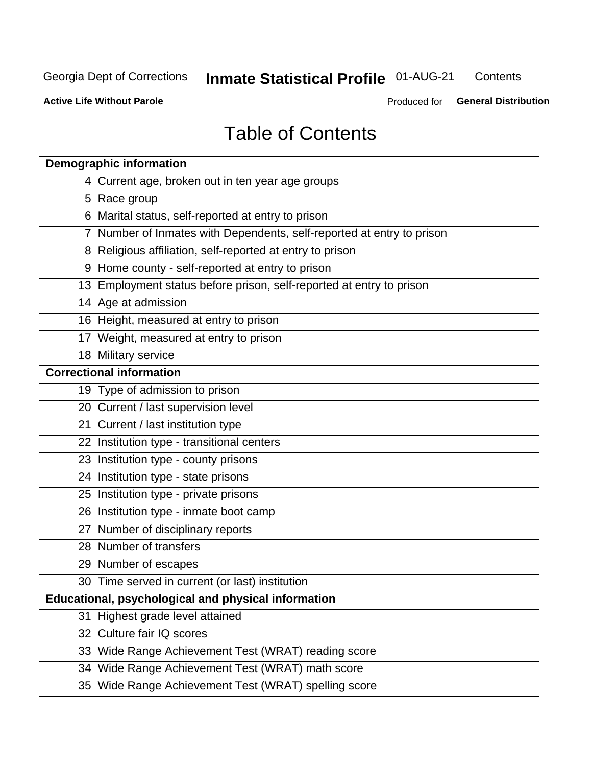# Table of Contents

| Demographic information | |
|---|---|
| 4 | Current age, broken out in ten year age groups |
| 5 | Race group |
| 6 | Marital status, self-reported at entry to prison |
| 7 | Number of Inmates with Dependents, self-reported at entry to prison |
| 8 | Religious affiliation, self-reported at entry to prison |
| 9 | Home county - self-reported at entry to prison |
| 13 | Employment status before prison, self-reported at entry to prison |
| 14 | Age at admission |
| 16 | Height, measured at entry to prison |
| 17 | Weight, measured at entry to prison |
| 18 | Military service |
| **Correctional information** | |
| 19 | Type of admission to prison |
| 20 | Current / last supervision level |
| 21 | Current / last institution type |
| 22 | Institution type - transitional centers |
| 23 | Institution type - county prisons |
| 24 | Institution type - state prisons |
| 25 | Institution type - private prisons |
| 26 | Institution type - inmate boot camp |
| 27 | Number of disciplinary reports |
| 28 | Number of transfers |
| 29 | Number of escapes |
| 30 | Time served in current (or last) institution |
| **Educational, psychological and physical information** | |
| 31 | Highest grade level attained |
| 32 | Culture fair IQ scores |
| 33 | Wide Range Achievement Test (WRAT) reading score |
| 34 | Wide Range Achievement Test (WRAT) math score |
| 35 | Wide Range Achievement Test (WRAT) spelling score |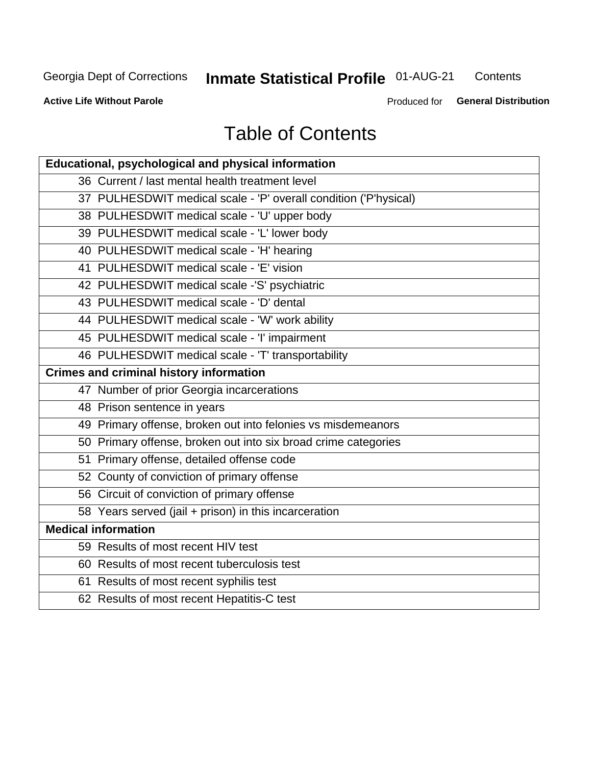# Table of Contents

| Educational, psychological and physical information |
|---|
| 36 Current / last mental health treatment level |
| 37 PULHESDWIT medical scale - 'P' overall condition ('P'hysical) |
| 38 PULHESDWIT medical scale - 'U' upper body |
| 39 PULHESDWIT medical scale - 'L' lower body |
| 40 PULHESDWIT medical scale - 'H' hearing |
| 41 PULHESDWIT medical scale - 'E' vision |
| 42 PULHESDWIT medical scale -'S' psychiatric |
| 43 PULHESDWIT medical scale - 'D' dental |
| 44 PULHESDWIT medical scale - 'W' work ability |
| 45 PULHESDWIT medical scale - 'I' impairment |
| 46 PULHESDWIT medical scale - 'T' transportability |
| **Crimes and criminal history information** |
| 47 Number of prior Georgia incarcerations |
| 48 Prison sentence in years |
| 49 Primary offense, broken out into felonies vs misdemeanors |
| 50 Primary offense, broken out into six broad crime categories |
| 51 Primary offense, detailed offense code |
| 52 County of conviction of primary offense |
| 56 Circuit of conviction of primary offense |
| 58 Years served (jail + prison) in this incarceration |
| **Medical information** |
| 59 Results of most recent HIV test |
| 60 Results of most recent tuberculosis test |
| 61 Results of most recent syphilis test |
| 62 Results of most recent Hepatitis-C test |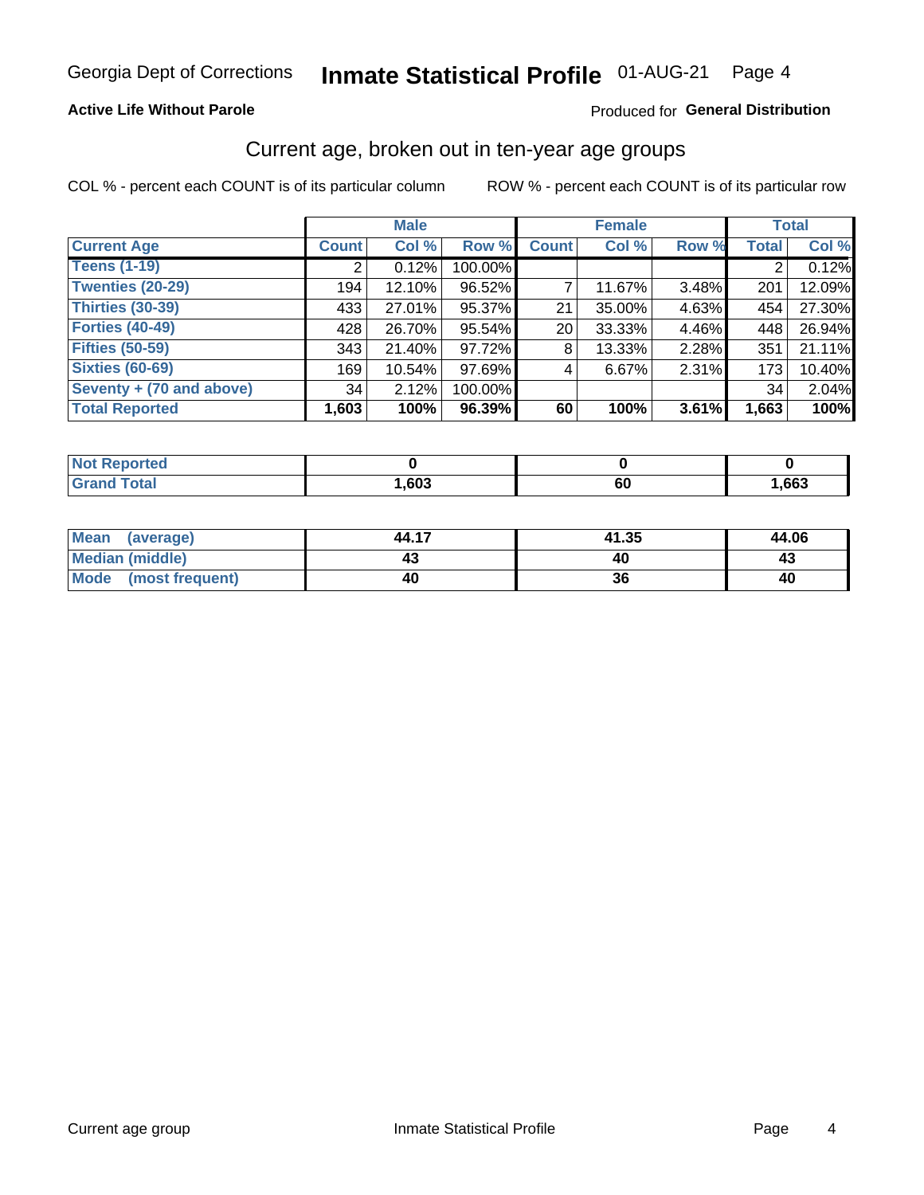Georgia Dept of Corrections **Inmate Statistical Profile** 01-AUG-21

**Active Life Without Parole**

Produced for **General Distribution**

## Current age, broken out in ten-year age groups

COL % - percent each COUNT is of its particular column ROW % - percent each COUNT is of its particular row

| | Male | | | Female | | | Total | |
|---|---|---|---|---|---|---|---|---|
| **Current Age** | **Count** | **Col %** | **Row %** | **Count** | **Col %** | **Row %** | **Total** | **Col %** |
| **Teens (1-19)** | 2 | 0.12% | 100.00% | | | | 2 | 0.12% |
| **Twenties (20-29)** | 194 | 12.10% | 96.52% | 7 | 11.67% | 3.48% | 201 | 12.09% |
| **Thirties (30-39)** | 433 | 27.01% | 95.37% | 21 | 35.00% | 4.63% | 454 | 27.30% |
| **Forties (40-49)** | 428 | 26.70% | 95.54% | 20 | 33.33% | 4.46% | 448 | 26.94% |
| **Fifties (50-59)** | 343 | 21.40% | 97.72% | 8 | 13.33% | 2.28% | 351 | 21.11% |
| **Sixties (60-69)** | 169 | 10.54% | 97.69% | 4 | 6.67% | 2.31% | 173 | 10.40% |
| **Seventy + (70 and above)** | 34 | 2.12% | 100.00% | | | | 34 | 2.04% |
| **Total Reported** | **1,603** | **100%** | **96.39%** | **60** | **100%** | **3.61%** | **1,663** | **100%** |

| | Male | Female | Total |
|---|---|---|---|
| **Not Reported** | **0** | **0** | **0** |
| **Grand Total** | **1,603** | **60** | **1,663** |

| | Male | Female | Total |
|---|---|---|---|
| **Mean (average)** | **44.17** | **41.35** | **44.06** |
| **Median (middle)** | **43** | **40** | **43** |
| **Mode (most frequent)** | **40** | **36** | **40** |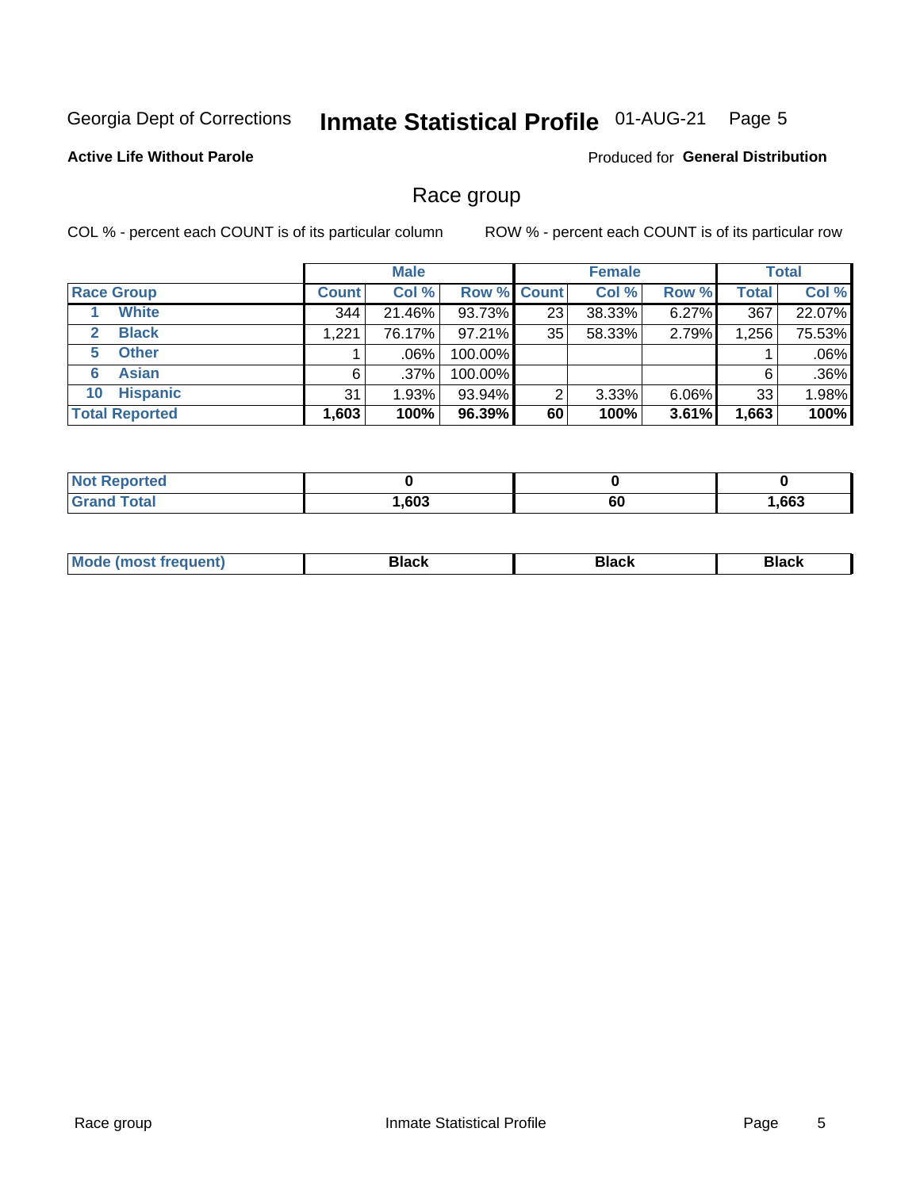Georgia Dept of Corrections **Inmate Statistical Profile** 01-AUG-21 Page 5

**Active Life Without Parole**

Produced for **General Distribution**

## Race group

COL % - percent each COUNT is of its particular column

ROW % - percent each COUNT is of its particular row

| | Male | | | Female | | | Total | |
|---|---|---|---|---|---|---|---|---|
| **Race Group** | **Count** | **Col %** | **Row %** | **Count** | **Col %** | **Row %** | **Total** | **Col %** |
| 1 **White** | 344 | 21.46% | 93.73% | 23 | 38.33% | 6.27% | 367 | 22.07% |
| 2 **Black** | 1,221 | 76.17% | 97.21% | 35 | 58.33% | 2.79% | 1,256 | 75.53% |
| 5 **Other** | 1 | .06% | 100.00% | | | | 1 | .06% |
| 6 **Asian** | 6 | .37% | 100.00% | | | | 6 | .36% |
| 10 **Hispanic** | 31 | 1.93% | 93.94% | 2 | 3.33% | 6.06% | 33 | 1.98% |
| **Total Reported** | **1,603** | **100%** | **96.39%** | **60** | **100%** | **3.61%** | **1,663** | **100%** |

| | Male | Female | Total |
|---|---|---|---|
| **Not Reported** | **0** | **0** | **0** |
| **Grand Total** | **1,603** | **60** | **1,663** |

| | Male | Female | Total |
|---|---|---|---|
| **Mode (most frequent)** | **Black** | **Black** | **Black** |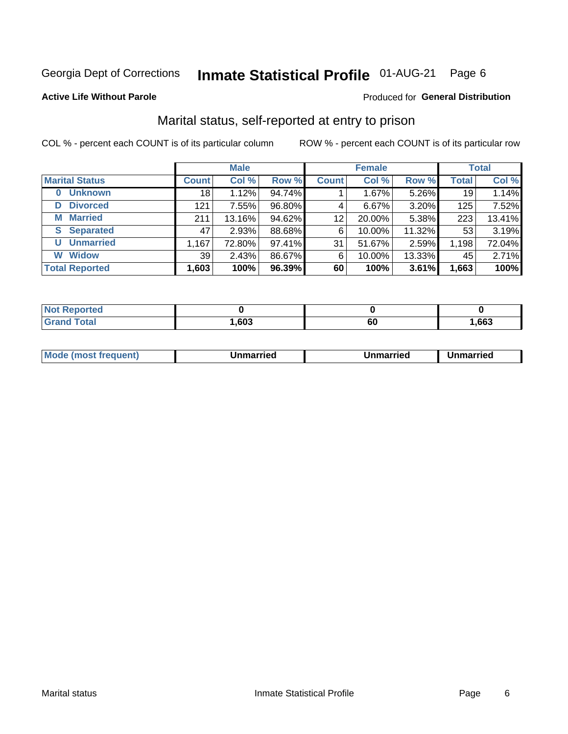Georgia Dept of Corrections **Inmate Statistical Profile** 01-AUG-21 Page 6

**Active Life Without Parole**

Produced for **General Distribution**

## Marital status, self-reported at entry to prison

COL % - percent each COUNT is of its particular column

ROW % - percent each COUNT is of its particular row

| | Male | | | Female | | | Total | |
|---|---|---|---|---|---|---|---|---|
| **Marital Status** | **Count** | **Col %** | **Row %** | **Count** | **Col %** | **Row %** | **Total** | **Col %** |
| **0 Unknown** | 18 | 1.12% | 94.74% | 1 | 1.67% | 5.26% | 19 | 1.14% |
| **D Divorced** | 121 | 7.55% | 96.80% | 4 | 6.67% | 3.20% | 125 | 7.52% |
| **M Married** | 211 | 13.16% | 94.62% | 12 | 20.00% | 5.38% | 223 | 13.41% |
| **S Separated** | 47 | 2.93% | 88.68% | 6 | 10.00% | 11.32% | 53 | 3.19% |
| **U Unmarried** | 1,167 | 72.80% | 97.41% | 31 | 51.67% | 2.59% | 1,198 | 72.04% |
| **W Widow** | 39 | 2.43% | 86.67% | 6 | 10.00% | 13.33% | 45 | 2.71% |
| **Total Reported** | **1,603** | **100%** | **96.39%** | **60** | **100%** | **3.61%** | **1,663** | **100%** |

| | Male | Female | Total |
|---|---|---|---|
| **Not Reported** | **0** | **0** | **0** |
| **Grand Total** | **1,603** | **60** | **1,663** |

| | Male | Female | Total |
|---|---|---|---|
| **Mode (most frequent)** | **Unmarried** | **Unmarried** | **Unmarried** |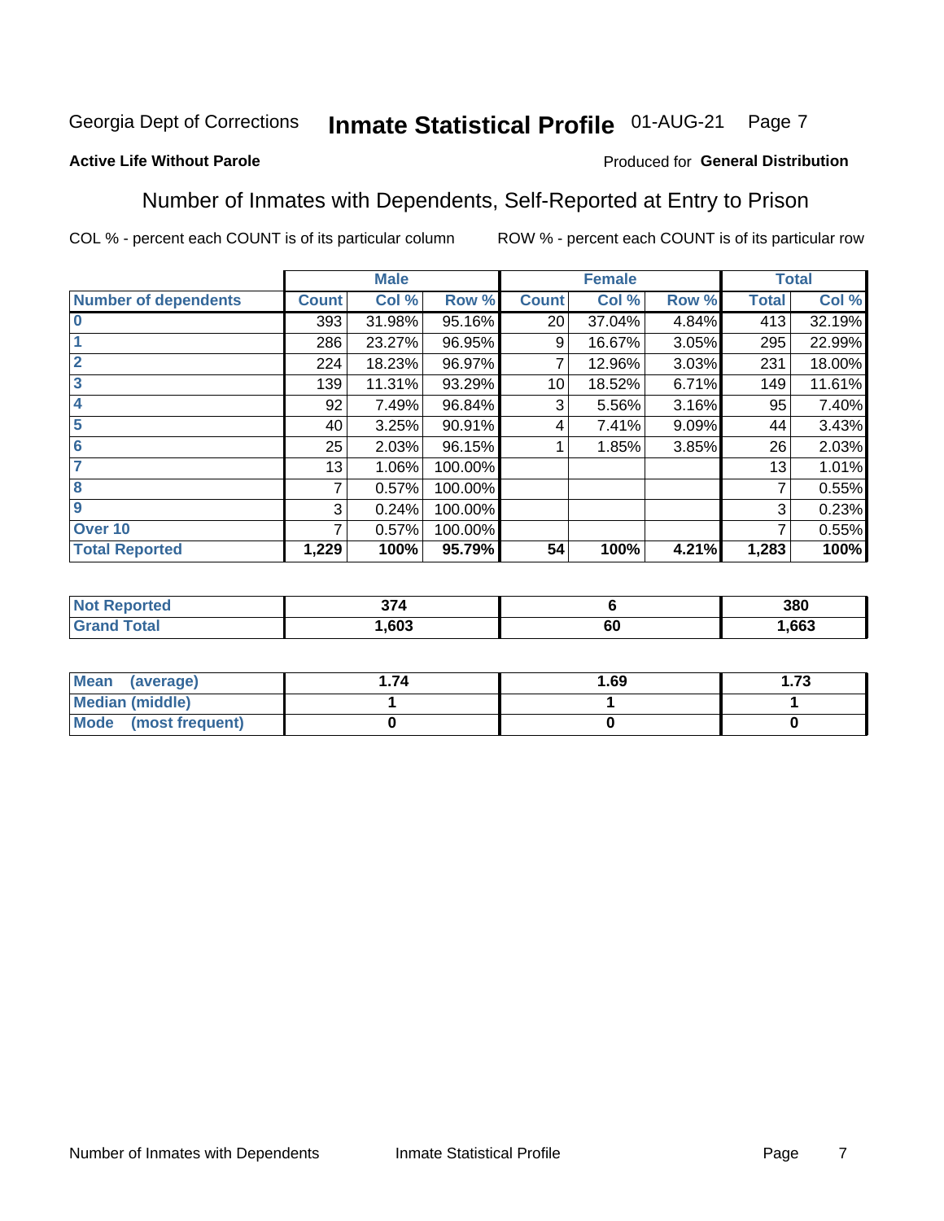Georgia Dept of Corrections **Inmate Statistical Profile** 01-AUG-21

**Active Life Without Parole**

Produced for **General Distribution**

## Number of Inmates with Dependents, Self-Reported at Entry to Prison

COL % - percent each COUNT is of its particular column

ROW % - percent each COUNT is of its particular row

| | Male | | | Female | | | Total | |
|---|---|---|---|---|---|---|---|---|
| **Number of dependents** | **Count** | **Col %** | **Row %** | **Count** | **Col %** | **Row %** | **Total** | **Col %** |
| **0** | 393 | 31.98% | 95.16% | 20 | 37.04% | 4.84% | 413 | 32.19% |
| **1** | 286 | 23.27% | 96.95% | 9 | 16.67% | 3.05% | 295 | 22.99% |
| **2** | 224 | 18.23% | 96.97% | 7 | 12.96% | 3.03% | 231 | 18.00% |
| **3** | 139 | 11.31% | 93.29% | 10 | 18.52% | 6.71% | 149 | 11.61% |
| **4** | 92 | 7.49% | 96.84% | 3 | 5.56% | 3.16% | 95 | 7.40% |
| **5** | 40 | 3.25% | 90.91% | 4 | 7.41% | 9.09% | 44 | 3.43% |
| **6** | 25 | 2.03% | 96.15% | 1 | 1.85% | 3.85% | 26 | 2.03% |
| **7** | 13 | 1.06% | 100.00% | | | | 13 | 1.01% |
| **8** | 7 | 0.57% | 100.00% | | | | 7 | 0.55% |
| **9** | 3 | 0.24% | 100.00% | | | | 3 | 0.23% |
| **Over 10** | 7 | 0.57% | 100.00% | | | | 7 | 0.55% |
| **Total Reported** | **1,229** | **100%** | **95.79%** | **54** | **100%** | **4.21%** | **1,283** | **100%** |

| | Male | Female | Total |
|---|---|---|---|
| **Not Reported** | **374** | **6** | **380** |
| **Grand Total** | **1,603** | **60** | **1,663** |

| | Male | Female | Total |
|---|---|---|---|
| **Mean (average)** | **1.74** | **1.69** | **1.73** |
| **Median (middle)** | **1** | **1** | **1** |
| **Mode (most frequent)** | **0** | **0** | **0** |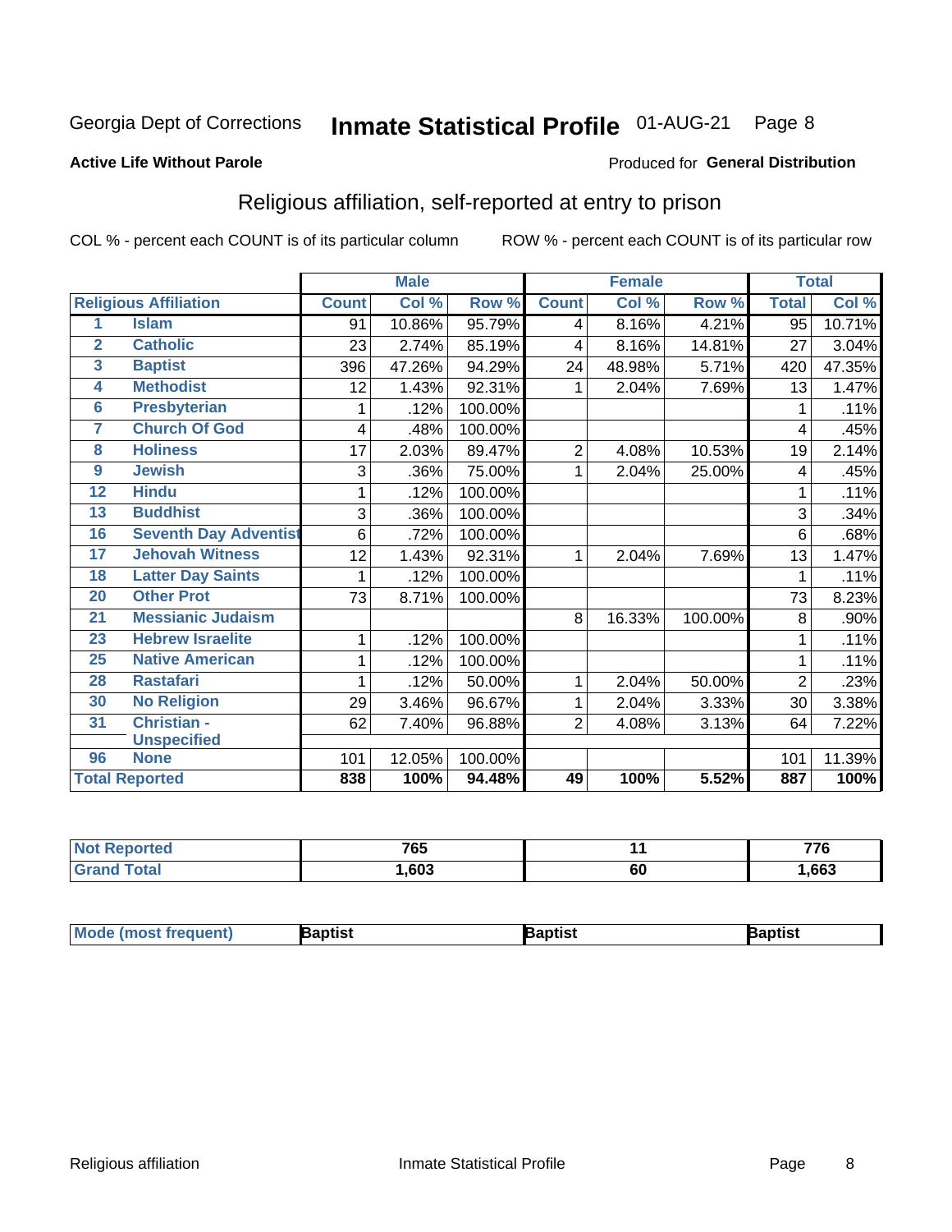Georgia Dept of Corrections **Inmate Statistical Profile** 01-AUG-21 Page 8

**Active Life Without Parole**

Produced for **General Distribution**

## Religious affiliation, self-reported at entry to prison

COL % - percent each COUNT is of its particular column ROW % - percent each COUNT is of its particular row

| | | Male | | | Female | | | Total | |
|---|---|---|---|---|---|---|---|---|---|
| **Religious Affiliation** | | **Count** | **Col %** | **Row %** | **Count** | **Col %** | **Row %** | **Total** | **Col %** |
| 1 | Islam | 91 | 10.86% | 95.79% | 4 | 8.16% | 4.21% | 95 | 10.71% |
| 2 | Catholic | 23 | 2.74% | 85.19% | 4 | 8.16% | 14.81% | 27 | 3.04% |
| 3 | Baptist | 396 | 47.26% | 94.29% | 24 | 48.98% | 5.71% | 420 | 47.35% |
| 4 | Methodist | 12 | 1.43% | 92.31% | 1 | 2.04% | 7.69% | 13 | 1.47% |
| 6 | Presbyterian | 1 | .12% | 100.00% | | | | 1 | .11% |
| 7 | Church Of God | 4 | .48% | 100.00% | | | | 4 | .45% |
| 8 | Holiness | 17 | 2.03% | 89.47% | 2 | 4.08% | 10.53% | 19 | 2.14% |
| 9 | Jewish | 3 | .36% | 75.00% | 1 | 2.04% | 25.00% | 4 | .45% |
| 12 | Hindu | 1 | .12% | 100.00% | | | | 1 | .11% |
| 13 | Buddhist | 3 | .36% | 100.00% | | | | 3 | .34% |
| 16 | Seventh Day Adventist | 6 | .72% | 100.00% | | | | 6 | .68% |
| 17 | Jehovah Witness | 12 | 1.43% | 92.31% | 1 | 2.04% | 7.69% | 13 | 1.47% |
| 18 | Latter Day Saints | 1 | .12% | 100.00% | | | | 1 | .11% |
| 20 | Other Prot | 73 | 8.71% | 100.00% | | | | 73 | 8.23% |
| 21 | Messianic Judaism | | | | 8 | 16.33% | 100.00% | 8 | .90% |
| 23 | Hebrew Israelite | 1 | .12% | 100.00% | | | | 1 | .11% |
| 25 | Native American | 1 | .12% | 100.00% | | | | 1 | .11% |
| 28 | Rastafari | 1 | .12% | 50.00% | 1 | 2.04% | 50.00% | 2 | .23% |
| 30 | No Religion | 29 | 3.46% | 96.67% | 1 | 2.04% | 3.33% | 30 | 3.38% |
| 31 | Christian - Unspecified | 62 | 7.40% | 96.88% | 2 | 4.08% | 3.13% | 64 | 7.22% |
| 96 | None | 101 | 12.05% | 100.00% | | | | 101 | 11.39% |
| **Total Reported** | | **838** | **100%** | **94.48%** | **49** | **100%** | **5.52%** | **887** | **100%** |

| | Male | Female | Total |
|---|---|---|---|
| **Not Reported** | **765** | **11** | **776** |
| **Grand Total** | **1,603** | **60** | **1,663** |

| | Male | Female | Total |
|---|---|---|---|
| **Mode (most frequent)** | **Baptist** | **Baptist** | **Baptist** |

Religious affiliation Inmate Statistical Profile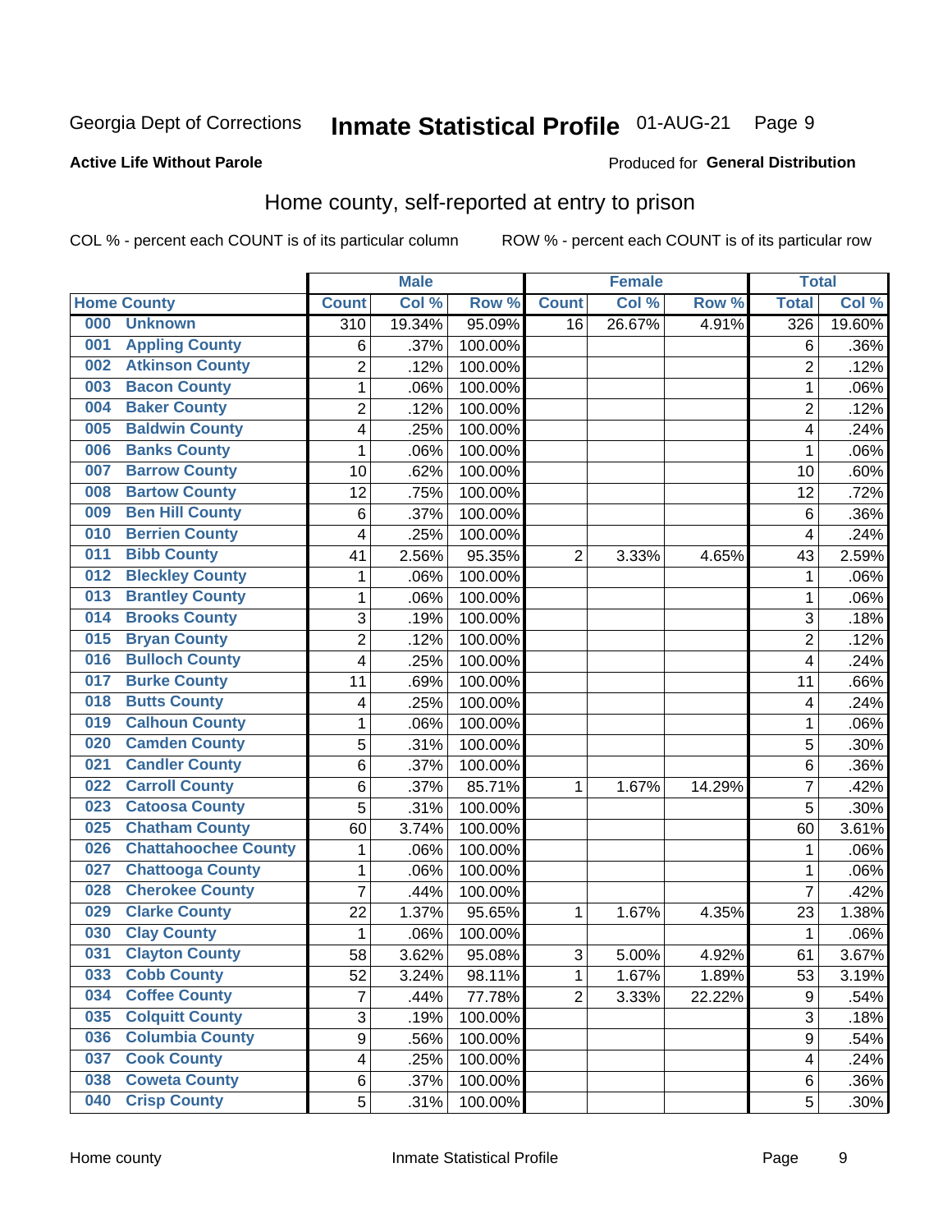Georgia Dept of Corrections **Inmate Statistical Profile** 01-AUG-21

**Active Life Without Parole**

Produced for **General Distribution**

## Home county, self-reported at entry to prison

COL % - percent each COUNT is of its particular column ROW % - percent each COUNT is of its particular row

| | | Male | | | Female | | | Total | |
|---|---|---|---|---|---|---|---|---|---|
| Home County | | Count | Col % | Row % | Count | Col % | Row % | Total | Col % |
| 000 | Unknown | 310 | 19.34% | 95.09% | 16 | 26.67% | 4.91% | 326 | 19.60% |
| 001 | Appling County | 6 | .37% | 100.00% | | | | 6 | .36% |
| 002 | Atkinson County | 2 | .12% | 100.00% | | | | 2 | .12% |
| 003 | Bacon County | 1 | .06% | 100.00% | | | | 1 | .06% |
| 004 | Baker County | 2 | .12% | 100.00% | | | | 2 | .12% |
| 005 | Baldwin County | 4 | .25% | 100.00% | | | | 4 | .24% |
| 006 | Banks County | 1 | .06% | 100.00% | | | | 1 | .06% |
| 007 | Barrow County | 10 | .62% | 100.00% | | | | 10 | .60% |
| 008 | Bartow County | 12 | .75% | 100.00% | | | | 12 | .72% |
| 009 | Ben Hill County | 6 | .37% | 100.00% | | | | 6 | .36% |
| 010 | Berrien County | 4 | .25% | 100.00% | | | | 4 | .24% |
| 011 | Bibb County | 41 | 2.56% | 95.35% | 2 | 3.33% | 4.65% | 43 | 2.59% |
| 012 | Bleckley County | 1 | .06% | 100.00% | | | | 1 | .06% |
| 013 | Brantley County | 1 | .06% | 100.00% | | | | 1 | .06% |
| 014 | Brooks County | 3 | .19% | 100.00% | | | | 3 | .18% |
| 015 | Bryan County | 2 | .12% | 100.00% | | | | 2 | .12% |
| 016 | Bulloch County | 4 | .25% | 100.00% | | | | 4 | .24% |
| 017 | Burke County | 11 | .69% | 100.00% | | | | 11 | .66% |
| 018 | Butts County | 4 | .25% | 100.00% | | | | 4 | .24% |
| 019 | Calhoun County | 1 | .06% | 100.00% | | | | 1 | .06% |
| 020 | Camden County | 5 | .31% | 100.00% | | | | 5 | .30% |
| 021 | Candler County | 6 | .37% | 100.00% | | | | 6 | .36% |
| 022 | Carroll County | 6 | .37% | 85.71% | 1 | 1.67% | 14.29% | 7 | .42% |
| 023 | Catoosa County | 5 | .31% | 100.00% | | | | 5 | .30% |
| 025 | Chatham County | 60 | 3.74% | 100.00% | | | | 60 | 3.61% |
| 026 | Chattahoochee County | 1 | .06% | 100.00% | | | | 1 | .06% |
| 027 | Chattooga County | 1 | .06% | 100.00% | | | | 1 | .06% |
| 028 | Cherokee County | 7 | .44% | 100.00% | | | | 7 | .42% |
| 029 | Clarke County | 22 | 1.37% | 95.65% | 1 | 1.67% | 4.35% | 23 | 1.38% |
| 030 | Clay County | 1 | .06% | 100.00% | | | | 1 | .06% |
| 031 | Clayton County | 58 | 3.62% | 95.08% | 3 | 5.00% | 4.92% | 61 | 3.67% |
| 033 | Cobb County | 52 | 3.24% | 98.11% | 1 | 1.67% | 1.89% | 53 | 3.19% |
| 034 | Coffee County | 7 | .44% | 77.78% | 2 | 3.33% | 22.22% | 9 | .54% |
| 035 | Colquitt County | 3 | .19% | 100.00% | | | | 3 | .18% |
| 036 | Columbia County | 9 | .56% | 100.00% | | | | 9 | .54% |
| 037 | Cook County | 4 | .25% | 100.00% | | | | 4 | .24% |
| 038 | Coweta County | 6 | .37% | 100.00% | | | | 6 | .36% |
| 040 | Crisp County | 5 | .31% | 100.00% | | | | 5 | .30% |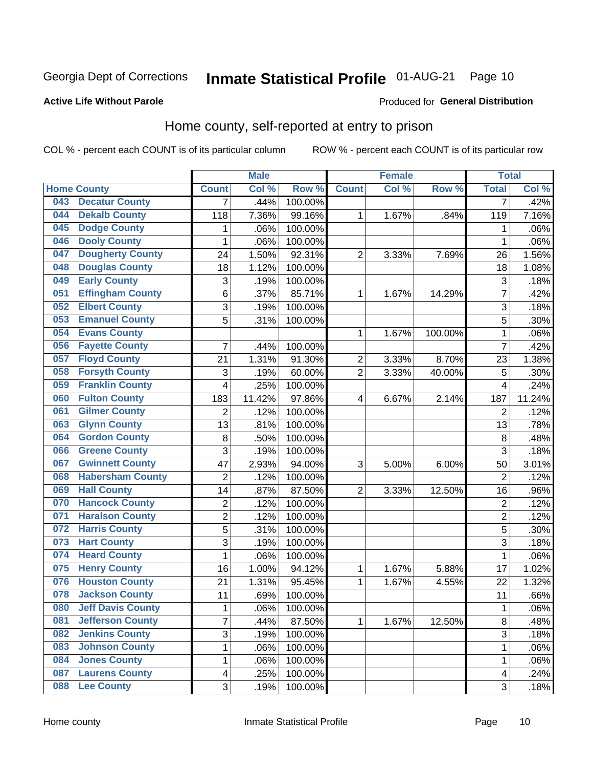Georgia Dept of Corrections **Inmate Statistical Profile** 01-AUG-21

**Active Life Without Parole**

Produced for **General Distribution**

## Home county, self-reported at entry to prison

COL % - percent each COUNT is of its particular column    ROW % - percent each COUNT is of its particular row

| Home County | | Male | | | Female | | | Total | |
|---|---|---|---|---|---|---|---|---|---|
| | | Count | Col % | Row % | Count | Col % | Row % | Total | Col % |
| 043 | Decatur County | 7 | .44% | 100.00% | | | | 7 | .42% |
| 044 | Dekalb County | 118 | 7.36% | 99.16% | 1 | 1.67% | .84% | 119 | 7.16% |
| 045 | Dodge County | 1 | .06% | 100.00% | | | | 1 | .06% |
| 046 | Dooly County | 1 | .06% | 100.00% | | | | 1 | .06% |
| 047 | Dougherty County | 24 | 1.50% | 92.31% | 2 | 3.33% | 7.69% | 26 | 1.56% |
| 048 | Douglas County | 18 | 1.12% | 100.00% | | | | 18 | 1.08% |
| 049 | Early County | 3 | .19% | 100.00% | | | | 3 | .18% |
| 051 | Effingham County | 6 | .37% | 85.71% | 1 | 1.67% | 14.29% | 7 | .42% |
| 052 | Elbert County | 3 | .19% | 100.00% | | | | 3 | .18% |
| 053 | Emanuel County | 5 | .31% | 100.00% | | | | 5 | .30% |
| 054 | Evans County | | | | 1 | 1.67% | 100.00% | 1 | .06% |
| 056 | Fayette County | 7 | .44% | 100.00% | | | | 7 | .42% |
| 057 | Floyd County | 21 | 1.31% | 91.30% | 2 | 3.33% | 8.70% | 23 | 1.38% |
| 058 | Forsyth County | 3 | .19% | 60.00% | 2 | 3.33% | 40.00% | 5 | .30% |
| 059 | Franklin County | 4 | .25% | 100.00% | | | | 4 | .24% |
| 060 | Fulton County | 183 | 11.42% | 97.86% | 4 | 6.67% | 2.14% | 187 | 11.24% |
| 061 | Gilmer County | 2 | .12% | 100.00% | | | | 2 | .12% |
| 063 | Glynn County | 13 | .81% | 100.00% | | | | 13 | .78% |
| 064 | Gordon County | 8 | .50% | 100.00% | | | | 8 | .48% |
| 066 | Greene County | 3 | .19% | 100.00% | | | | 3 | .18% |
| 067 | Gwinnett County | 47 | 2.93% | 94.00% | 3 | 5.00% | 6.00% | 50 | 3.01% |
| 068 | Habersham County | 2 | .12% | 100.00% | | | | 2 | .12% |
| 069 | Hall County | 14 | .87% | 87.50% | 2 | 3.33% | 12.50% | 16 | .96% |
| 070 | Hancock County | 2 | .12% | 100.00% | | | | 2 | .12% |
| 071 | Haralson County | 2 | .12% | 100.00% | | | | 2 | .12% |
| 072 | Harris County | 5 | .31% | 100.00% | | | | 5 | .30% |
| 073 | Hart County | 3 | .19% | 100.00% | | | | 3 | .18% |
| 074 | Heard County | 1 | .06% | 100.00% | | | | 1 | .06% |
| 075 | Henry County | 16 | 1.00% | 94.12% | 1 | 1.67% | 5.88% | 17 | 1.02% |
| 076 | Houston County | 21 | 1.31% | 95.45% | 1 | 1.67% | 4.55% | 22 | 1.32% |
| 078 | Jackson County | 11 | .69% | 100.00% | | | | 11 | .66% |
| 080 | Jeff Davis County | 1 | .06% | 100.00% | | | | 1 | .06% |
| 081 | Jefferson County | 7 | .44% | 87.50% | 1 | 1.67% | 12.50% | 8 | .48% |
| 082 | Jenkins County | 3 | .19% | 100.00% | | | | 3 | .18% |
| 083 | Johnson County | 1 | .06% | 100.00% | | | | 1 | .06% |
| 084 | Jones County | 1 | .06% | 100.00% | | | | 1 | .06% |
| 087 | Laurens County | 4 | .25% | 100.00% | | | | 4 | .24% |
| 088 | Lee County | 3 | .19% | 100.00% | | | | 3 | .18% |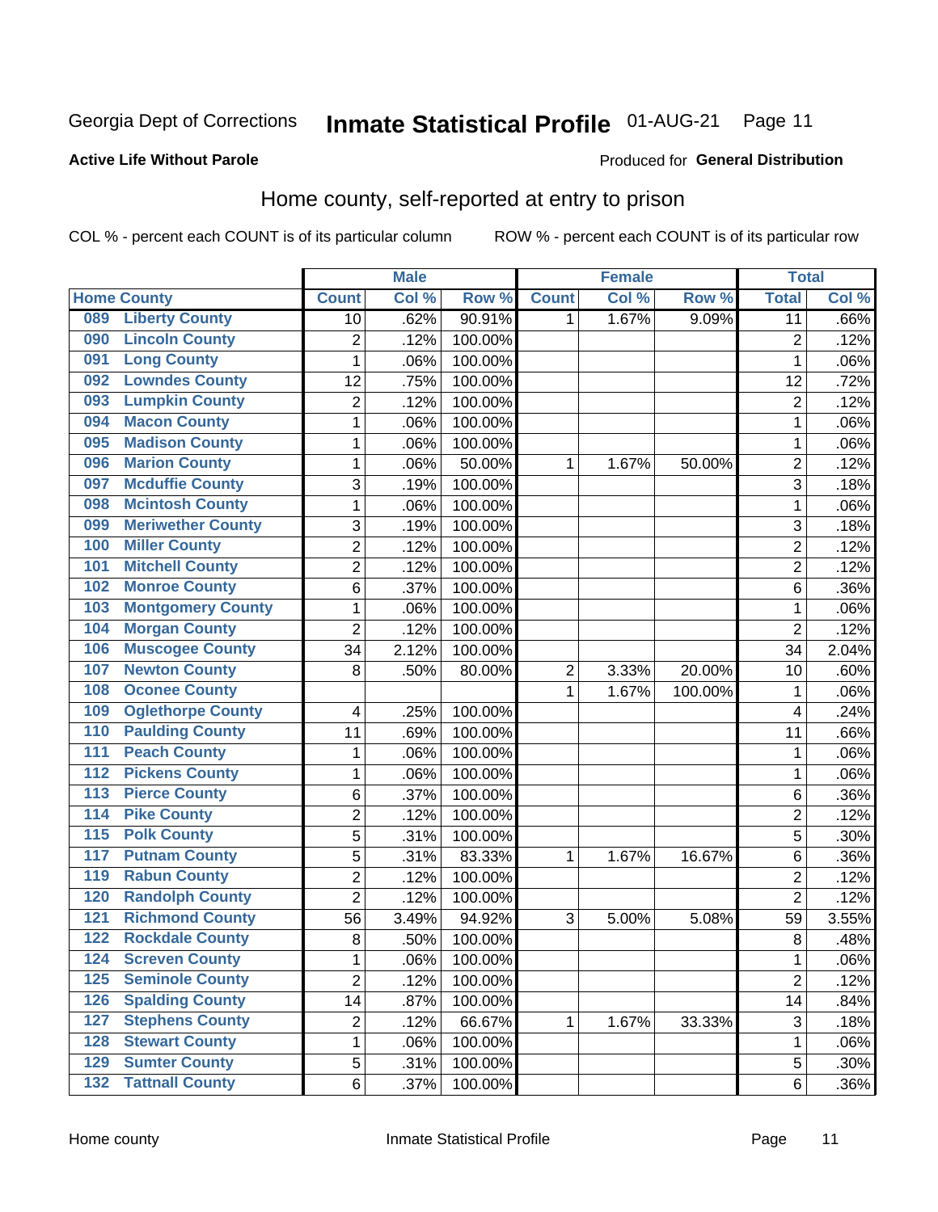Georgia Dept of Corrections **Inmate Statistical Profile** 01-AUG-21 Page 11

**Active Life Without Parole**

Produced for **General Distribution**

## Home county, self-reported at entry to prison

COL % - percent each COUNT is of its particular column ROW % - percent each COUNT is of its particular row

| Home County | | Male | | | Female | | | Total | |
|---|---|---|---|---|---|---|---|---|---|
| | | Count | Col % | Row % | Count | Col % | Row % | Total | Col % |
| 089 | Liberty County | 10 | .62% | 90.91% | 1 | 1.67% | 9.09% | 11 | .66% |
| 090 | Lincoln County | 2 | .12% | 100.00% | | | | 2 | .12% |
| 091 | Long County | 1 | .06% | 100.00% | | | | 1 | .06% |
| 092 | Lowndes County | 12 | .75% | 100.00% | | | | 12 | .72% |
| 093 | Lumpkin County | 2 | .12% | 100.00% | | | | 2 | .12% |
| 094 | Macon County | 1 | .06% | 100.00% | | | | 1 | .06% |
| 095 | Madison County | 1 | .06% | 100.00% | | | | 1 | .06% |
| 096 | Marion County | 1 | .06% | 50.00% | 1 | 1.67% | 50.00% | 2 | .12% |
| 097 | Mcduffie County | 3 | .19% | 100.00% | | | | 3 | .18% |
| 098 | Mcintosh County | 1 | .06% | 100.00% | | | | 1 | .06% |
| 099 | Meriwether County | 3 | .19% | 100.00% | | | | 3 | .18% |
| 100 | Miller County | 2 | .12% | 100.00% | | | | 2 | .12% |
| 101 | Mitchell County | 2 | .12% | 100.00% | | | | 2 | .12% |
| 102 | Monroe County | 6 | .37% | 100.00% | | | | 6 | .36% |
| 103 | Montgomery County | 1 | .06% | 100.00% | | | | 1 | .06% |
| 104 | Morgan County | 2 | .12% | 100.00% | | | | 2 | .12% |
| 106 | Muscogee County | 34 | 2.12% | 100.00% | | | | 34 | 2.04% |
| 107 | Newton County | 8 | .50% | 80.00% | 2 | 3.33% | 20.00% | 10 | .60% |
| 108 | Oconee County | | | | 1 | 1.67% | 100.00% | 1 | .06% |
| 109 | Oglethorpe County | 4 | .25% | 100.00% | | | | 4 | .24% |
| 110 | Paulding County | 11 | .69% | 100.00% | | | | 11 | .66% |
| 111 | Peach County | 1 | .06% | 100.00% | | | | 1 | .06% |
| 112 | Pickens County | 1 | .06% | 100.00% | | | | 1 | .06% |
| 113 | Pierce County | 6 | .37% | 100.00% | | | | 6 | .36% |
| 114 | Pike County | 2 | .12% | 100.00% | | | | 2 | .12% |
| 115 | Polk County | 5 | .31% | 100.00% | | | | 5 | .30% |
| 117 | Putnam County | 5 | .31% | 83.33% | 1 | 1.67% | 16.67% | 6 | .36% |
| 119 | Rabun County | 2 | .12% | 100.00% | | | | 2 | .12% |
| 120 | Randolph County | 2 | .12% | 100.00% | | | | 2 | .12% |
| 121 | Richmond County | 56 | 3.49% | 94.92% | 3 | 5.00% | 5.08% | 59 | 3.55% |
| 122 | Rockdale County | 8 | .50% | 100.00% | | | | 8 | .48% |
| 124 | Screven County | 1 | .06% | 100.00% | | | | 1 | .06% |
| 125 | Seminole County | 2 | .12% | 100.00% | | | | 2 | .12% |
| 126 | Spalding County | 14 | .87% | 100.00% | | | | 14 | .84% |
| 127 | Stephens County | 2 | .12% | 66.67% | 1 | 1.67% | 33.33% | 3 | .18% |
| 128 | Stewart County | 1 | .06% | 100.00% | | | | 1 | .06% |
| 129 | Sumter County | 5 | .31% | 100.00% | | | | 5 | .30% |
| 132 | Tattnall County | 6 | .37% | 100.00% | | | | 6 | .36% |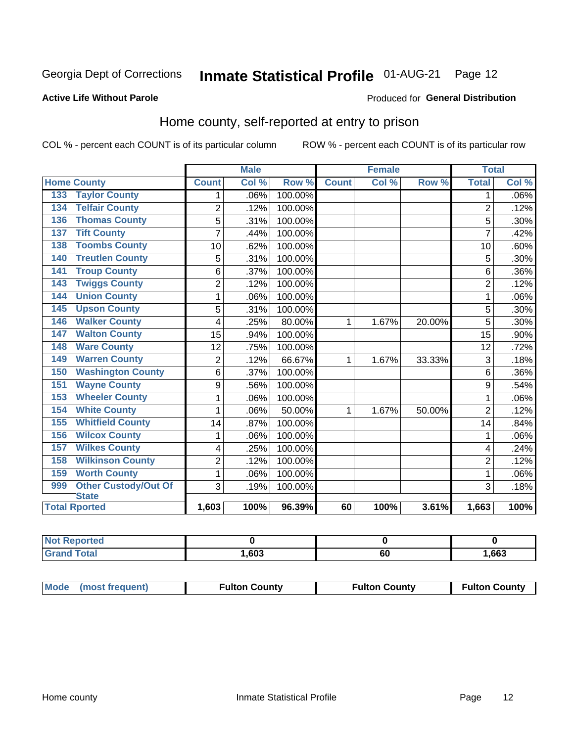Georgia Dept of Corrections **Inmate Statistical Profile** 01-AUG-21 Page 12

**Active Life Without Parole**

Produced for **General Distribution**

## Home county, self-reported at entry to prison

COL % - percent each COUNT is of its particular column ROW % - percent each COUNT is of its particular row

| Home County | | Male | | | Female | | | Total | |
|---|---|---|---|---|---|---|---|---|---|
| | | Count | Col % | Row % | Count | Col % | Row % | Total | Col % |
| 133 | Taylor County | 1 | .06% | 100.00% | | | | 1 | .06% |
| 134 | Telfair County | 2 | .12% | 100.00% | | | | 2 | .12% |
| 136 | Thomas County | 5 | .31% | 100.00% | | | | 5 | .30% |
| 137 | Tift County | 7 | .44% | 100.00% | | | | 7 | .42% |
| 138 | Toombs County | 10 | .62% | 100.00% | | | | 10 | .60% |
| 140 | Treutlen County | 5 | .31% | 100.00% | | | | 5 | .30% |
| 141 | Troup County | 6 | .37% | 100.00% | | | | 6 | .36% |
| 143 | Twiggs County | 2 | .12% | 100.00% | | | | 2 | .12% |
| 144 | Union County | 1 | .06% | 100.00% | | | | 1 | .06% |
| 145 | Upson County | 5 | .31% | 100.00% | | | | 5 | .30% |
| 146 | Walker County | 4 | .25% | 80.00% | 1 | 1.67% | 20.00% | 5 | .30% |
| 147 | Walton County | 15 | .94% | 100.00% | | | | 15 | .90% |
| 148 | Ware County | 12 | .75% | 100.00% | | | | 12 | .72% |
| 149 | Warren County | 2 | .12% | 66.67% | 1 | 1.67% | 33.33% | 3 | .18% |
| 150 | Washington County | 6 | .37% | 100.00% | | | | 6 | .36% |
| 151 | Wayne County | 9 | .56% | 100.00% | | | | 9 | .54% |
| 153 | Wheeler County | 1 | .06% | 100.00% | | | | 1 | .06% |
| 154 | White County | 1 | .06% | 50.00% | 1 | 1.67% | 50.00% | 2 | .12% |
| 155 | Whitfield County | 14 | .87% | 100.00% | | | | 14 | .84% |
| 156 | Wilcox County | 1 | .06% | 100.00% | | | | 1 | .06% |
| 157 | Wilkes County | 4 | .25% | 100.00% | | | | 4 | .24% |
| 158 | Wilkinson County | 2 | .12% | 100.00% | | | | 2 | .12% |
| 159 | Worth County | 1 | .06% | 100.00% | | | | 1 | .06% |
| 999 | Other Custody/Out Of State | 3 | .19% | 100.00% | | | | 3 | .18% |
| **Total Rported** | | **1,603** | **100%** | **96.39%** | **60** | **100%** | **3.61%** | **1,663** | **100%** |

| | Male | Female | Total |
|---|---|---|---|
| Not Reported | **0** | **0** | **0** |
| Grand Total | **1,603** | **60** | **1,663** |

| | Male | Female | Total |
|---|---|---|---|
| Mode (most frequent) | **Fulton County** | **Fulton County** | **Fulton County** |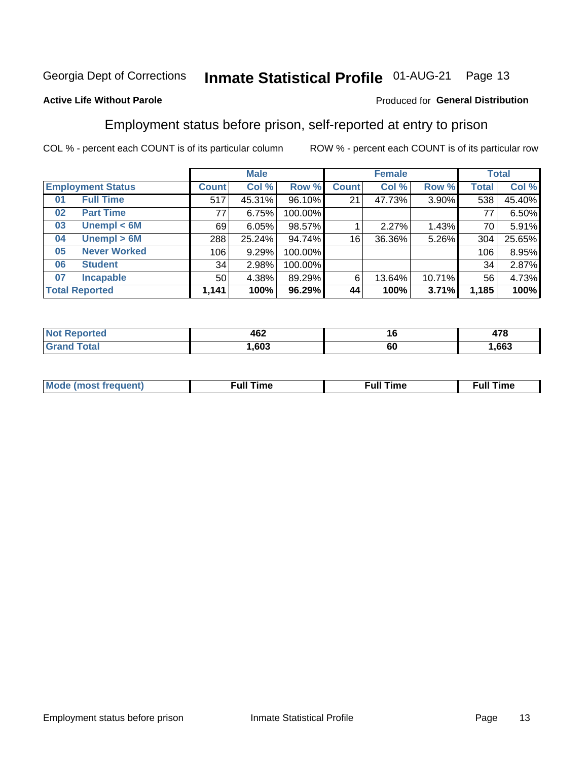Georgia Dept of Corrections **Inmate Statistical Profile** 01-AUG-21

**Active Life Without Parole**

Produced for **General Distribution**

## Employment status before prison, self-reported at entry to prison

COL % - percent each COUNT is of its particular column    ROW % - percent each COUNT is of its particular row

| Employment Status | | Male | | | Female | | | Total | |
|---|---|---|---|---|---|---|---|---|---|
| | | Count | Col % | Row % | Count | Col % | Row % | Total | Col % |
| 01 | Full Time | 517 | 45.31% | 96.10% | 21 | 47.73% | 3.90% | 538 | 45.40% |
| 02 | Part Time | 77 | 6.75% | 100.00% | | | | 77 | 6.50% |
| 03 | Unempl < 6M | 69 | 6.05% | 98.57% | 1 | 2.27% | 1.43% | 70 | 5.91% |
| 04 | Unempl > 6M | 288 | 25.24% | 94.74% | 16 | 36.36% | 5.26% | 304 | 25.65% |
| 05 | Never Worked | 106 | 9.29% | 100.00% | | | | 106 | 8.95% |
| 06 | Student | 34 | 2.98% | 100.00% | | | | 34 | 2.87% |
| 07 | Incapable | 50 | 4.38% | 89.29% | 6 | 13.64% | 10.71% | 56 | 4.73% |
| **Total Reported** | | **1,141** | **100%** | **96.29%** | **44** | **100%** | **3.71%** | **1,185** | **100%** |

| | Male | Female | Total |
|---|---|---|---|
| Not Reported | 462 | 16 | 478 |
| Grand Total | 1,603 | 60 | 1,663 |

| | Male | Female | Total |
|---|---|---|---|
| Mode (most frequent) | Full Time | Full Time | Full Time |

Employment status before prison    Inmate Statistical Profile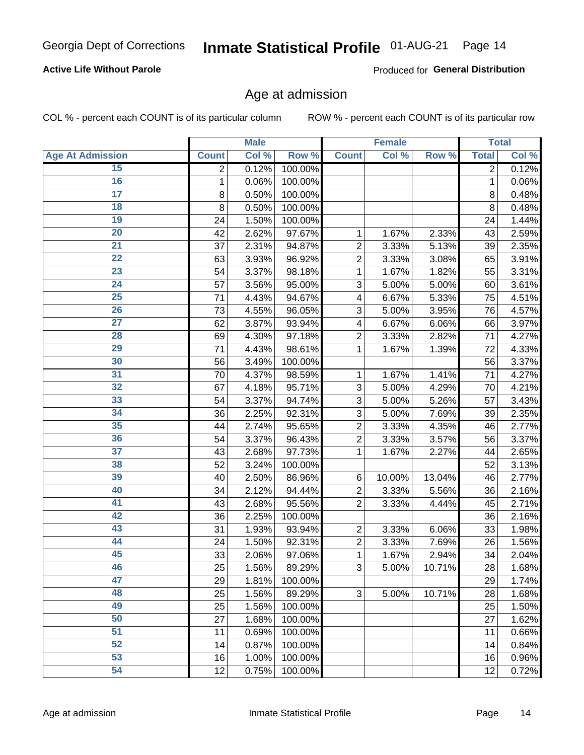Georgia Dept of Corrections **Inmate Statistical Profile** 01-AUG-21

**Active Life Without Parole**

Produced for **General Distribution**

## Age at admission

COL % - percent each COUNT is of its particular column    ROW % - percent each COUNT is of its particular row

| | Male | | | Female | | | Total | |
|---|---|---|---|---|---|---|---|---|
| **Age At Admission** | **Count** | **Col %** | **Row %** | **Count** | **Col %** | **Row %** | **Total** | **Col %** |
| 15 | 2 | 0.12% | 100.00% | | | | 2 | 0.12% |
| 16 | 1 | 0.06% | 100.00% | | | | 1 | 0.06% |
| 17 | 8 | 0.50% | 100.00% | | | | 8 | 0.48% |
| 18 | 8 | 0.50% | 100.00% | | | | 8 | 0.48% |
| 19 | 24 | 1.50% | 100.00% | | | | 24 | 1.44% |
| 20 | 42 | 2.62% | 97.67% | 1 | 1.67% | 2.33% | 43 | 2.59% |
| 21 | 37 | 2.31% | 94.87% | 2 | 3.33% | 5.13% | 39 | 2.35% |
| 22 | 63 | 3.93% | 96.92% | 2 | 3.33% | 3.08% | 65 | 3.91% |
| 23 | 54 | 3.37% | 98.18% | 1 | 1.67% | 1.82% | 55 | 3.31% |
| 24 | 57 | 3.56% | 95.00% | 3 | 5.00% | 5.00% | 60 | 3.61% |
| 25 | 71 | 4.43% | 94.67% | 4 | 6.67% | 5.33% | 75 | 4.51% |
| 26 | 73 | 4.55% | 96.05% | 3 | 5.00% | 3.95% | 76 | 4.57% |
| 27 | 62 | 3.87% | 93.94% | 4 | 6.67% | 6.06% | 66 | 3.97% |
| 28 | 69 | 4.30% | 97.18% | 2 | 3.33% | 2.82% | 71 | 4.27% |
| 29 | 71 | 4.43% | 98.61% | 1 | 1.67% | 1.39% | 72 | 4.33% |
| 30 | 56 | 3.49% | 100.00% | | | | 56 | 3.37% |
| 31 | 70 | 4.37% | 98.59% | 1 | 1.67% | 1.41% | 71 | 4.27% |
| 32 | 67 | 4.18% | 95.71% | 3 | 5.00% | 4.29% | 70 | 4.21% |
| 33 | 54 | 3.37% | 94.74% | 3 | 5.00% | 5.26% | 57 | 3.43% |
| 34 | 36 | 2.25% | 92.31% | 3 | 5.00% | 7.69% | 39 | 2.35% |
| 35 | 44 | 2.74% | 95.65% | 2 | 3.33% | 4.35% | 46 | 2.77% |
| 36 | 54 | 3.37% | 96.43% | 2 | 3.33% | 3.57% | 56 | 3.37% |
| 37 | 43 | 2.68% | 97.73% | 1 | 1.67% | 2.27% | 44 | 2.65% |
| 38 | 52 | 3.24% | 100.00% | | | | 52 | 3.13% |
| 39 | 40 | 2.50% | 86.96% | 6 | 10.00% | 13.04% | 46 | 2.77% |
| 40 | 34 | 2.12% | 94.44% | 2 | 3.33% | 5.56% | 36 | 2.16% |
| 41 | 43 | 2.68% | 95.56% | 2 | 3.33% | 4.44% | 45 | 2.71% |
| 42 | 36 | 2.25% | 100.00% | | | | 36 | 2.16% |
| 43 | 31 | 1.93% | 93.94% | 2 | 3.33% | 6.06% | 33 | 1.98% |
| 44 | 24 | 1.50% | 92.31% | 2 | 3.33% | 7.69% | 26 | 1.56% |
| 45 | 33 | 2.06% | 97.06% | 1 | 1.67% | 2.94% | 34 | 2.04% |
| 46 | 25 | 1.56% | 89.29% | 3 | 5.00% | 10.71% | 28 | 1.68% |
| 47 | 29 | 1.81% | 100.00% | | | | 29 | 1.74% |
| 48 | 25 | 1.56% | 89.29% | 3 | 5.00% | 10.71% | 28 | 1.68% |
| 49 | 25 | 1.56% | 100.00% | | | | 25 | 1.50% |
| 50 | 27 | 1.68% | 100.00% | | | | 27 | 1.62% |
| 51 | 11 | 0.69% | 100.00% | | | | 11 | 0.66% |
| 52 | 14 | 0.87% | 100.00% | | | | 14 | 0.84% |
| 53 | 16 | 1.00% | 100.00% | | | | 16 | 0.96% |
| 54 | 12 | 0.75% | 100.00% | | | | 12 | 0.72% |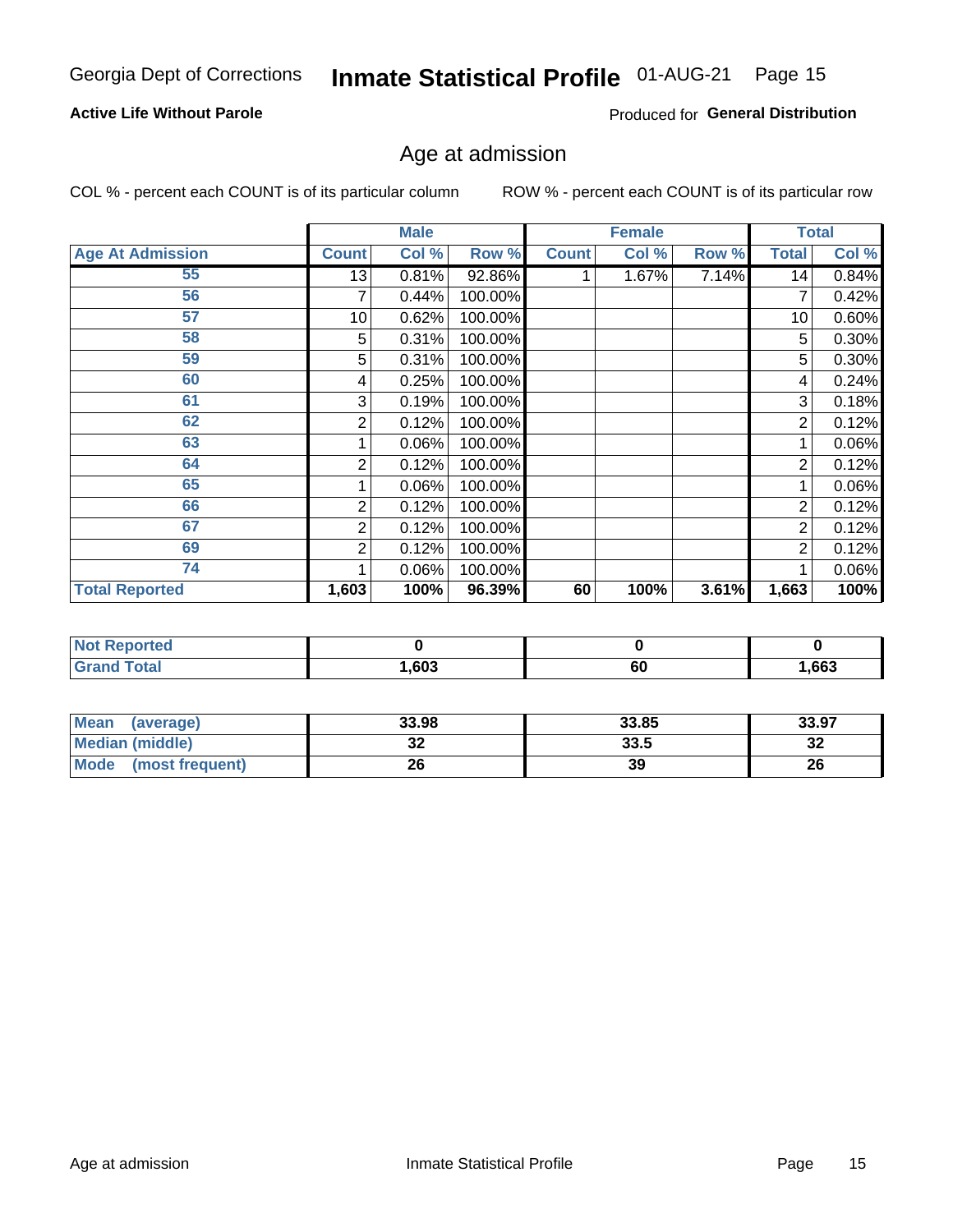Georgia Dept of Corrections **Inmate Statistical Profile** 01-AUG-21

**Active Life Without Parole**

Produced for **General Distribution**

## Age at admission

COL % - percent each COUNT is of its particular column

ROW % - percent each COUNT is of its particular row

| | Male | | | Female | | | Total | |
|---|---|---|---|---|---|---|---|---|
| **Age At Admission** | **Count** | **Col %** | **Row %** | **Count** | **Col %** | **Row %** | **Total** | **Col %** |
| 55 | 13 | 0.81% | 92.86% | 1 | 1.67% | 7.14% | 14 | 0.84% |
| 56 | 7 | 0.44% | 100.00% | | | | 7 | 0.42% |
| 57 | 10 | 0.62% | 100.00% | | | | 10 | 0.60% |
| 58 | 5 | 0.31% | 100.00% | | | | 5 | 0.30% |
| 59 | 5 | 0.31% | 100.00% | | | | 5 | 0.30% |
| 60 | 4 | 0.25% | 100.00% | | | | 4 | 0.24% |
| 61 | 3 | 0.19% | 100.00% | | | | 3 | 0.18% |
| 62 | 2 | 0.12% | 100.00% | | | | 2 | 0.12% |
| 63 | 1 | 0.06% | 100.00% | | | | 1 | 0.06% |
| 64 | 2 | 0.12% | 100.00% | | | | 2 | 0.12% |
| 65 | 1 | 0.06% | 100.00% | | | | 1 | 0.06% |
| 66 | 2 | 0.12% | 100.00% | | | | 2 | 0.12% |
| 67 | 2 | 0.12% | 100.00% | | | | 2 | 0.12% |
| 69 | 2 | 0.12% | 100.00% | | | | 2 | 0.12% |
| 74 | 1 | 0.06% | 100.00% | | | | 1 | 0.06% |
| **Total Reported** | **1,603** | **100%** | **96.39%** | **60** | **100%** | **3.61%** | **1,663** | **100%** |

| | Male | Female | Total |
|---|---|---|---|
| **Not Reported** | **0** | **0** | **0** |
| **Grand Total** | **1,603** | **60** | **1,663** |

| | Male | Female | Total |
|---|---|---|---|
| **Mean (average)** | **33.98** | **33.85** | **33.97** |
| **Median (middle)** | **32** | **33.5** | **32** |
| **Mode (most frequent)** | **26** | **39** | **26** |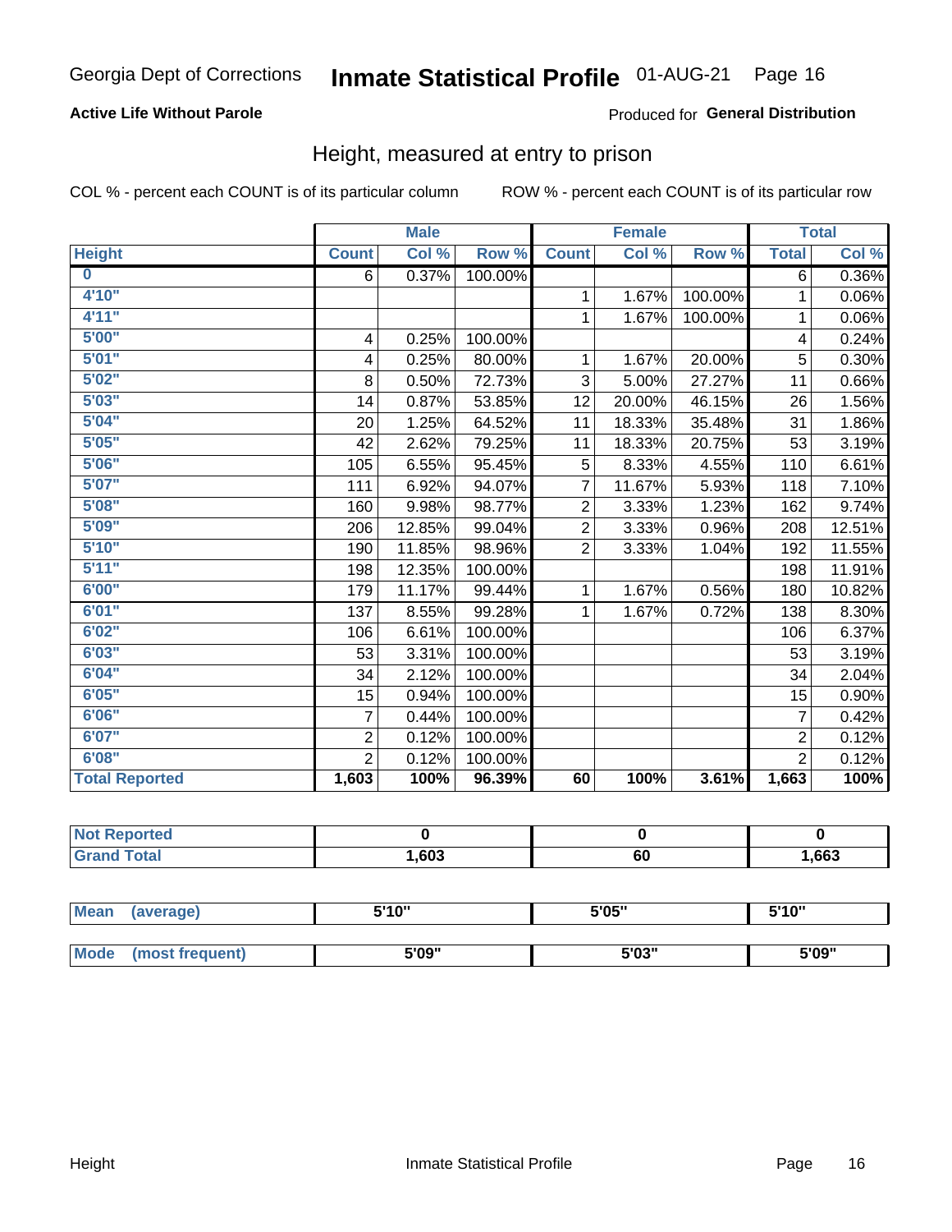Georgia Dept of Corrections **Inmate Statistical Profile** 01-AUG-21

**Active Life Without Parole**

Produced for **General Distribution**

## Height, measured at entry to prison

COL % - percent each COUNT is of its particular column

ROW % - percent each COUNT is of its particular row

| | Male | | | Female | | | Total | |
|---|---|---|---|---|---|---|---|---|
| Height | Count | Col % | Row % | Count | Col % | Row % | Total | Col % |
| 0 | 6 | 0.37% | 100.00% | | | | 6 | 0.36% |
| 4'10" | | | | 1 | 1.67% | 100.00% | 1 | 0.06% |
| 4'11" | | | | 1 | 1.67% | 100.00% | 1 | 0.06% |
| 5'00" | 4 | 0.25% | 100.00% | | | | 4 | 0.24% |
| 5'01" | 4 | 0.25% | 80.00% | 1 | 1.67% | 20.00% | 5 | 0.30% |
| 5'02" | 8 | 0.50% | 72.73% | 3 | 5.00% | 27.27% | 11 | 0.66% |
| 5'03" | 14 | 0.87% | 53.85% | 12 | 20.00% | 46.15% | 26 | 1.56% |
| 5'04" | 20 | 1.25% | 64.52% | 11 | 18.33% | 35.48% | 31 | 1.86% |
| 5'05" | 42 | 2.62% | 79.25% | 11 | 18.33% | 20.75% | 53 | 3.19% |
| 5'06" | 105 | 6.55% | 95.45% | 5 | 8.33% | 4.55% | 110 | 6.61% |
| 5'07" | 111 | 6.92% | 94.07% | 7 | 11.67% | 5.93% | 118 | 7.10% |
| 5'08" | 160 | 9.98% | 98.77% | 2 | 3.33% | 1.23% | 162 | 9.74% |
| 5'09" | 206 | 12.85% | 99.04% | 2 | 3.33% | 0.96% | 208 | 12.51% |
| 5'10" | 190 | 11.85% | 98.96% | 2 | 3.33% | 1.04% | 192 | 11.55% |
| 5'11" | 198 | 12.35% | 100.00% | | | | 198 | 11.91% |
| 6'00" | 179 | 11.17% | 99.44% | 1 | 1.67% | 0.56% | 180 | 10.82% |
| 6'01" | 137 | 8.55% | 99.28% | 1 | 1.67% | 0.72% | 138 | 8.30% |
| 6'02" | 106 | 6.61% | 100.00% | | | | 106 | 6.37% |
| 6'03" | 53 | 3.31% | 100.00% | | | | 53 | 3.19% |
| 6'04" | 34 | 2.12% | 100.00% | | | | 34 | 2.04% |
| 6'05" | 15 | 0.94% | 100.00% | | | | 15 | 0.90% |
| 6'06" | 7 | 0.44% | 100.00% | | | | 7 | 0.42% |
| 6'07" | 2 | 0.12% | 100.00% | | | | 2 | 0.12% |
| 6'08" | 2 | 0.12% | 100.00% | | | | 2 | 0.12% |
| **Total Reported** | **1,603** | **100%** | **96.39%** | **60** | **100%** | **3.61%** | **1,663** | **100%** |

| | Male | Female | Total |
|---|---|---|---|
| Not Reported | 0 | 0 | 0 |
| Grand Total | 1,603 | 60 | 1,663 |

| | Male | Female | Total |
|---|---|---|---|
| Mean (average) | 5'10" | 5'05" | 5'10" |
| Mode (most frequent) | 5'09" | 5'03" | 5'09" |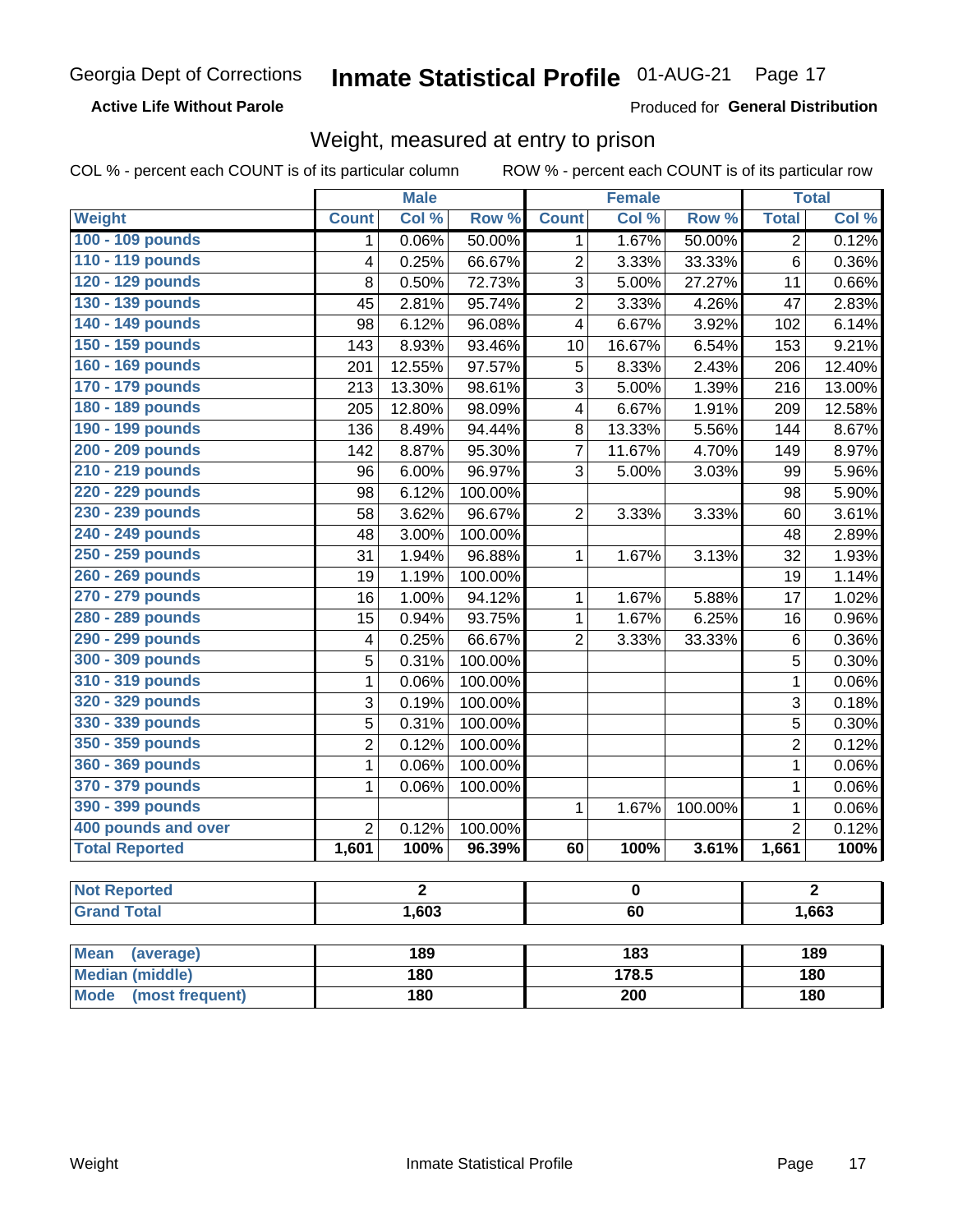Georgia Dept of Corrections

**Active Life Without Parole**

# Inmate Statistical Profile 01-AUG-21 Page 17

Produced for **General Distribution**

## Weight, measured at entry to prison

COL % - percent each COUNT is of its particular column

ROW % - percent each COUNT is of its particular row

| Weight | Male | | | Female | | | Total | |
|---|---|---|---|---|---|---|---|---|
| | Count | Col % | Row % | Count | Col % | Row % | Total | Col % |
| 100 - 109 pounds | 1 | 0.06% | 50.00% | 1 | 1.67% | 50.00% | 2 | 0.12% |
| 110 - 119 pounds | 4 | 0.25% | 66.67% | 2 | 3.33% | 33.33% | 6 | 0.36% |
| 120 - 129 pounds | 8 | 0.50% | 72.73% | 3 | 5.00% | 27.27% | 11 | 0.66% |
| 130 - 139 pounds | 45 | 2.81% | 95.74% | 2 | 3.33% | 4.26% | 47 | 2.83% |
| 140 - 149 pounds | 98 | 6.12% | 96.08% | 4 | 6.67% | 3.92% | 102 | 6.14% |
| 150 - 159 pounds | 143 | 8.93% | 93.46% | 10 | 16.67% | 6.54% | 153 | 9.21% |
| 160 - 169 pounds | 201 | 12.55% | 97.57% | 5 | 8.33% | 2.43% | 206 | 12.40% |
| 170 - 179 pounds | 213 | 13.30% | 98.61% | 3 | 5.00% | 1.39% | 216 | 13.00% |
| 180 - 189 pounds | 205 | 12.80% | 98.09% | 4 | 6.67% | 1.91% | 209 | 12.58% |
| 190 - 199 pounds | 136 | 8.49% | 94.44% | 8 | 13.33% | 5.56% | 144 | 8.67% |
| 200 - 209 pounds | 142 | 8.87% | 95.30% | 7 | 11.67% | 4.70% | 149 | 8.97% |
| 210 - 219 pounds | 96 | 6.00% | 96.97% | 3 | 5.00% | 3.03% | 99 | 5.96% |
| 220 - 229 pounds | 98 | 6.12% | 100.00% | | | | 98 | 5.90% |
| 230 - 239 pounds | 58 | 3.62% | 96.67% | 2 | 3.33% | 3.33% | 60 | 3.61% |
| 240 - 249 pounds | 48 | 3.00% | 100.00% | | | | 48 | 2.89% |
| 250 - 259 pounds | 31 | 1.94% | 96.88% | 1 | 1.67% | 3.13% | 32 | 1.93% |
| 260 - 269 pounds | 19 | 1.19% | 100.00% | | | | 19 | 1.14% |
| 270 - 279 pounds | 16 | 1.00% | 94.12% | 1 | 1.67% | 5.88% | 17 | 1.02% |
| 280 - 289 pounds | 15 | 0.94% | 93.75% | 1 | 1.67% | 6.25% | 16 | 0.96% |
| 290 - 299 pounds | 4 | 0.25% | 66.67% | 2 | 3.33% | 33.33% | 6 | 0.36% |
| 300 - 309 pounds | 5 | 0.31% | 100.00% | | | | 5 | 0.30% |
| 310 - 319 pounds | 1 | 0.06% | 100.00% | | | | 1 | 0.06% |
| 320 - 329 pounds | 3 | 0.19% | 100.00% | | | | 3 | 0.18% |
| 330 - 339 pounds | 5 | 0.31% | 100.00% | | | | 5 | 0.30% |
| 350 - 359 pounds | 2 | 0.12% | 100.00% | | | | 2 | 0.12% |
| 360 - 369 pounds | 1 | 0.06% | 100.00% | | | | 1 | 0.06% |
| 370 - 379 pounds | 1 | 0.06% | 100.00% | | | | 1 | 0.06% |
| 390 - 399 pounds | | | | 1 | 1.67% | 100.00% | 1 | 0.06% |
| 400 pounds and over | 2 | 0.12% | 100.00% | | | | 2 | 0.12% |
| **Total Reported** | **1,601** | **100%** | **96.39%** | **60** | **100%** | **3.61%** | **1,661** | **100%** |

| | Male | Female | Total |
|---|---|---|---|
| Not Reported | 2 | 0 | 2 |
| Grand Total | 1,603 | 60 | 1,663 |

| | Male | Female | Total |
|---|---|---|---|
| Mean (average) | 189 | 183 | 189 |
| Median (middle) | 180 | 178.5 | 180 |
| Mode (most frequent) | 180 | 200 | 180 |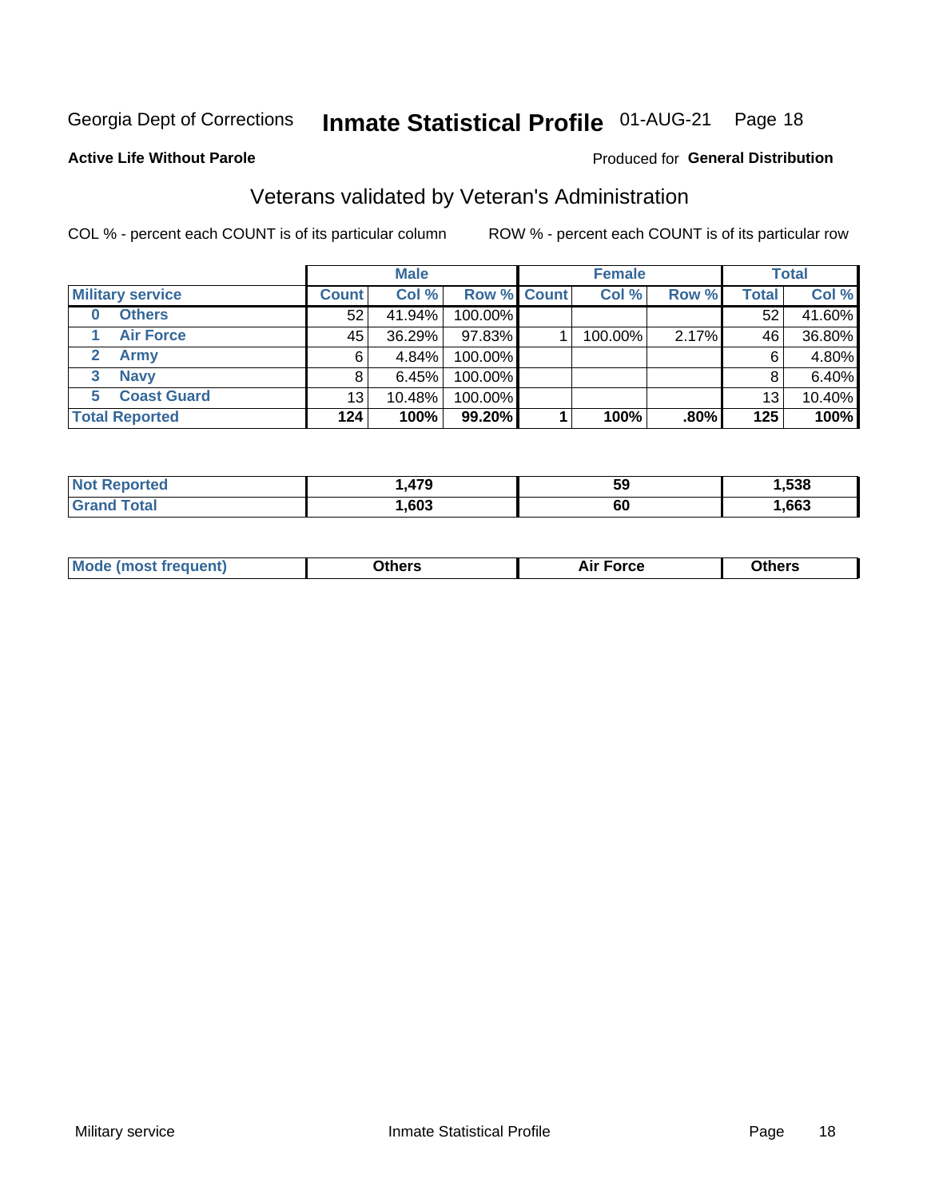Georgia Dept of Corrections **Inmate Statistical Profile** 01-AUG-21 Page 18

**Active Life Without Parole**

Produced for **General Distribution**

## Veterans validated by Veteran's Administration

COL % - percent each COUNT is of its particular column ROW % - percent each COUNT is of its particular row

| | Male | | | Female | | | Total | |
|---|---|---|---|---|---|---|---|---|
| **Military service** | **Count** | **Col %** | **Row %** | **Count** | **Col %** | **Row %** | **Total** | **Col %** |
| 0 Others | 52 | 41.94% | 100.00% | | | | 52 | 41.60% |
| 1 Air Force | 45 | 36.29% | 97.83% | 1 | 100.00% | 2.17% | 46 | 36.80% |
| 2 Army | 6 | 4.84% | 100.00% | | | | 6 | 4.80% |
| 3 Navy | 8 | 6.45% | 100.00% | | | | 8 | 6.40% |
| 5 Coast Guard | 13 | 10.48% | 100.00% | | | | 13 | 10.40% |
| **Total Reported** | **124** | **100%** | **99.20%** | **1** | **100%** | **.80%** | **125** | **100%** |

| | Male | Female | Total |
|---|---|---|---|
| Not Reported | 1,479 | 59 | 1,538 |
| Grand Total | 1,603 | 60 | 1,663 |

| | Male | Female | Total |
|---|---|---|---|
| Mode (most frequent) | Others | Air Force | Others |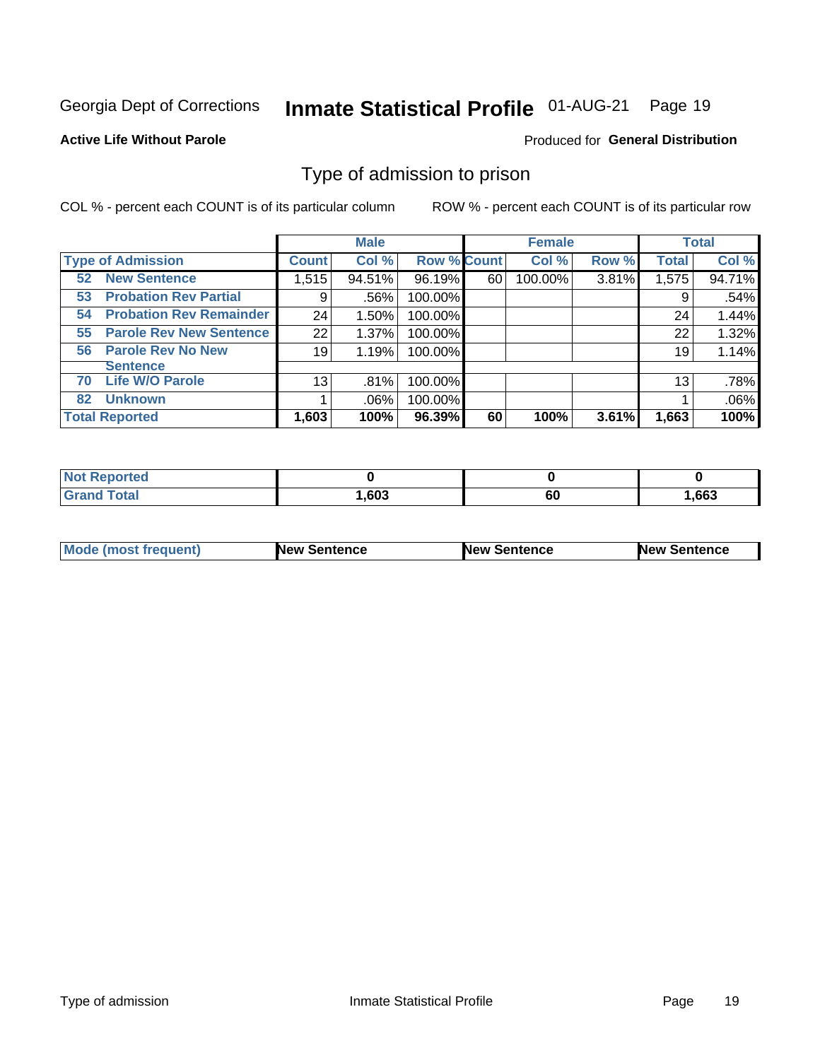Georgia Dept of Corrections **Inmate Statistical Profile** 01-AUG-21

**Active Life Without Parole**

Produced for **General Distribution**

## Type of admission to prison

COL % - percent each COUNT is of its particular column

ROW % - percent each COUNT is of its particular row

| | | Male | | | Female | | | Total | |
|---|---|---|---|---|---|---|---|---|---|
| **Type of Admission** | | **Count** | **Col %** | **Row %** | **Count** | **Col %** | **Row %** | **Total** | **Col %** |
| 52 | New Sentence | 1,515 | 94.51% | 96.19% | 60 | 100.00% | 3.81% | 1,575 | 94.71% |
| 53 | Probation Rev Partial | 9 | .56% | 100.00% | | | | 9 | .54% |
| 54 | Probation Rev Remainder | 24 | 1.50% | 100.00% | | | | 24 | 1.44% |
| 55 | Parole Rev New Sentence | 22 | 1.37% | 100.00% | | | | 22 | 1.32% |
| 56 | Parole Rev No New Sentence | 19 | 1.19% | 100.00% | | | | 19 | 1.14% |
| 70 | Life W/O Parole | 13 | .81% | 100.00% | | | | 13 | .78% |
| 82 | Unknown | 1 | .06% | 100.00% | | | | 1 | .06% |
| **Total Reported** | | **1,603** | **100%** | **96.39%** | **60** | **100%** | **3.61%** | **1,663** | **100%** |

| | Male | Female | Total |
|---|---|---|---|
| **Not Reported** | **0** | **0** | **0** |
| **Grand Total** | **1,603** | **60** | **1,663** |

| | Male | Female | Total |
|---|---|---|---|
| **Mode (most frequent)** | **New Sentence** | **New Sentence** | **New Sentence** |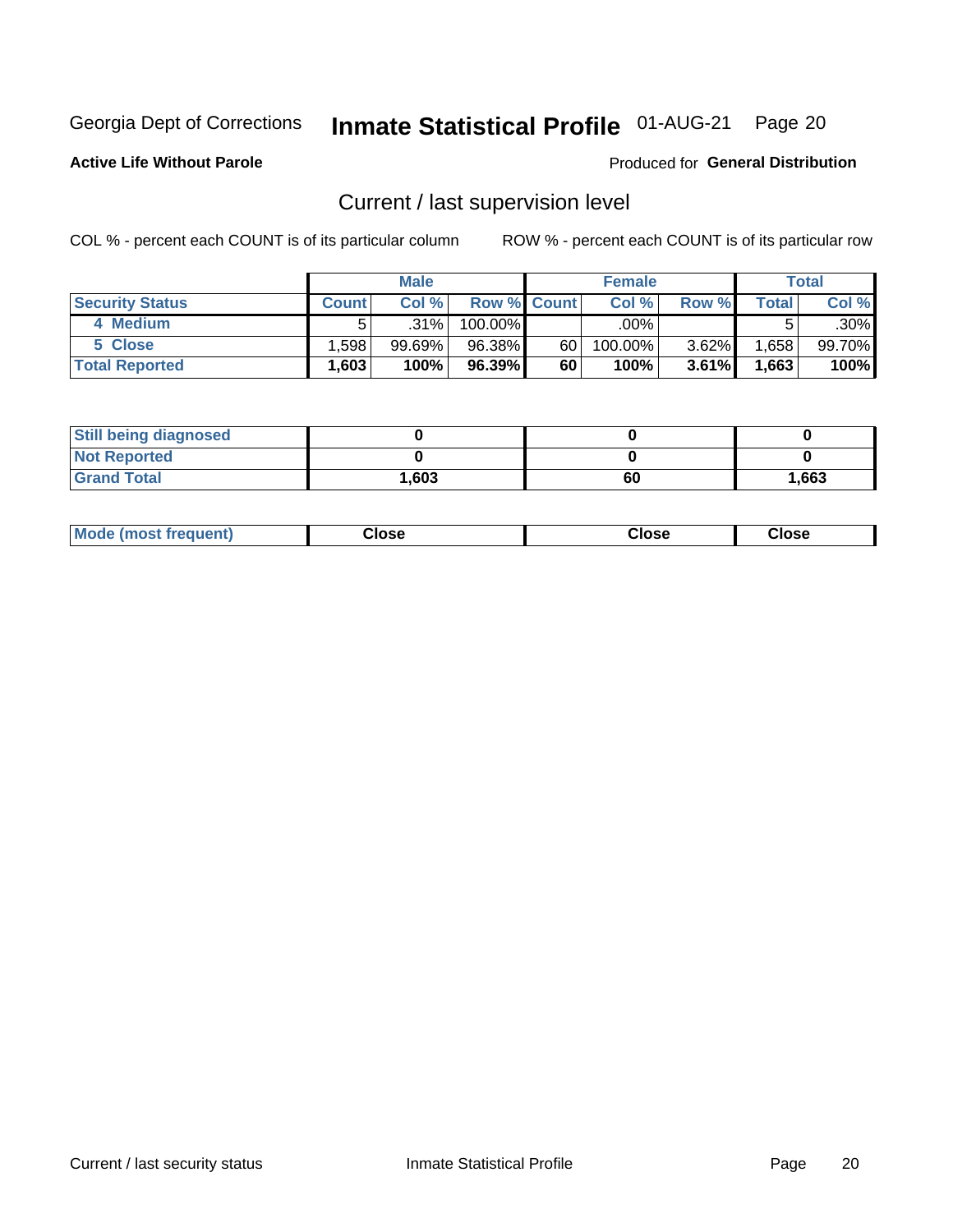Georgia Dept of Corrections **Inmate Statistical Profile** 01-AUG-21 Page 20

**Active Life Without Parole**

Produced for **General Distribution**

## Current / last supervision level

COL % - percent each COUNT is of its particular column    ROW % - percent each COUNT is of its particular row

| | Male | | | Female | | | Total | |
|---|---|---|---|---|---|---|---|---|
| **Security Status** | **Count** | **Col %** | **Row %** | **Count** | **Col %** | **Row %** | **Total** | **Col %** |
| 4 Medium | 5 | .31% | 100.00% | | .00% | | 5 | .30% |
| 5 Close | 1,598 | 99.69% | 96.38% | 60 | 100.00% | 3.62% | 1,658 | 99.70% |
| **Total Reported** | **1,603** | **100%** | **96.39%** | **60** | **100%** | **3.61%** | **1,663** | **100%** |

| | Male | Female | Total |
|---|---|---|---|
| **Still being diagnosed** | **0** | **0** | **0** |
| **Not Reported** | **0** | **0** | **0** |
| **Grand Total** | **1,603** | **60** | **1,663** |

| | Male | Female | Total |
|---|---|---|---|
| **Mode (most frequent)** | **Close** | **Close** | **Close** |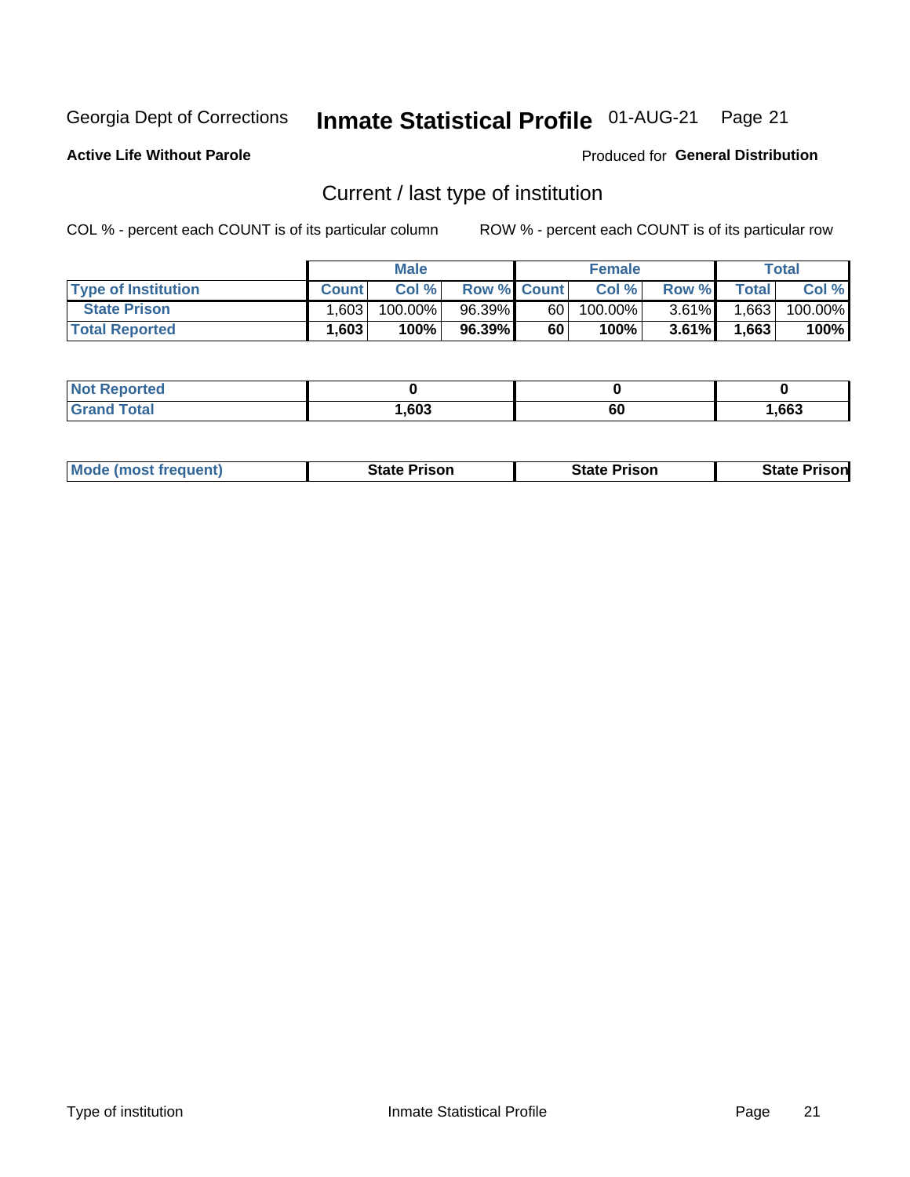Georgia Dept of Corrections **Inmate Statistical Profile** 01-AUG-21

**Active Life Without Parole**

Produced for **General Distribution**

## Current / last type of institution

COL % - percent each COUNT is of its particular column ROW % - percent each COUNT is of its particular row

| | Male | | | Female | | | Total | |
|---|---|---|---|---|---|---|---|---|
| **Type of Institution** | **Count** | **Col %** | **Row %** | **Count** | **Col %** | **Row %** | **Total** | **Col %** |
| State Prison | 1,603 | 100.00% | 96.39% | 60 | 100.00% | 3.61% | 1,663 | 100.00% |
| **Total Reported** | **1,603** | **100%** | **96.39%** | **60** | **100%** | **3.61%** | **1,663** | **100%** |

| | Male | Female | Total |
|---|---|---|---|
| **Not Reported** | **0** | **0** | **0** |
| **Grand Total** | **1,603** | **60** | **1,663** |

| | Male | Female | Total |
|---|---|---|---|
| **Mode (most frequent)** | **State Prison** | **State Prison** | **State Prison** |

Type of institution Inmate Statistical Profile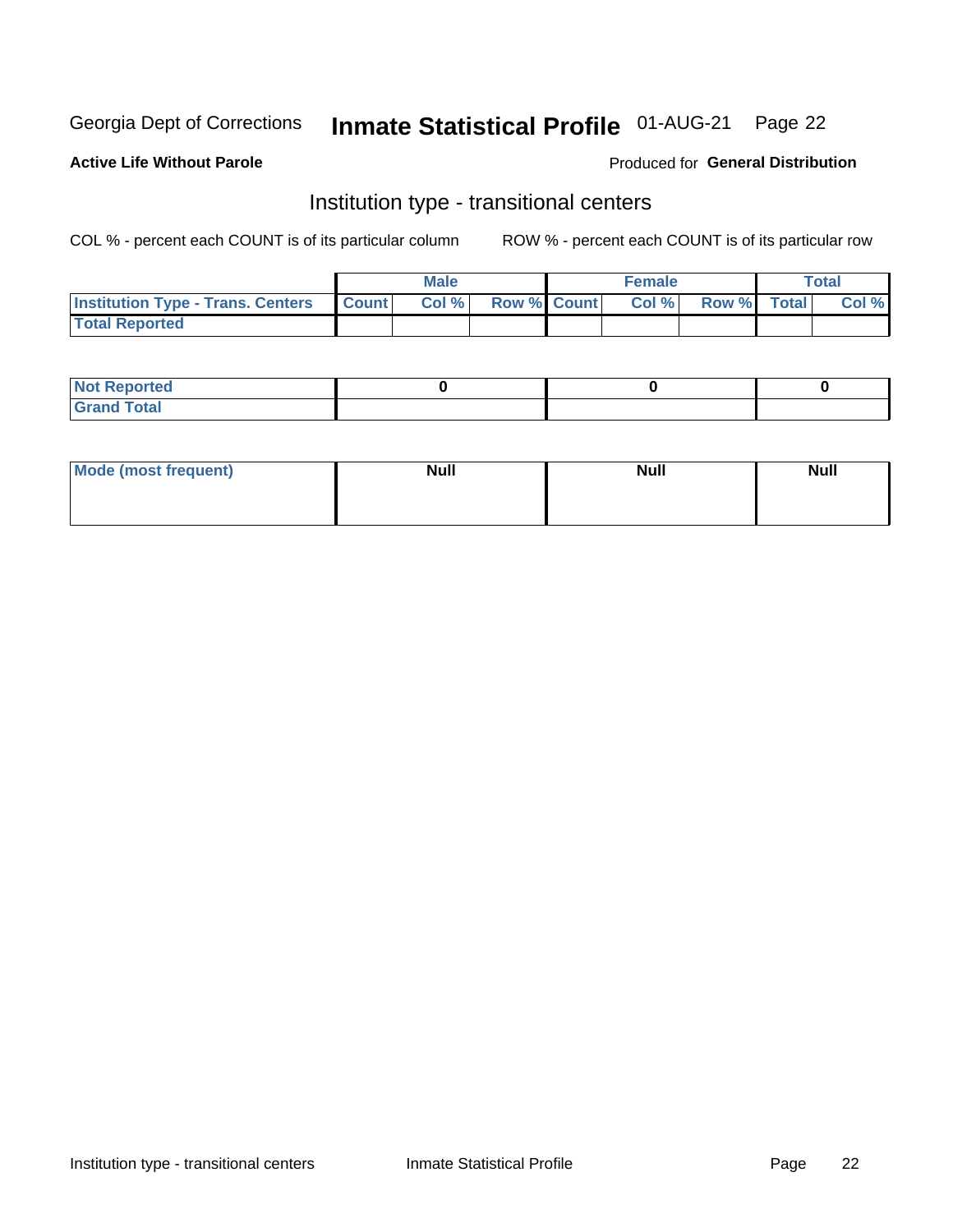Georgia Dept of Corrections **Inmate Statistical Profile** 01-AUG-21

**Active Life Without Parole**

Produced for **General Distribution**

## Institution type - transitional centers

COL % - percent each COUNT is of its particular column

ROW % - percent each COUNT is of its particular row

| | Male | | | Female | | | Total | |
|---|---|---|---|---|---|---|---|---|
| **Institution Type - Trans. Centers** | **Count** | **Col %** | **Row %** | **Count** | **Col %** | **Row %** | **Total** | **Col %** |
| **Total Reported** | | | | | | | | |

| | Male | Female | Total |
|---|---|---|---|
| **Not Reported** | 0 | 0 | 0 |
| **Grand Total** | | | |

| | Male | Female | Total |
|---|---|---|---|
| **Mode (most frequent)** | Null | Null | Null |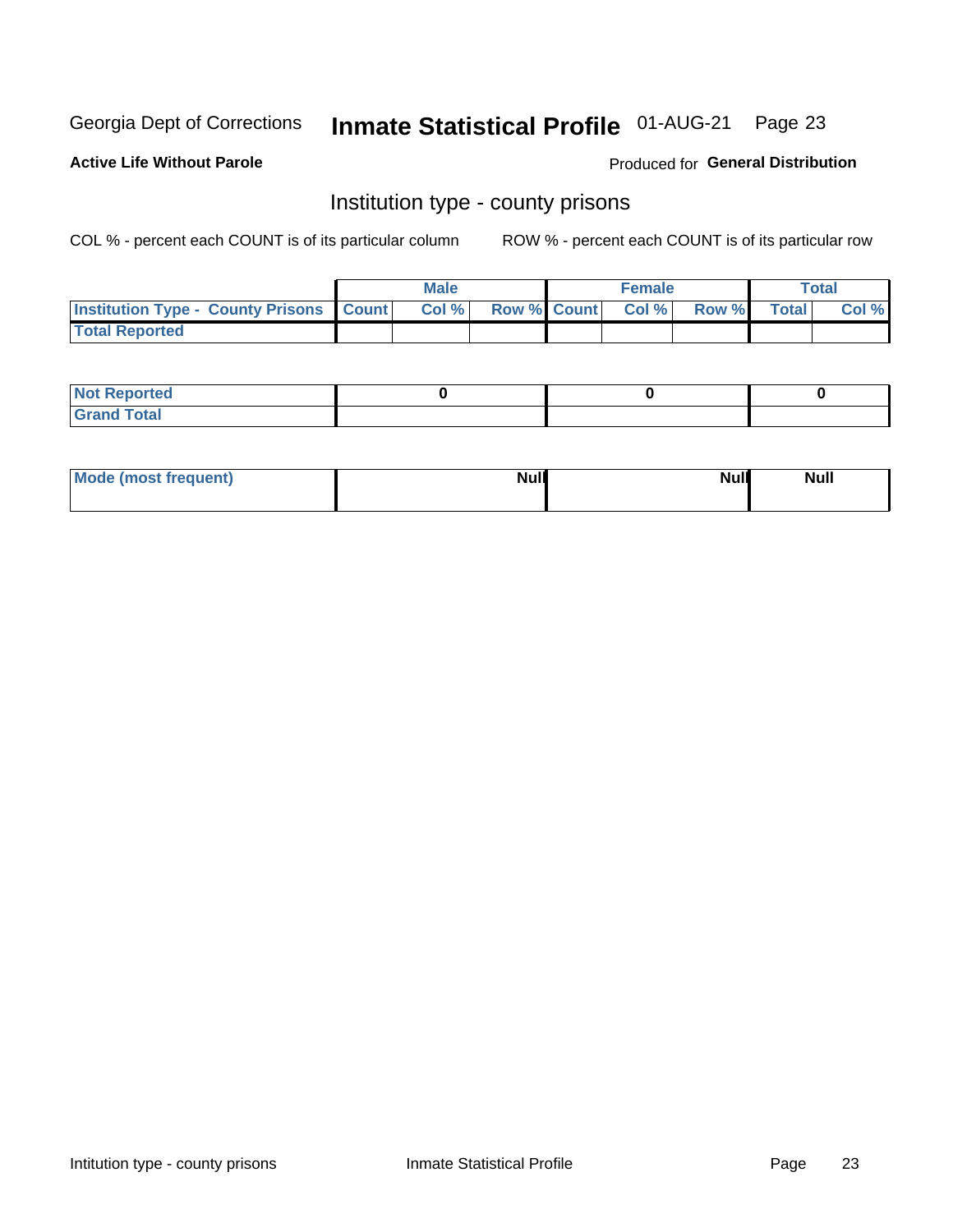Georgia Dept of Corrections **Inmate Statistical Profile** 01-AUG-21

**Active Life Without Parole**

Produced for **General Distribution**

## Institution type - county prisons

COL % - percent each COUNT is of its particular column

ROW % - percent each COUNT is of its particular row

| | Male | | | Female | | | Total | |
|---|---|---|---|---|---|---|---|---|
| **Institution Type - County Prisons** | **Count** | **Col %** | **Row %** | **Count** | **Col %** | **Row %** | **Total** | **Col %** |
| **Total Reported** | | | | | | | | |

| | Male | Female | Total |
|---|---|---|---|
| **Not Reported** | **0** | **0** | **0** |
| **Grand Total** | | | |

| | Male | Female | Total |
|---|---|---|---|
| **Mode (most frequent)** | **Null** | **Null** | **Null** |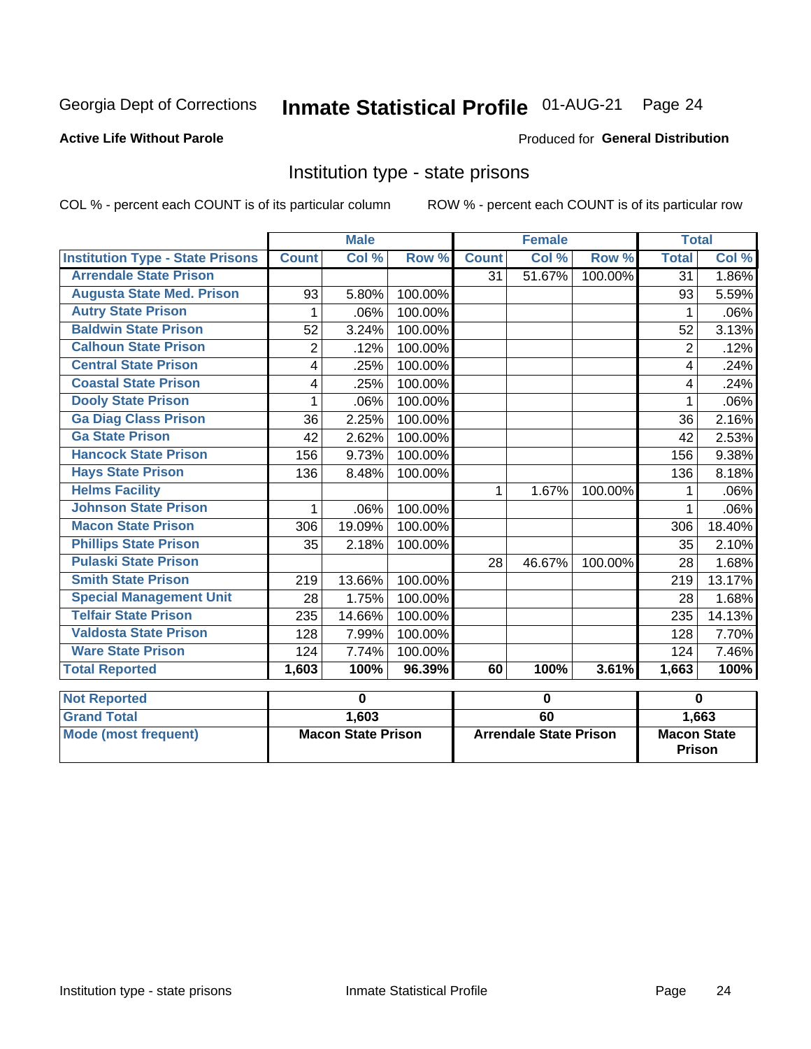Georgia Dept of Corrections **Inmate Statistical Profile** 01-AUG-21

**Active Life Without Parole**

Produced for **General Distribution**

## Institution type - state prisons

COL % - percent each COUNT is of its particular column     ROW % - percent each COUNT is of its particular row

| | Male | | | Female | | | Total | |
|---|---|---|---|---|---|---|---|---|
| **Institution Type - State Prisons** | **Count** | **Col %** | **Row %** | **Count** | **Col %** | **Row %** | **Total** | **Col %** |
| **Arrendale State Prison** | | | | 31 | 51.67% | 100.00% | 31 | 1.86% |
| **Augusta State Med. Prison** | 93 | 5.80% | 100.00% | | | | 93 | 5.59% |
| **Autry State Prison** | 1 | .06% | 100.00% | | | | 1 | .06% |
| **Baldwin State Prison** | 52 | 3.24% | 100.00% | | | | 52 | 3.13% |
| **Calhoun State Prison** | 2 | .12% | 100.00% | | | | 2 | .12% |
| **Central State Prison** | 4 | .25% | 100.00% | | | | 4 | .24% |
| **Coastal State Prison** | 4 | .25% | 100.00% | | | | 4 | .24% |
| **Dooly State Prison** | 1 | .06% | 100.00% | | | | 1 | .06% |
| **Ga Diag Class Prison** | 36 | 2.25% | 100.00% | | | | 36 | 2.16% |
| **Ga State Prison** | 42 | 2.62% | 100.00% | | | | 42 | 2.53% |
| **Hancock State Prison** | 156 | 9.73% | 100.00% | | | | 156 | 9.38% |
| **Hays State Prison** | 136 | 8.48% | 100.00% | | | | 136 | 8.18% |
| **Helms Facility** | | | | 1 | 1.67% | 100.00% | 1 | .06% |
| **Johnson State Prison** | 1 | .06% | 100.00% | | | | 1 | .06% |
| **Macon State Prison** | 306 | 19.09% | 100.00% | | | | 306 | 18.40% |
| **Phillips State Prison** | 35 | 2.18% | 100.00% | | | | 35 | 2.10% |
| **Pulaski State Prison** | | | | 28 | 46.67% | 100.00% | 28 | 1.68% |
| **Smith State Prison** | 219 | 13.66% | 100.00% | | | | 219 | 13.17% |
| **Special Management Unit** | 28 | 1.75% | 100.00% | | | | 28 | 1.68% |
| **Telfair State Prison** | 235 | 14.66% | 100.00% | | | | 235 | 14.13% |
| **Valdosta State Prison** | 128 | 7.99% | 100.00% | | | | 128 | 7.70% |
| **Ware State Prison** | 124 | 7.74% | 100.00% | | | | 124 | 7.46% |
| **Total Reported** | **1,603** | **100%** | **96.39%** | **60** | **100%** | **3.61%** | **1,663** | **100%** |

| | Male | Female | Total |
|---|---|---|---|
| **Not Reported** | **0** | **0** | **0** |
| **Grand Total** | **1,603** | **60** | **1,663** |
| **Mode (most frequent)** | **Macon State Prison** | **Arrendale State Prison** | **Macon State Prison** |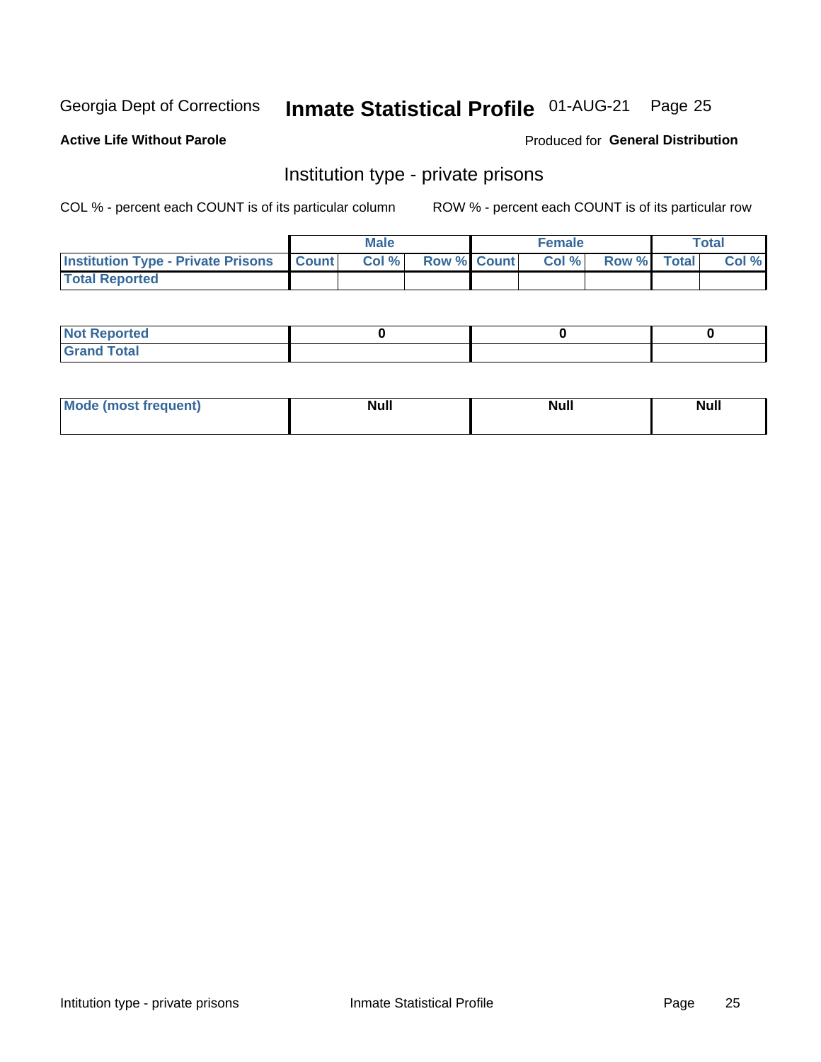Georgia Dept of Corrections **Inmate Statistical Profile** 01-AUG-21

**Active Life Without Parole**

Produced for **General Distribution**

## Institution type - private prisons

COL % - percent each COUNT is of its particular column

ROW % - percent each COUNT is of its particular row

| | Male | | | Female | | | Total | |
|---|---|---|---|---|---|---|---|---|
| **Institution Type - Private Prisons** | **Count** | **Col %** | **Row %** | **Count** | **Col %** | **Row %** | **Total** | **Col %** |
| **Total Reported** | | | | | | | | |

| | Male | Female | Total |
|---|---|---|---|
| **Not Reported** | 0 | 0 | 0 |
| **Grand Total** | | | |

| | Male | Female | Total |
|---|---|---|---|
| **Mode (most frequent)** | Null | Null | Null |

Intitution type - private prisons | Inmate Statistical Profile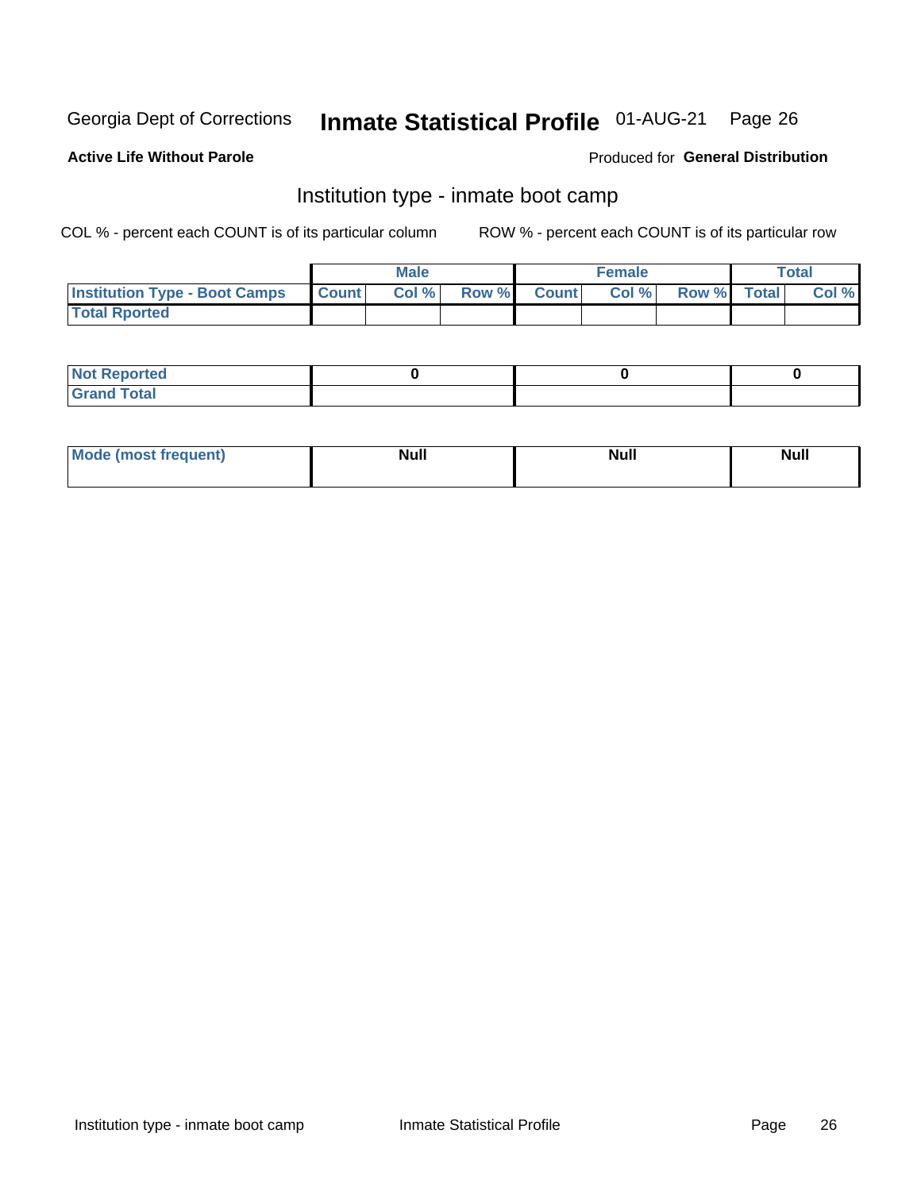Georgia Dept of Corrections **Inmate Statistical Profile** 01-AUG-21

**Active Life Without Parole**

Produced for **General Distribution**

## Institution type - inmate boot camp

COL % - percent each COUNT is of its particular column

ROW % - percent each COUNT is of its particular row

| | Male | | | Female | | | Total | |
|---|---|---|---|---|---|---|---|---|
| **Institution Type - Boot Camps** | **Count** | **Col %** | **Row %** | **Count** | **Col %** | **Row %** | **Total** | **Col %** |
| **Total Rported** | | | | | | | | |

| | Male | Female | Total |
|---|---|---|---|
| **Not Reported** | 0 | 0 | 0 |
| **Grand Total** | | | |

| | Male | Female | Total |
|---|---|---|---|
| **Mode (most frequent)** | Null | Null | Null |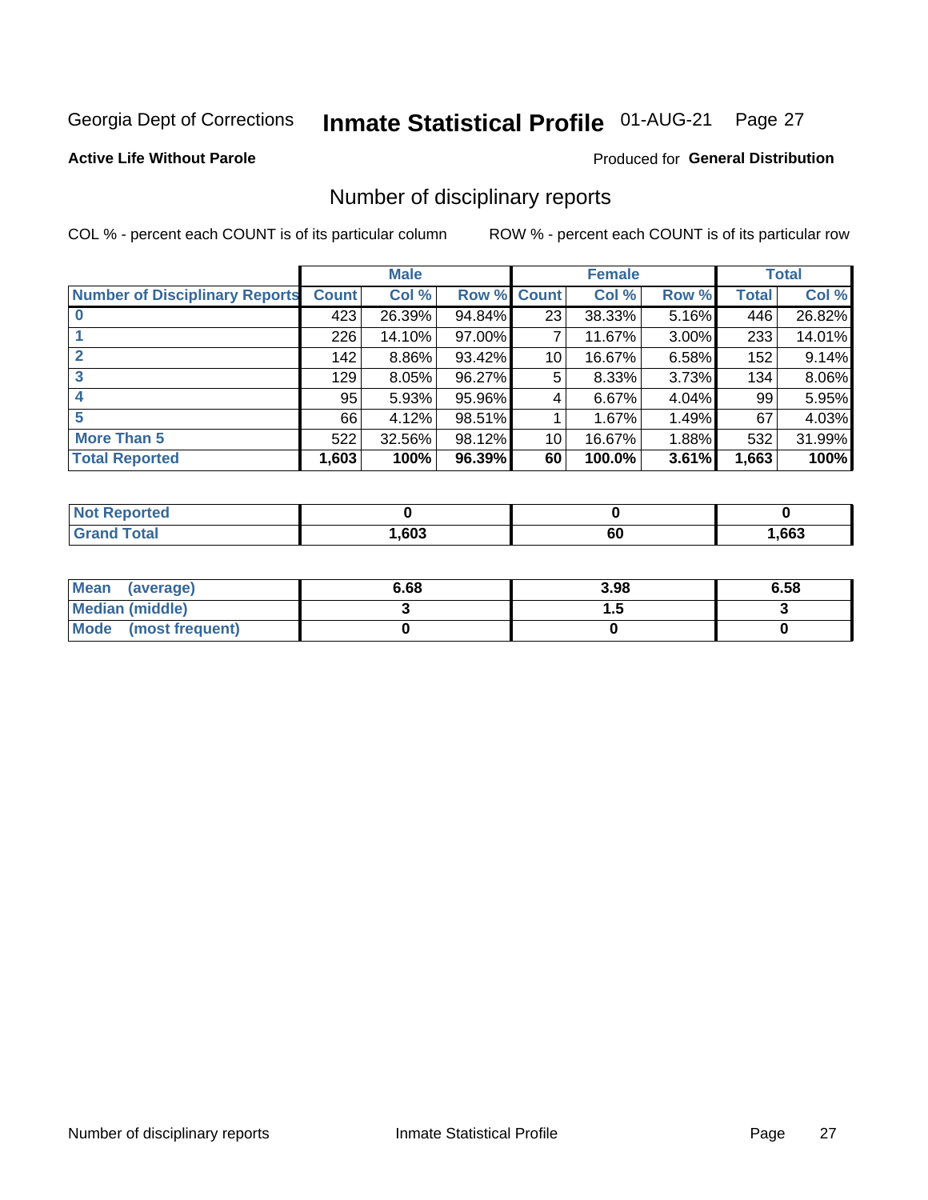Georgia Dept of Corrections **Inmate Statistical Profile** 01-AUG-21

**Active Life Without Parole**

Produced for **General Distribution**

## Number of disciplinary reports

COL % - percent each COUNT is of its particular column

ROW % - percent each COUNT is of its particular row

| Number of Disciplinary Reports | Male | | | Female | | | Total | |
|---|---|---|---|---|---|---|---|---|
| | Count | Col % | Row % | Count | Col % | Row % | Total | Col % |
| 0 | 423 | 26.39% | 94.84% | 23 | 38.33% | 5.16% | 446 | 26.82% |
| 1 | 226 | 14.10% | 97.00% | 7 | 11.67% | 3.00% | 233 | 14.01% |
| 2 | 142 | 8.86% | 93.42% | 10 | 16.67% | 6.58% | 152 | 9.14% |
| 3 | 129 | 8.05% | 96.27% | 5 | 8.33% | 3.73% | 134 | 8.06% |
| 4 | 95 | 5.93% | 95.96% | 4 | 6.67% | 4.04% | 99 | 5.95% |
| 5 | 66 | 4.12% | 98.51% | 1 | 1.67% | 1.49% | 67 | 4.03% |
| More Than 5 | 522 | 32.56% | 98.12% | 10 | 16.67% | 1.88% | 532 | 31.99% |
| **Total Reported** | **1,603** | **100%** | **96.39%** | **60** | **100.0%** | **3.61%** | **1,663** | **100%** |

| | Male | Female | Total |
|---|---|---|---|
| Not Reported | 0 | 0 | 0 |
| Grand Total | 1,603 | 60 | 1,663 |

| | Male | Female | Total |
|---|---|---|---|
| Mean (average) | 6.68 | 3.98 | 6.58 |
| Median (middle) | 3 | 1.5 | 3 |
| Mode (most frequent) | 0 | 0 | 0 |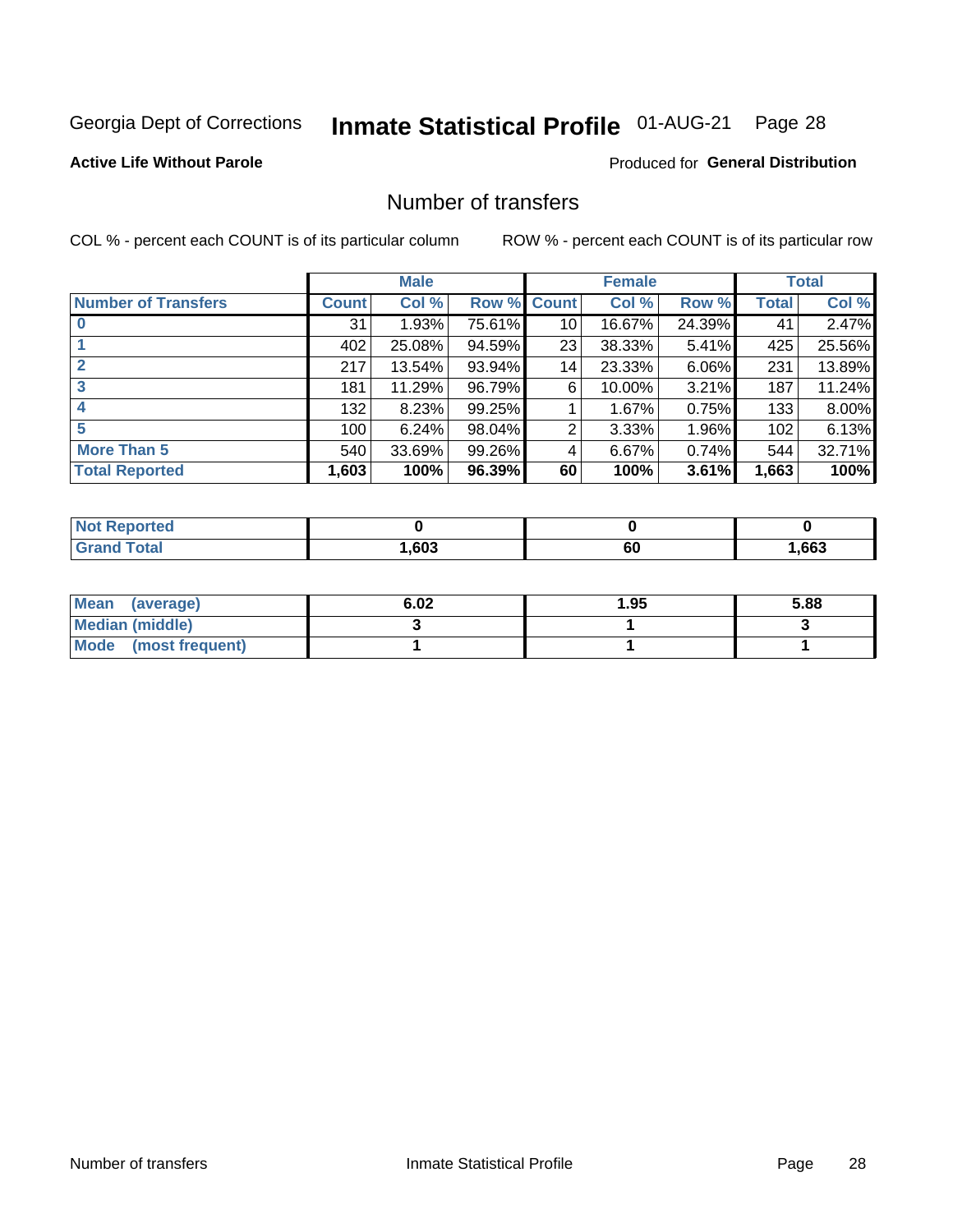Georgia Dept of Corrections **Inmate Statistical Profile** 01-AUG-21 Page 28

**Active Life Without Parole**

Produced for **General Distribution**

## Number of transfers

COL % - percent each COUNT is of its particular column ROW % - percent each COUNT is of its particular row

| | Male | | | Female | | | Total | |
|---|---|---|---|---|---|---|---|---|
| **Number of Transfers** | **Count** | **Col %** | **Row %** | **Count** | **Col %** | **Row %** | **Total** | **Col %** |
| **0** | 31 | 1.93% | 75.61% | 10 | 16.67% | 24.39% | 41 | 2.47% |
| **1** | 402 | 25.08% | 94.59% | 23 | 38.33% | 5.41% | 425 | 25.56% |
| **2** | 217 | 13.54% | 93.94% | 14 | 23.33% | 6.06% | 231 | 13.89% |
| **3** | 181 | 11.29% | 96.79% | 6 | 10.00% | 3.21% | 187 | 11.24% |
| **4** | 132 | 8.23% | 99.25% | 1 | 1.67% | 0.75% | 133 | 8.00% |
| **5** | 100 | 6.24% | 98.04% | 2 | 3.33% | 1.96% | 102 | 6.13% |
| **More Than 5** | 540 | 33.69% | 99.26% | 4 | 6.67% | 0.74% | 544 | 32.71% |
| **Total Reported** | **1,603** | **100%** | **96.39%** | **60** | **100%** | **3.61%** | **1,663** | **100%** |

| | Male | Female | Total |
|---|---|---|---|
| **Not Reported** | **0** | **0** | **0** |
| **Grand Total** | **1,603** | **60** | **1,663** |

| | Male | Female | Total |
|---|---|---|---|
| **Mean (average)** | **6.02** | **1.95** | **5.88** |
| **Median (middle)** | **3** | **1** | **3** |
| **Mode (most frequent)** | **1** | **1** | **1** |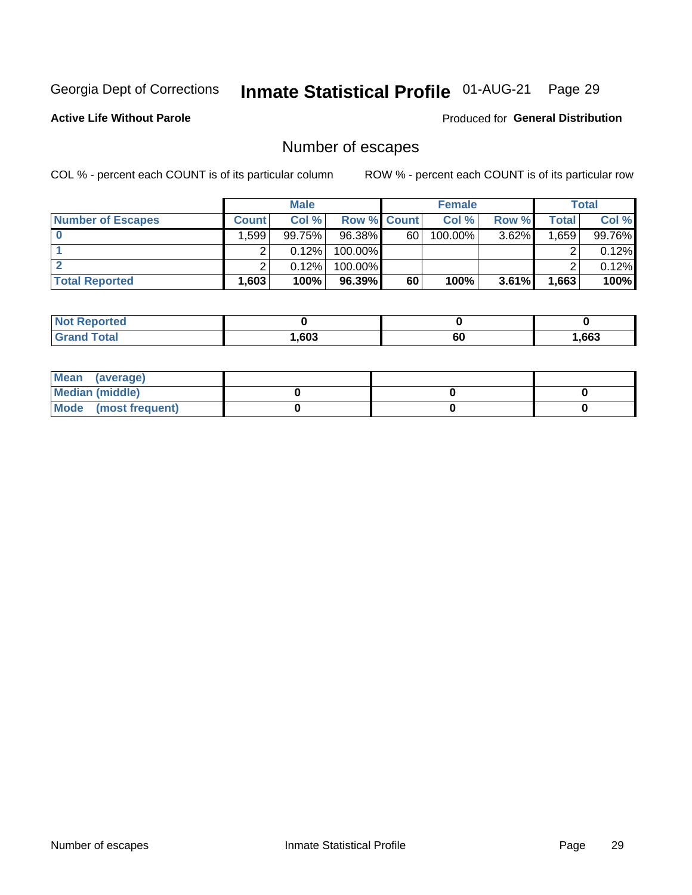Georgia Dept of Corrections **Inmate Statistical Profile** 01-AUG-21

**Active Life Without Parole** Produced for **General Distribution**

## Number of escapes

COL % - percent each COUNT is of its particular column ROW % - percent each COUNT is of its particular row

| | Male | | | Female | | | Total | |
|---|---|---|---|---|---|---|---|---|
| **Number of Escapes** | **Count** | **Col %** | **Row %** | **Count** | **Col %** | **Row %** | **Total** | **Col %** |
| **0** | 1,599 | 99.75% | 96.38% | 60 | 100.00% | 3.62% | 1,659 | 99.76% |
| **1** | 2 | 0.12% | 100.00% | | | | 2 | 0.12% |
| **2** | 2 | 0.12% | 100.00% | | | | 2 | 0.12% |
| **Total Reported** | **1,603** | **100%** | **96.39%** | **60** | **100%** | **3.61%** | **1,663** | **100%** |

| | Male | Female | Total |
|---|---|---|---|
| **Not Reported** | **0** | **0** | **0** |
| **Grand Total** | **1,603** | **60** | **1,663** |

| | Male | Female | Total |
|---|---|---|---|
| **Mean (average)** | | | |
| **Median (middle)** | **0** | **0** | **0** |
| **Mode (most frequent)** | **0** | **0** | **0** |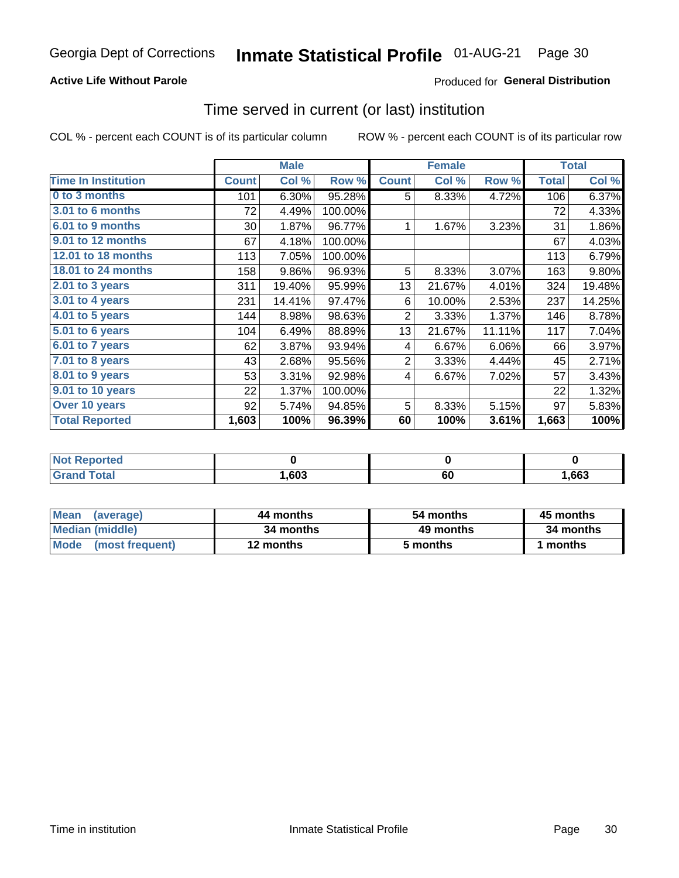Georgia Dept of Corrections **Inmate Statistical Profile** 01-AUG-21

**Active Life Without Parole**

Produced for **General Distribution**

## Time served in current (or last) institution

COL % - percent each COUNT is of its particular column

ROW % - percent each COUNT is of its particular row

| | Male | | | Female | | | Total | |
|---|---|---|---|---|---|---|---|---|
| **Time In Institution** | **Count** | **Col %** | **Row %** | **Count** | **Col %** | **Row %** | **Total** | **Col %** |
| **0 to 3 months** | 101 | 6.30% | 95.28% | 5 | 8.33% | 4.72% | 106 | 6.37% |
| **3.01 to 6 months** | 72 | 4.49% | 100.00% | | | | 72 | 4.33% |
| **6.01 to 9 months** | 30 | 1.87% | 96.77% | 1 | 1.67% | 3.23% | 31 | 1.86% |
| **9.01 to 12 months** | 67 | 4.18% | 100.00% | | | | 67 | 4.03% |
| **12.01 to 18 months** | 113 | 7.05% | 100.00% | | | | 113 | 6.79% |
| **18.01 to 24 months** | 158 | 9.86% | 96.93% | 5 | 8.33% | 3.07% | 163 | 9.80% |
| **2.01 to 3 years** | 311 | 19.40% | 95.99% | 13 | 21.67% | 4.01% | 324 | 19.48% |
| **3.01 to 4 years** | 231 | 14.41% | 97.47% | 6 | 10.00% | 2.53% | 237 | 14.25% |
| **4.01 to 5 years** | 144 | 8.98% | 98.63% | 2 | 3.33% | 1.37% | 146 | 8.78% |
| **5.01 to 6 years** | 104 | 6.49% | 88.89% | 13 | 21.67% | 11.11% | 117 | 7.04% |
| **6.01 to 7 years** | 62 | 3.87% | 93.94% | 4 | 6.67% | 6.06% | 66 | 3.97% |
| **7.01 to 8 years** | 43 | 2.68% | 95.56% | 2 | 3.33% | 4.44% | 45 | 2.71% |
| **8.01 to 9 years** | 53 | 3.31% | 92.98% | 4 | 6.67% | 7.02% | 57 | 3.43% |
| **9.01 to 10 years** | 22 | 1.37% | 100.00% | | | | 22 | 1.32% |
| **Over 10 years** | 92 | 5.74% | 94.85% | 5 | 8.33% | 5.15% | 97 | 5.83% |
| **Total Reported** | **1,603** | **100%** | **96.39%** | **60** | **100%** | **3.61%** | **1,663** | **100%** |

| | Male | Female | Total |
|---|---|---|---|
| **Not Reported** | **0** | **0** | **0** |
| **Grand Total** | **1,603** | **60** | **1,663** |

| | Male | Female | Total |
|---|---|---|---|
| **Mean (average)** | **44 months** | **54 months** | **45 months** |
| **Median (middle)** | **34 months** | **49 months** | **34 months** |
| **Mode (most frequent)** | **12 months** | **5 months** | **1 months** |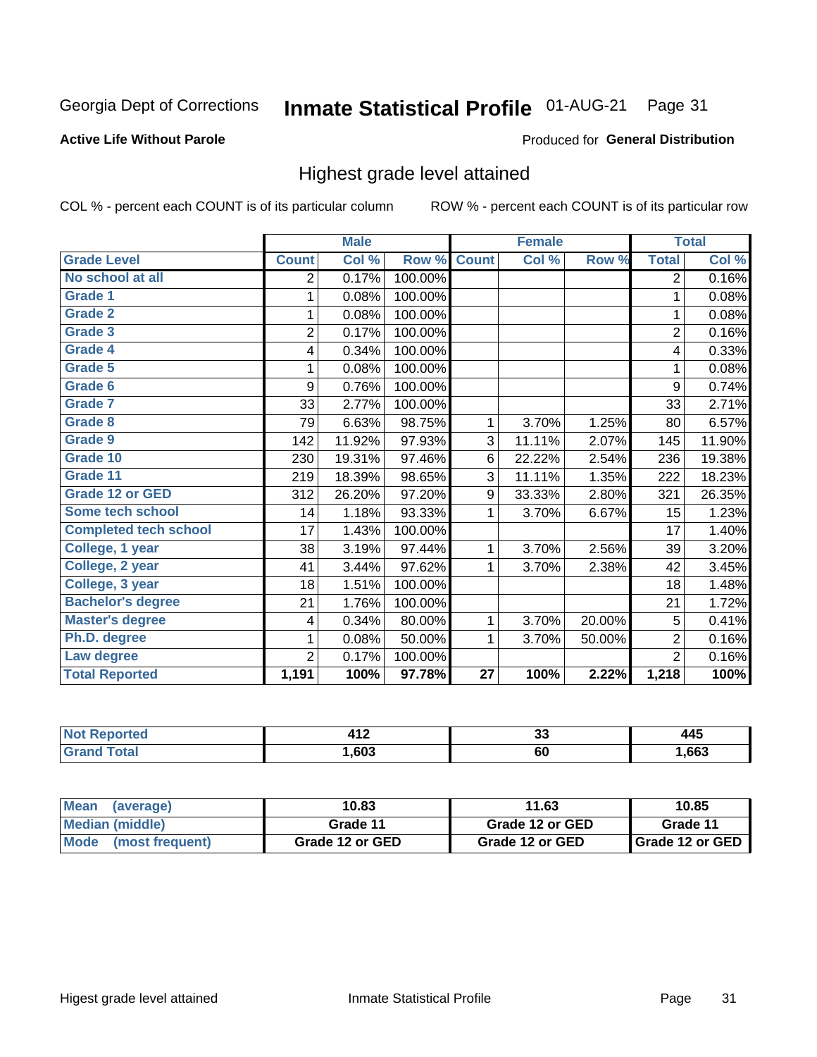Georgia Dept of Corrections **Inmate Statistical Profile** 01-AUG-21

**Active Life Without Parole**

Produced for **General Distribution**

## Highest grade level attained

COL % - percent each COUNT is of its particular column ROW % - percent each COUNT is of its particular row

| | Male | | | Female | | | Total | |
|---|---|---|---|---|---|---|---|---|
| **Grade Level** | **Count** | **Col %** | **Row %** | **Count** | **Col %** | **Row %** | **Total** | **Col %** |
| No school at all | 2 | 0.17% | 100.00% | | | | 2 | 0.16% |
| Grade 1 | 1 | 0.08% | 100.00% | | | | 1 | 0.08% |
| Grade 2 | 1 | 0.08% | 100.00% | | | | 1 | 0.08% |
| Grade 3 | 2 | 0.17% | 100.00% | | | | 2 | 0.16% |
| Grade 4 | 4 | 0.34% | 100.00% | | | | 4 | 0.33% |
| Grade 5 | 1 | 0.08% | 100.00% | | | | 1 | 0.08% |
| Grade 6 | 9 | 0.76% | 100.00% | | | | 9 | 0.74% |
| Grade 7 | 33 | 2.77% | 100.00% | | | | 33 | 2.71% |
| Grade 8 | 79 | 6.63% | 98.75% | 1 | 3.70% | 1.25% | 80 | 6.57% |
| Grade 9 | 142 | 11.92% | 97.93% | 3 | 11.11% | 2.07% | 145 | 11.90% |
| Grade 10 | 230 | 19.31% | 97.46% | 6 | 22.22% | 2.54% | 236 | 19.38% |
| Grade 11 | 219 | 18.39% | 98.65% | 3 | 11.11% | 1.35% | 222 | 18.23% |
| Grade 12 or GED | 312 | 26.20% | 97.20% | 9 | 33.33% | 2.80% | 321 | 26.35% |
| Some tech school | 14 | 1.18% | 93.33% | 1 | 3.70% | 6.67% | 15 | 1.23% |
| Completed tech school | 17 | 1.43% | 100.00% | | | | 17 | 1.40% |
| College, 1 year | 38 | 3.19% | 97.44% | 1 | 3.70% | 2.56% | 39 | 3.20% |
| College, 2 year | 41 | 3.44% | 97.62% | 1 | 3.70% | 2.38% | 42 | 3.45% |
| College, 3 year | 18 | 1.51% | 100.00% | | | | 18 | 1.48% |
| Bachelor's degree | 21 | 1.76% | 100.00% | | | | 21 | 1.72% |
| Master's degree | 4 | 0.34% | 80.00% | 1 | 3.70% | 20.00% | 5 | 0.41% |
| Ph.D. degree | 1 | 0.08% | 50.00% | 1 | 3.70% | 50.00% | 2 | 0.16% |
| Law degree | 2 | 0.17% | 100.00% | | | | 2 | 0.16% |
| **Total Reported** | **1,191** | **100%** | **97.78%** | **27** | **100%** | **2.22%** | **1,218** | **100%** |

| | Male | Female | Total |
|---|---|---|---|
| Not Reported | 412 | 33 | 445 |
| Grand Total | 1,603 | 60 | 1,663 |

| | Male | Female | Total |
|---|---|---|---|
| Mean (average) | 10.83 | 11.63 | 10.85 |
| Median (middle) | Grade 11 | Grade 12 or GED | Grade 11 |
| Mode (most frequent) | Grade 12 or GED | Grade 12 or GED | Grade 12 or GED |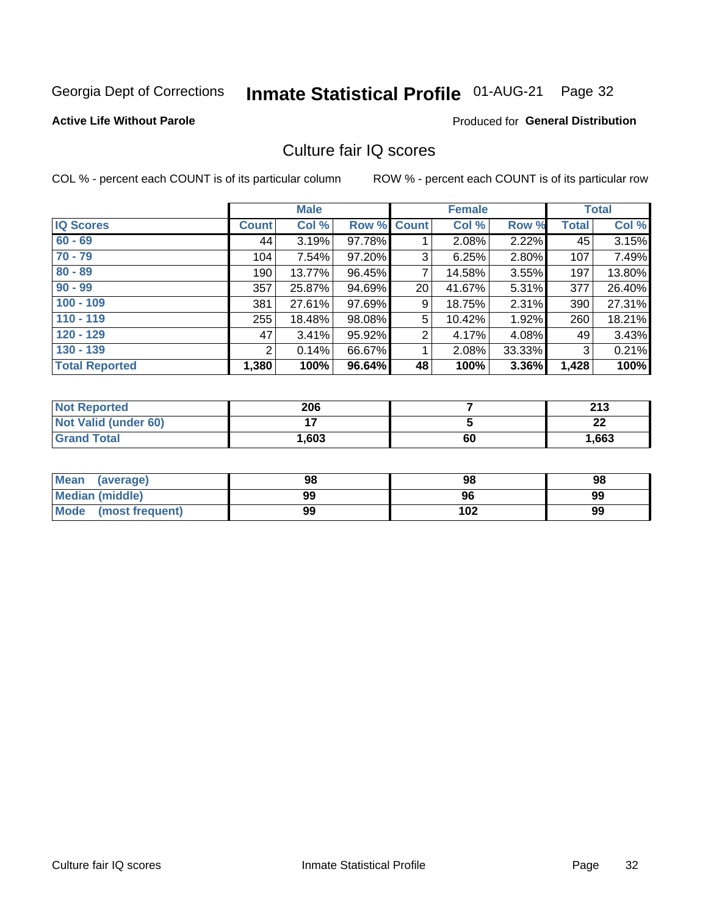Georgia Dept of Corrections **Inmate Statistical Profile** 01-AUG-21 Page 32

**Active Life Without Parole**

Produced for **General Distribution**

## Culture fair IQ scores

COL % - percent each COUNT is of its particular column ROW % - percent each COUNT is of its particular row

| | Male | | | Female | | | Total | |
|---|---|---|---|---|---|---|---|---|
| **IQ Scores** | **Count** | **Col %** | **Row %** | **Count** | **Col %** | **Row %** | **Total** | **Col %** |
| 60 - 69 | 44 | 3.19% | 97.78% | 1 | 2.08% | 2.22% | 45 | 3.15% |
| 70 - 79 | 104 | 7.54% | 97.20% | 3 | 6.25% | 2.80% | 107 | 7.49% |
| 80 - 89 | 190 | 13.77% | 96.45% | 7 | 14.58% | 3.55% | 197 | 13.80% |
| 90 - 99 | 357 | 25.87% | 94.69% | 20 | 41.67% | 5.31% | 377 | 26.40% |
| 100 - 109 | 381 | 27.61% | 97.69% | 9 | 18.75% | 2.31% | 390 | 27.31% |
| 110 - 119 | 255 | 18.48% | 98.08% | 5 | 10.42% | 1.92% | 260 | 18.21% |
| 120 - 129 | 47 | 3.41% | 95.92% | 2 | 4.17% | 4.08% | 49 | 3.43% |
| 130 - 139 | 2 | 0.14% | 66.67% | 1 | 2.08% | 33.33% | 3 | 0.21% |
| **Total Reported** | **1,380** | **100%** | **96.64%** | **48** | **100%** | **3.36%** | **1,428** | **100%** |

| | Male | Female | Total |
|---|---|---|---|
| Not Reported | 206 | 7 | 213 |
| Not Valid (under 60) | 17 | 5 | 22 |
| Grand Total | 1,603 | 60 | 1,663 |

| | Male | Female | Total |
|---|---|---|---|
| Mean (average) | 98 | 98 | 98 |
| Median (middle) | 99 | 96 | 99 |
| Mode (most frequent) | 99 | 102 | 99 |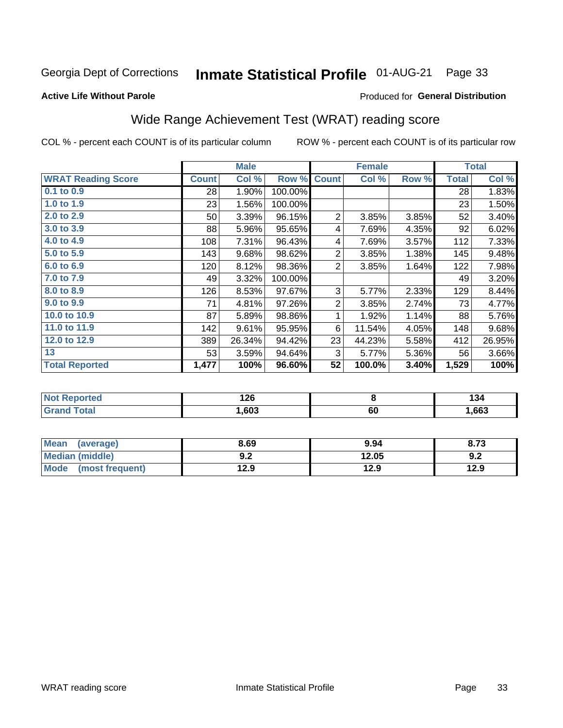Georgia Dept of Corrections **Inmate Statistical Profile** 01-AUG-21 Page 33

**Active Life Without Parole**

Produced for **General Distribution**

## Wide Range Achievement Test (WRAT) reading score

COL % - percent each COUNT is of its particular column ROW % - percent each COUNT is of its particular row

| | Male | | | Female | | | Total | |
|---|---|---|---|---|---|---|---|---|
| **WRAT Reading Score** | **Count** | **Col %** | **Row %** | **Count** | **Col %** | **Row %** | **Total** | **Col %** |
| **0.1 to 0.9** | 28 | 1.90% | 100.00% | | | | 28 | 1.83% |
| **1.0 to 1.9** | 23 | 1.56% | 100.00% | | | | 23 | 1.50% |
| **2.0 to 2.9** | 50 | 3.39% | 96.15% | 2 | 3.85% | 3.85% | 52 | 3.40% |
| **3.0 to 3.9** | 88 | 5.96% | 95.65% | 4 | 7.69% | 4.35% | 92 | 6.02% |
| **4.0 to 4.9** | 108 | 7.31% | 96.43% | 4 | 7.69% | 3.57% | 112 | 7.33% |
| **5.0 to 5.9** | 143 | 9.68% | 98.62% | 2 | 3.85% | 1.38% | 145 | 9.48% |
| **6.0 to 6.9** | 120 | 8.12% | 98.36% | 2 | 3.85% | 1.64% | 122 | 7.98% |
| **7.0 to 7.9** | 49 | 3.32% | 100.00% | | | | 49 | 3.20% |
| **8.0 to 8.9** | 126 | 8.53% | 97.67% | 3 | 5.77% | 2.33% | 129 | 8.44% |
| **9.0 to 9.9** | 71 | 4.81% | 97.26% | 2 | 3.85% | 2.74% | 73 | 4.77% |
| **10.0 to 10.9** | 87 | 5.89% | 98.86% | 1 | 1.92% | 1.14% | 88 | 5.76% |
| **11.0 to 11.9** | 142 | 9.61% | 95.95% | 6 | 11.54% | 4.05% | 148 | 9.68% |
| **12.0 to 12.9** | 389 | 26.34% | 94.42% | 23 | 44.23% | 5.58% | 412 | 26.95% |
| **13** | 53 | 3.59% | 94.64% | 3 | 5.77% | 5.36% | 56 | 3.66% |
| **Total Reported** | **1,477** | **100%** | **96.60%** | **52** | **100.0%** | **3.40%** | **1,529** | **100%** |

| | Male | Female | Total |
|---|---|---|---|
| **Not Reported** | **126** | **8** | **134** |
| **Grand Total** | **1,603** | **60** | **1,663** |

| | Male | Female | Total |
|---|---|---|---|
| **Mean (average)** | **8.69** | **9.94** | **8.73** |
| **Median (middle)** | **9.2** | **12.05** | **9.2** |
| **Mode (most frequent)** | **12.9** | **12.9** | **12.9** |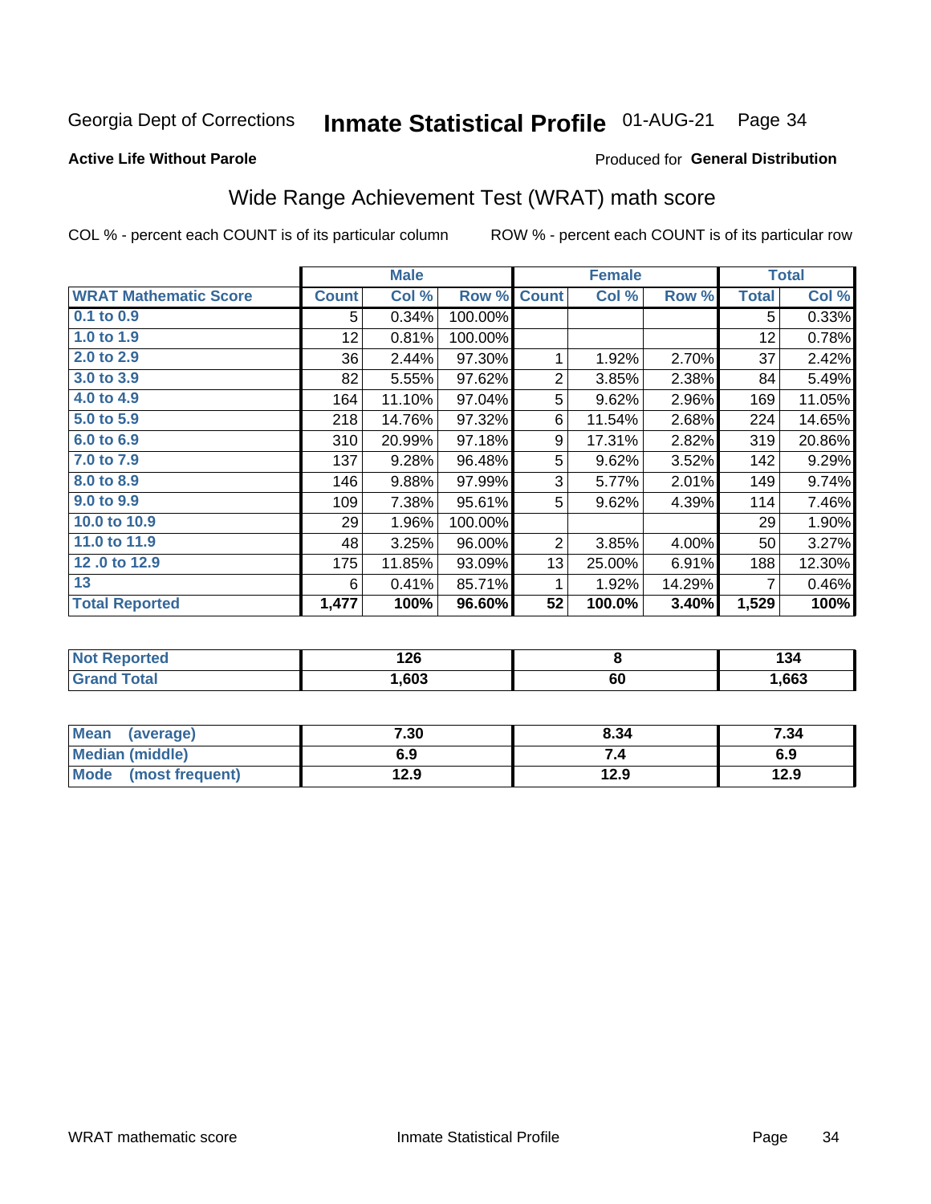Georgia Dept of Corrections **Inmate Statistical Profile** 01-AUG-21

**Active Life Without Parole**

Produced for **General Distribution**

## Wide Range Achievement Test (WRAT) math score

COL % - percent each COUNT is of its particular column

ROW % - percent each COUNT is of its particular row

| | Male | | | Female | | | Total | |
|---|---|---|---|---|---|---|---|---|
| **WRAT Mathematic Score** | **Count** | **Col %** | **Row %** | **Count** | **Col %** | **Row %** | **Total** | **Col %** |
| 0.1 to 0.9 | 5 | 0.34% | 100.00% | | | | 5 | 0.33% |
| 1.0 to 1.9 | 12 | 0.81% | 100.00% | | | | 12 | 0.78% |
| 2.0 to 2.9 | 36 | 2.44% | 97.30% | 1 | 1.92% | 2.70% | 37 | 2.42% |
| 3.0 to 3.9 | 82 | 5.55% | 97.62% | 2 | 3.85% | 2.38% | 84 | 5.49% |
| 4.0 to 4.9 | 164 | 11.10% | 97.04% | 5 | 9.62% | 2.96% | 169 | 11.05% |
| 5.0 to 5.9 | 218 | 14.76% | 97.32% | 6 | 11.54% | 2.68% | 224 | 14.65% |
| 6.0 to 6.9 | 310 | 20.99% | 97.18% | 9 | 17.31% | 2.82% | 319 | 20.86% |
| 7.0 to 7.9 | 137 | 9.28% | 96.48% | 5 | 9.62% | 3.52% | 142 | 9.29% |
| 8.0 to 8.9 | 146 | 9.88% | 97.99% | 3 | 5.77% | 2.01% | 149 | 9.74% |
| 9.0 to 9.9 | 109 | 7.38% | 95.61% | 5 | 9.62% | 4.39% | 114 | 7.46% |
| 10.0 to 10.9 | 29 | 1.96% | 100.00% | | | | 29 | 1.90% |
| 11.0 to 11.9 | 48 | 3.25% | 96.00% | 2 | 3.85% | 4.00% | 50 | 3.27% |
| 12 .0 to 12.9 | 175 | 11.85% | 93.09% | 13 | 25.00% | 6.91% | 188 | 12.30% |
| 13 | 6 | 0.41% | 85.71% | 1 | 1.92% | 14.29% | 7 | 0.46% |
| **Total Reported** | **1,477** | **100%** | **96.60%** | **52** | **100.0%** | **3.40%** | **1,529** | **100%** |

| | Male | Female | Total |
|---|---|---|---|
| **Not Reported** | **126** | **8** | **134** |
| **Grand Total** | **1,603** | **60** | **1,663** |

| | Male | Female | Total |
|---|---|---|---|
| **Mean (average)** | **7.30** | **8.34** | **7.34** |
| **Median (middle)** | **6.9** | **7.4** | **6.9** |
| **Mode (most frequent)** | **12.9** | **12.9** | **12.9** |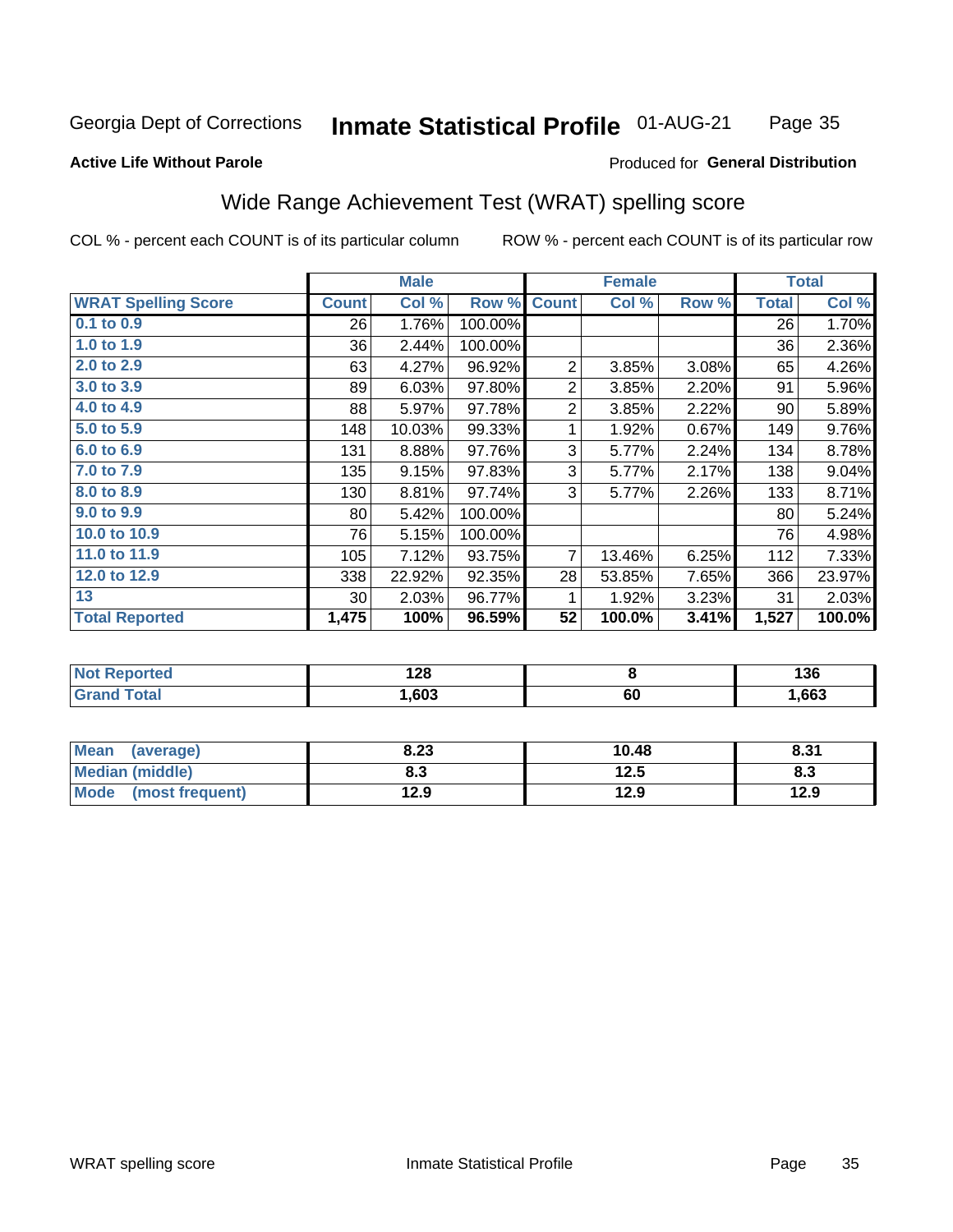Georgia Dept of Corrections **Inmate Statistical Profile** 01-AUG-21

**Active Life Without Parole**

Produced for **General Distribution**

## Wide Range Achievement Test (WRAT) spelling score

COL % - percent each COUNT is of its particular column ROW % - percent each COUNT is of its particular row

| | Male | | | Female | | | Total | |
|---|---|---|---|---|---|---|---|---|
| **WRAT Spelling Score** | **Count** | **Col %** | **Row %** | **Count** | **Col %** | **Row %** | **Total** | **Col %** |
| 0.1 to 0.9 | 26 | 1.76% | 100.00% | | | | 26 | 1.70% |
| 1.0 to 1.9 | 36 | 2.44% | 100.00% | | | | 36 | 2.36% |
| 2.0 to 2.9 | 63 | 4.27% | 96.92% | 2 | 3.85% | 3.08% | 65 | 4.26% |
| 3.0 to 3.9 | 89 | 6.03% | 97.80% | 2 | 3.85% | 2.20% | 91 | 5.96% |
| 4.0 to 4.9 | 88 | 5.97% | 97.78% | 2 | 3.85% | 2.22% | 90 | 5.89% |
| 5.0 to 5.9 | 148 | 10.03% | 99.33% | 1 | 1.92% | 0.67% | 149 | 9.76% |
| 6.0 to 6.9 | 131 | 8.88% | 97.76% | 3 | 5.77% | 2.24% | 134 | 8.78% |
| 7.0 to 7.9 | 135 | 9.15% | 97.83% | 3 | 5.77% | 2.17% | 138 | 9.04% |
| 8.0 to 8.9 | 130 | 8.81% | 97.74% | 3 | 5.77% | 2.26% | 133 | 8.71% |
| 9.0 to 9.9 | 80 | 5.42% | 100.00% | | | | 80 | 5.24% |
| 10.0 to 10.9 | 76 | 5.15% | 100.00% | | | | 76 | 4.98% |
| 11.0 to 11.9 | 105 | 7.12% | 93.75% | 7 | 13.46% | 6.25% | 112 | 7.33% |
| 12.0 to 12.9 | 338 | 22.92% | 92.35% | 28 | 53.85% | 7.65% | 366 | 23.97% |
| 13 | 30 | 2.03% | 96.77% | 1 | 1.92% | 3.23% | 31 | 2.03% |
| **Total Reported** | **1,475** | **100%** | **96.59%** | **52** | **100.0%** | **3.41%** | **1,527** | **100.0%** |

| | Male | Female | Total |
|---|---|---|---|
| Not Reported | 128 | 8 | 136 |
| Grand Total | 1,603 | 60 | 1,663 |

| | Male | Female | Total |
|---|---|---|---|
| Mean (average) | 8.23 | 10.48 | 8.31 |
| Median (middle) | 8.3 | 12.5 | 8.3 |
| Mode (most frequent) | 12.9 | 12.9 | 12.9 |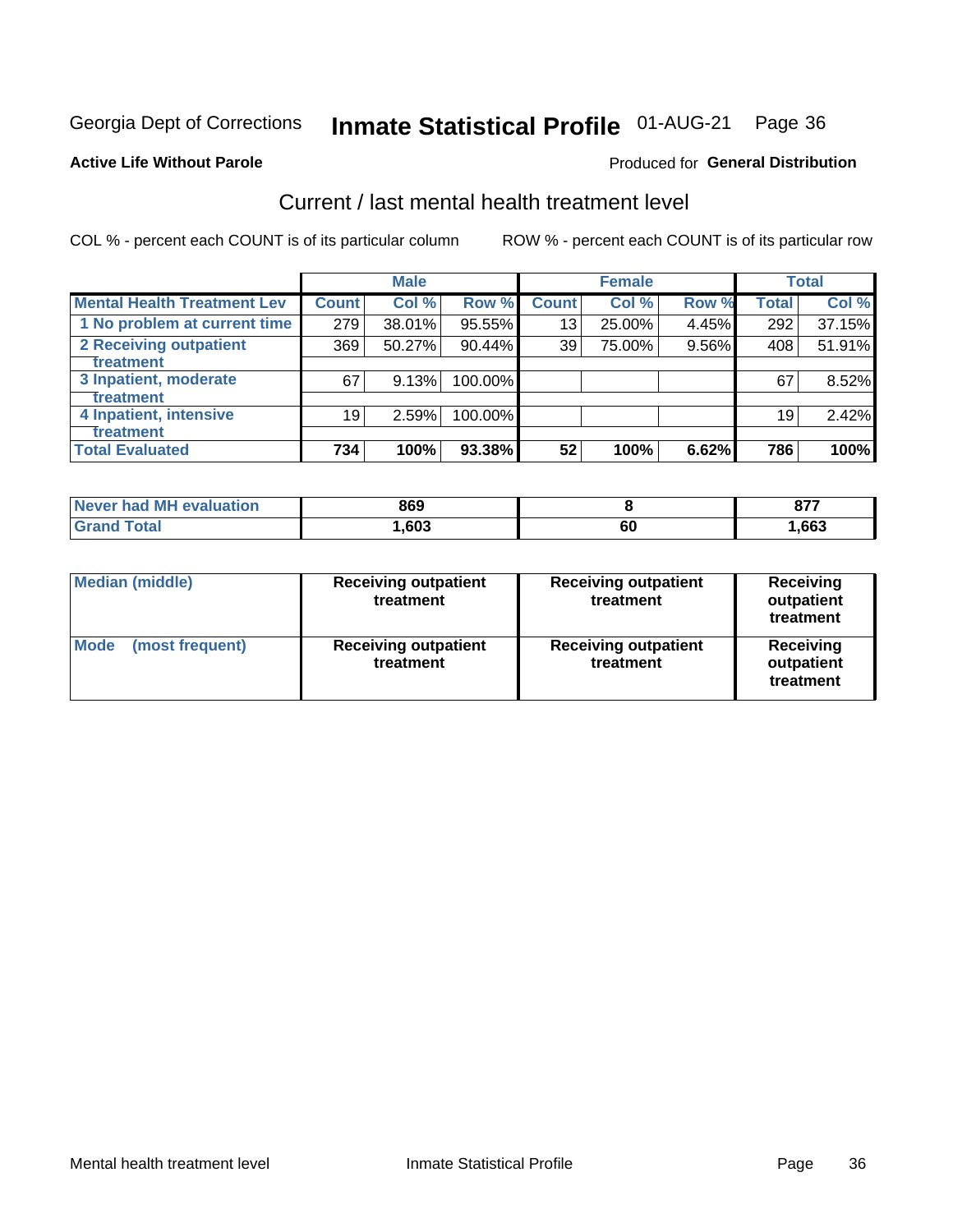Georgia Dept of Corrections **Inmate Statistical Profile** 01-AUG-21 Page 36

**Active Life Without Parole**

Produced for **General Distribution**

## Current / last mental health treatment level

COL % - percent each COUNT is of its particular column

ROW % - percent each COUNT is of its particular row

| | Male | | | Female | | | Total | |
|---|---|---|---|---|---|---|---|---|
| **Mental Health Treatment Lev** | **Count** | **Col %** | **Row %** | **Count** | **Col %** | **Row %** | **Total** | **Col %** |
| **1 No problem at current time** | 279 | 38.01% | 95.55% | 13 | 25.00% | 4.45% | 292 | 37.15% |
| **2 Receiving outpatient treatment** | 369 | 50.27% | 90.44% | 39 | 75.00% | 9.56% | 408 | 51.91% |
| **3 Inpatient, moderate treatment** | 67 | 9.13% | 100.00% | | | | 67 | 8.52% |
| **4 Inpatient, intensive treatment** | 19 | 2.59% | 100.00% | | | | 19 | 2.42% |
| **Total Evaluated** | **734** | **100%** | **93.38%** | **52** | **100%** | **6.62%** | **786** | **100%** |

| | Male | Female | Total |
|---|---|---|---|
| **Never had MH evaluation** | **869** | **8** | **877** |
| **Grand Total** | **1,603** | **60** | **1,663** |

| | Male | Female | Total |
|---|---|---|---|
| **Median (middle)** | **Receiving outpatient treatment** | **Receiving outpatient treatment** | **Receiving outpatient treatment** |
| **Mode (most frequent)** | **Receiving outpatient treatment** | **Receiving outpatient treatment** | **Receiving outpatient treatment** |

Mental health treatment level Inmate Statistical Profile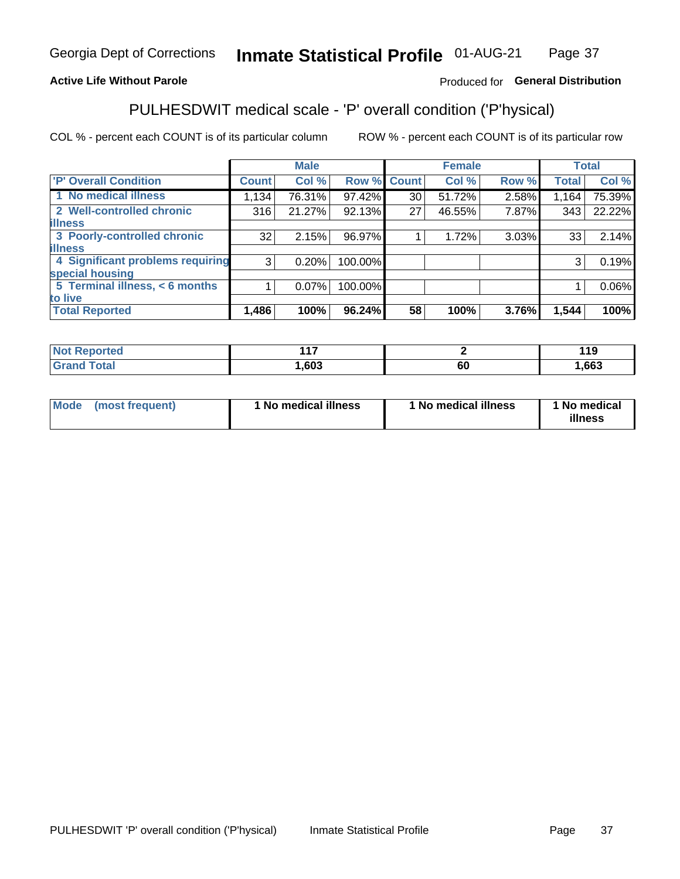Georgia Dept of Corrections **Inmate Statistical Profile** 01-AUG-21

**Active Life Without Parole**

Produced for **General Distribution**

## PULHESDWIT medical scale - 'P' overall condition ('P'hysical)

COL % - percent each COUNT is of its particular column

ROW % - percent each COUNT is of its particular row

| | Male | | | Female | | | Total | |
|---|---|---|---|---|---|---|---|---|
| **'P' Overall Condition** | **Count** | **Col %** | **Row %** | **Count** | **Col %** | **Row %** | **Total** | **Col %** |
| **1 No medical illness** | 1,134 | 76.31% | 97.42% | 30 | 51.72% | 2.58% | 1,164 | 75.39% |
| **2 Well-controlled chronic illness** | 316 | 21.27% | 92.13% | 27 | 46.55% | 7.87% | 343 | 22.22% |
| **3 Poorly-controlled chronic illness** | 32 | 2.15% | 96.97% | 1 | 1.72% | 3.03% | 33 | 2.14% |
| **4 Significant problems requiring special housing** | 3 | 0.20% | 100.00% | | | | 3 | 0.19% |
| **5 Terminal illness, < 6 months to live** | 1 | 0.07% | 100.00% | | | | 1 | 0.06% |
| **Total Reported** | **1,486** | **100%** | **96.24%** | **58** | **100%** | **3.76%** | **1,544** | **100%** |

| | Male | Female | Total |
|---|---|---|---|
| **Not Reported** | **117** | **2** | **119** |
| **Grand Total** | **1,603** | **60** | **1,663** |

| | Male | Female | Total |
|---|---|---|---|
| **Mode (most frequent)** | **1 No medical illness** | **1 No medical illness** | **1 No medical illness** |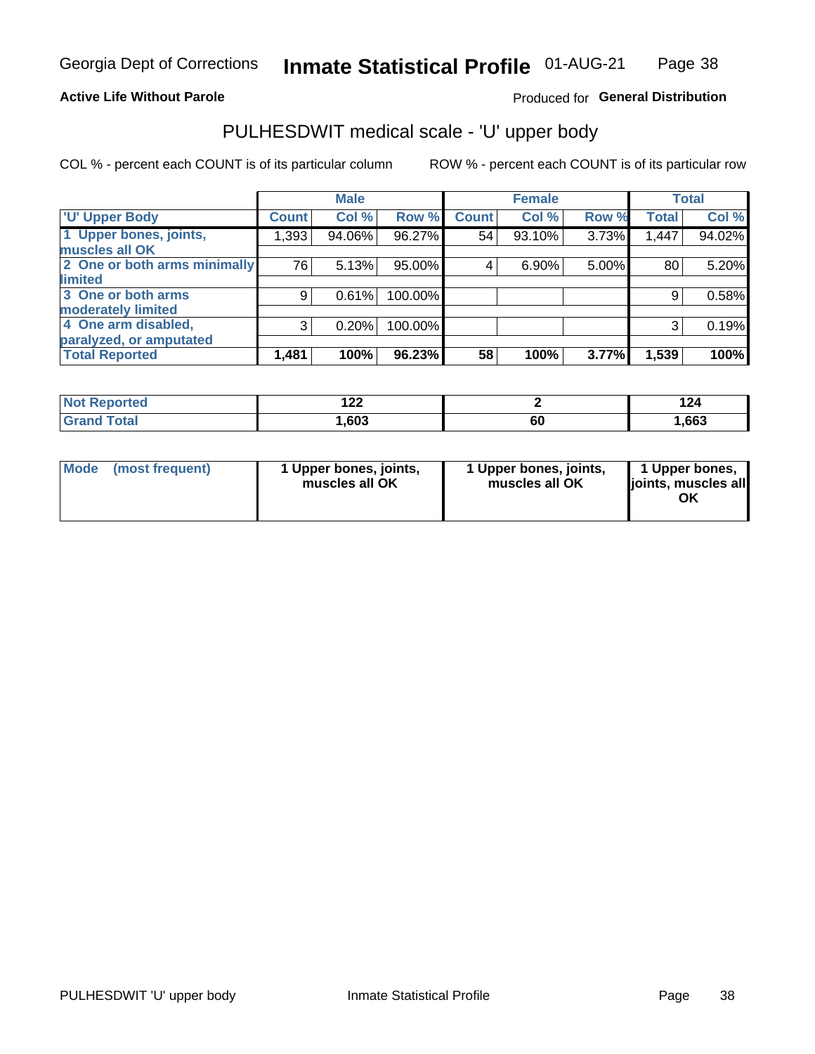**Active Life Without Parole**

Produced for **General Distribution**

## PULHESDWIT medical scale - 'U' upper body

COL % - percent each COUNT is of its particular column

ROW % - percent each COUNT is of its particular row

| | Male | | | Female | | | Total | |
|---|---|---|---|---|---|---|---|---|
| 'U' Upper Body | Count | Col % | Row % | Count | Col % | Row % | Total | Col % |
| 1 Upper bones, joints, muscles all OK | 1,393 | 94.06% | 96.27% | 54 | 93.10% | 3.73% | 1,447 | 94.02% |
| 2 One or both arms minimally limited | 76 | 5.13% | 95.00% | 4 | 6.90% | 5.00% | 80 | 5.20% |
| 3 One or both arms moderately limited | 9 | 0.61% | 100.00% | | | | 9 | 0.58% |
| 4 One arm disabled, paralyzed, or amputated | 3 | 0.20% | 100.00% | | | | 3 | 0.19% |
| **Total Reported** | **1,481** | **100%** | **96.23%** | **58** | **100%** | **3.77%** | **1,539** | **100%** |

| | Male | Female | Total |
|---|---|---|---|
| Not Reported | 122 | 2 | 124 |
| Grand Total | 1,603 | 60 | 1,663 |

| | Male | Female | Total |
|---|---|---|---|
| Mode (most frequent) | 1 Upper bones, joints, muscles all OK | 1 Upper bones, joints, muscles all OK | 1 Upper bones, joints, muscles all OK |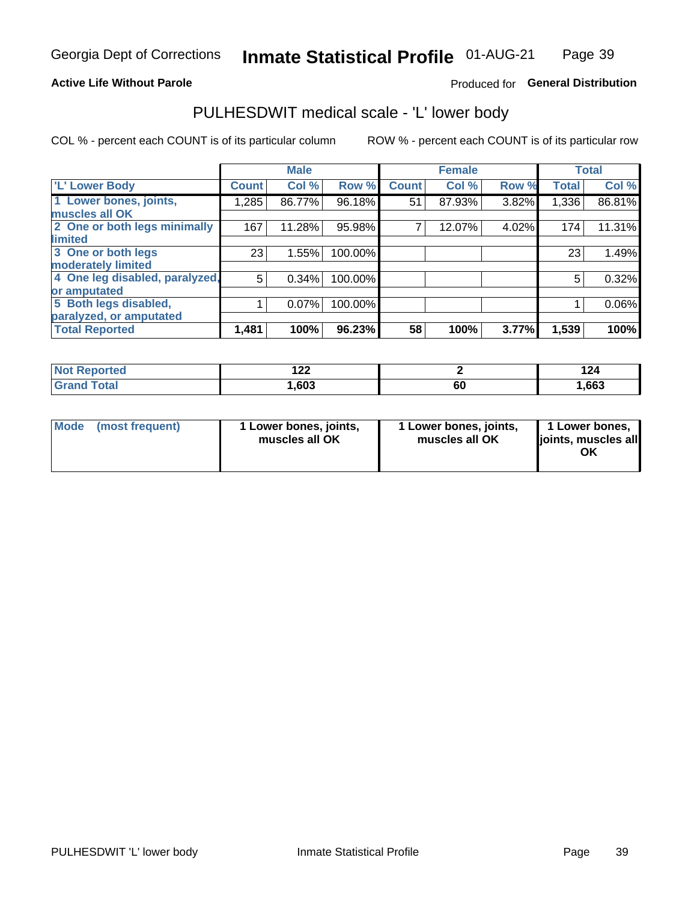Georgia Dept of Corrections **Inmate Statistical Profile** 01-AUG-21

**Active Life Without Parole**

Produced for **General Distribution**

## PULHESDWIT medical scale - 'L' lower body

COL % - percent each COUNT is of its particular column

ROW % - percent each COUNT is of its particular row

| | Male | | | Female | | | Total | |
|---|---|---|---|---|---|---|---|---|
| 'L' Lower Body | Count | Col % | Row % | Count | Col % | Row % | Total | Col % |
| 1 Lower bones, joints, muscles all OK | 1,285 | 86.77% | 96.18% | 51 | 87.93% | 3.82% | 1,336 | 86.81% |
| 2 One or both legs minimally limited | 167 | 11.28% | 95.98% | 7 | 12.07% | 4.02% | 174 | 11.31% |
| 3 One or both legs moderately limited | 23 | 1.55% | 100.00% | | | | 23 | 1.49% |
| 4 One leg disabled, paralyzed, or amputated | 5 | 0.34% | 100.00% | | | | 5 | 0.32% |
| 5 Both legs disabled, paralyzed, or amputated | 1 | 0.07% | 100.00% | | | | 1 | 0.06% |
| **Total Reported** | **1,481** | **100%** | **96.23%** | **58** | **100%** | **3.77%** | **1,539** | **100%** |

| | Male | Female | Total |
|---|---|---|---|
| Not Reported | 122 | 2 | 124 |
| Grand Total | 1,603 | 60 | 1,663 |

| | Male | Female | Total |
|---|---|---|---|
| Mode (most frequent) | 1 Lower bones, joints, muscles all OK | 1 Lower bones, joints, muscles all OK | 1 Lower bones, joints, muscles all OK |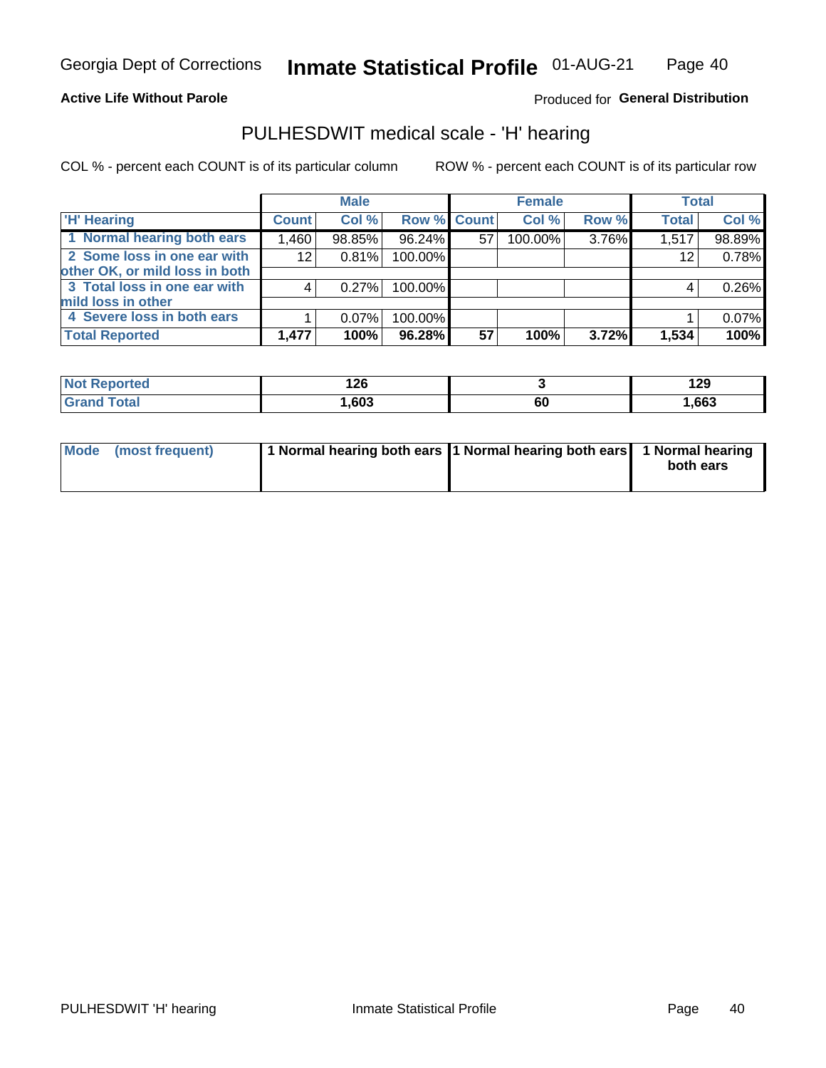Georgia Dept of Corrections **Inmate Statistical Profile** 01-AUG-21

**Active Life Without Parole**

Produced for **General Distribution**

## PULHESDWIT medical scale - 'H' hearing

COL % - percent each COUNT is of its particular column

ROW % - percent each COUNT is of its particular row

| | Male | | | Female | | | Total | |
|---|---|---|---|---|---|---|---|---|
| **'H' Hearing** | **Count** | **Col %** | **Row %** | **Count** | **Col %** | **Row %** | **Total** | **Col %** |
| 1 Normal hearing both ears | 1,460 | 98.85% | 96.24% | 57 | 100.00% | 3.76% | 1,517 | 98.89% |
| 2 Some loss in one ear with other OK, or mild loss in both | 12 | 0.81% | 100.00% | | | | 12 | 0.78% |
| 3 Total loss in one ear with mild loss in other | 4 | 0.27% | 100.00% | | | | 4 | 0.26% |
| 4 Severe loss in both ears | 1 | 0.07% | 100.00% | | | | 1 | 0.07% |
| **Total Reported** | **1,477** | **100%** | **96.28%** | **57** | **100%** | **3.72%** | **1,534** | **100%** |

| | Male | Female | Total |
|---|---|---|---|
| **Not Reported** | **126** | **3** | **129** |
| **Grand Total** | **1,603** | **60** | **1,663** |

| | Male | Female | Total |
|---|---|---|---|
| **Mode (most frequent)** | **1 Normal hearing both ears** | **1 Normal hearing both ears** | **1 Normal hearing both ears** |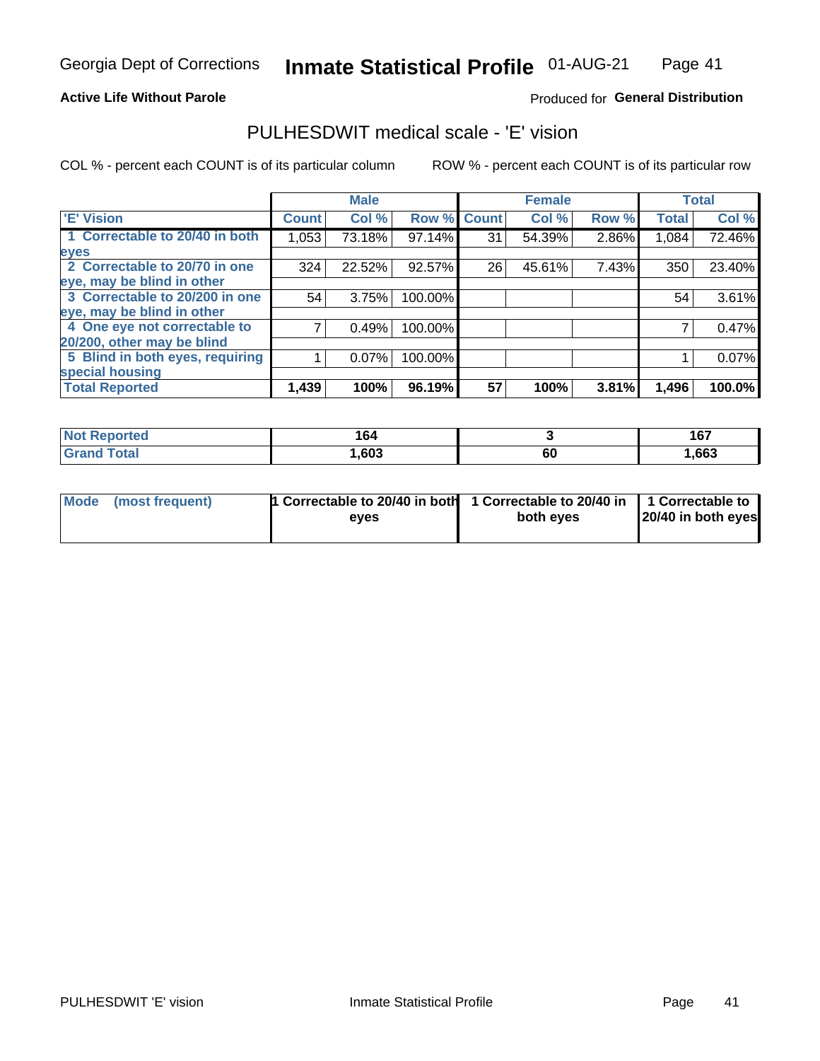Georgia Dept of Corrections **Inmate Statistical Profile** 01-AUG-21

**Active Life Without Parole**

Produced for **General Distribution**

## PULHESDWIT medical scale - 'E' vision

COL % - percent each COUNT is of its particular column

ROW % - percent each COUNT is of its particular row

| | Male | | | Female | | | Total | |
|---|---|---|---|---|---|---|---|---|
| 'E' Vision | Count | Col % | Row % | Count | Col % | Row % | Total | Col % |
| 1 Correctable to 20/40 in both eyes | 1,053 | 73.18% | 97.14% | 31 | 54.39% | 2.86% | 1,084 | 72.46% |
| 2 Correctable to 20/70 in one eye, may be blind in other | 324 | 22.52% | 92.57% | 26 | 45.61% | 7.43% | 350 | 23.40% |
| 3 Correctable to 20/200 in one eye, may be blind in other | 54 | 3.75% | 100.00% | | | | 54 | 3.61% |
| 4 One eye not correctable to 20/200, other may be blind | 7 | 0.49% | 100.00% | | | | 7 | 0.47% |
| 5 Blind in both eyes, requiring special housing | 1 | 0.07% | 100.00% | | | | 1 | 0.07% |
| **Total Reported** | **1,439** | **100%** | **96.19%** | **57** | **100%** | **3.81%** | **1,496** | **100.0%** |

| | Male | Female | Total |
|---|---|---|---|
| **Not Reported** | **164** | **3** | **167** |
| **Grand Total** | **1,603** | **60** | **1,663** |

| | Male | Female | Total |
|---|---|---|---|
| **Mode (most frequent)** | **1 Correctable to 20/40 in both eyes** | **1 Correctable to 20/40 in both eyes** | **1 Correctable to 20/40 in both eyes** |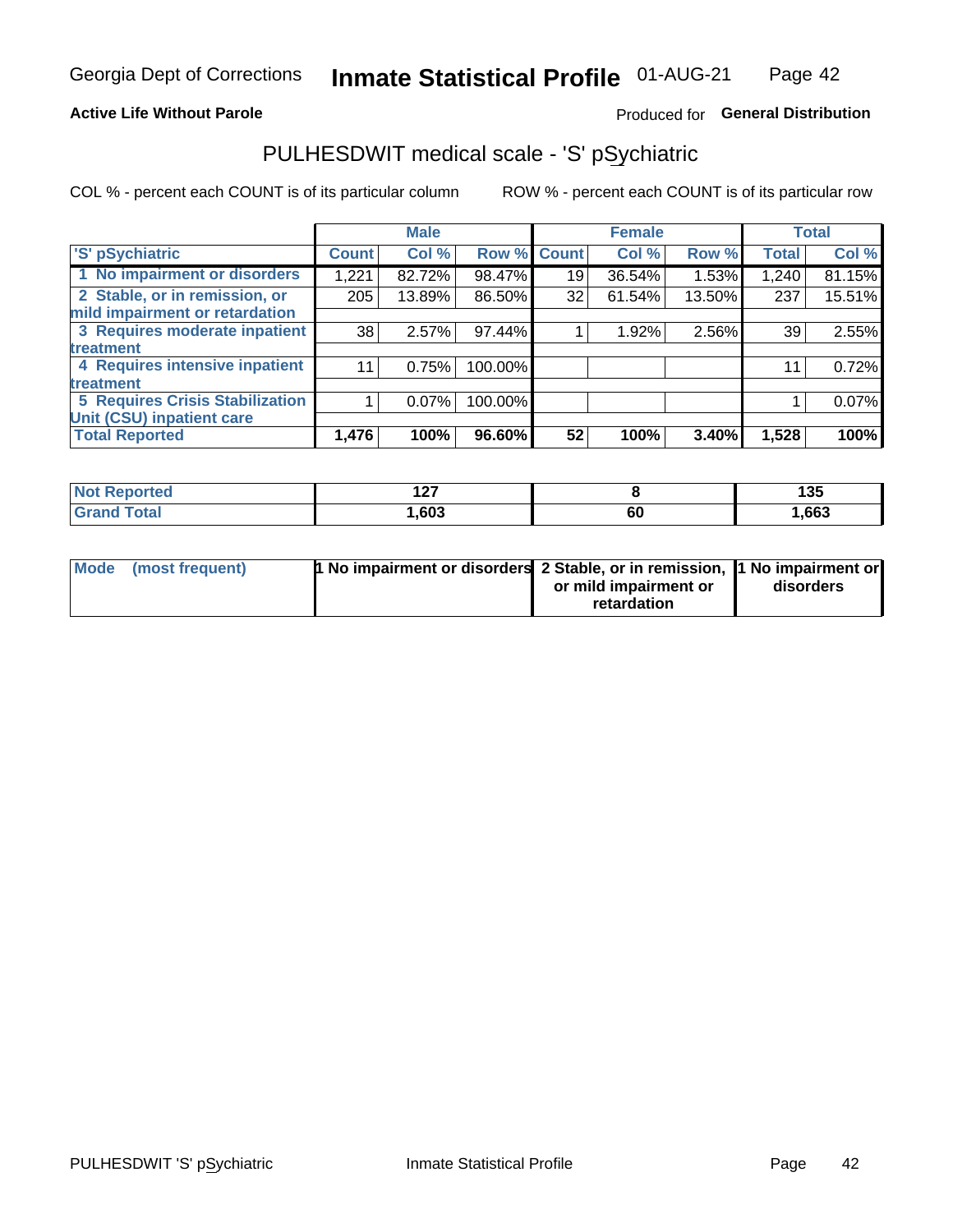Georgia Dept of Corrections **Inmate Statistical Profile** 01-AUG-21

**Active Life Without Parole**

Produced for **General Distribution**

# PULHESDWIT medical scale - 'S' pSychiatric

COL % - percent each COUNT is of its particular column

ROW % - percent each COUNT is of its particular row

| | Male | | | Female | | | Total | |
|---|---|---|---|---|---|---|---|---|
| 'S' pSychiatric | Count | Col % | Row % | Count | Col % | Row % | Total | Col % |
| 1 No impairment or disorders | 1,221 | 82.72% | 98.47% | 19 | 36.54% | 1.53% | 1,240 | 81.15% |
| 2 Stable, or in remission, or mild impairment or retardation | 205 | 13.89% | 86.50% | 32 | 61.54% | 13.50% | 237 | 15.51% |
| 3 Requires moderate inpatient treatment | 38 | 2.57% | 97.44% | 1 | 1.92% | 2.56% | 39 | 2.55% |
| 4 Requires intensive inpatient treatment | 11 | 0.75% | 100.00% | | | | 11 | 0.72% |
| 5 Requires Crisis Stabilization Unit (CSU) inpatient care | 1 | 0.07% | 100.00% | | | | 1 | 0.07% |
| **Total Reported** | **1,476** | **100%** | **96.60%** | **52** | **100%** | **3.40%** | **1,528** | **100%** |

| | Male | Female | Total |
|---|---|---|---|
| Not Reported | 127 | 8 | 135 |
| Grand Total | 1,603 | 60 | 1,663 |

| | Male | Female | Total |
|---|---|---|---|
| Mode (most frequent) | 1 No impairment or disorders | 2 Stable, or in remission, or mild impairment or retardation | 1 No impairment or disorders |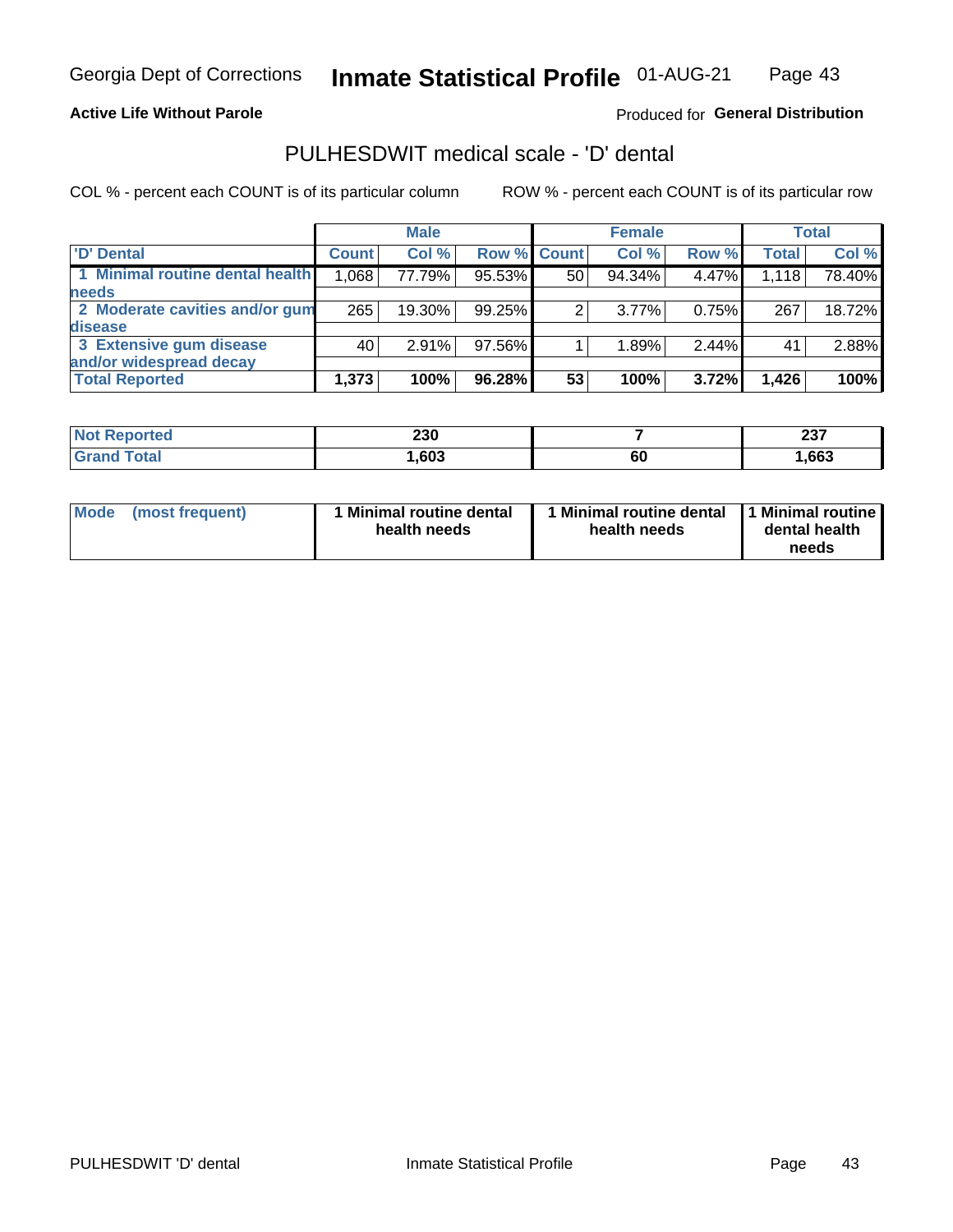**Active Life Without Parole**

Produced for **General Distribution**

## PULHESDWIT medical scale - 'D' dental

COL % - percent each COUNT is of its particular column

ROW % - percent each COUNT is of its particular row

| | Male | | | Female | | | Total | |
|---|---|---|---|---|---|---|---|---|
| 'D' Dental | Count | Col % | Row % | Count | Col % | Row % | Total | Col % |
| 1 Minimal routine dental health needs | 1,068 | 77.79% | 95.53% | 50 | 94.34% | 4.47% | 1,118 | 78.40% |
| 2 Moderate cavities and/or gum disease | 265 | 19.30% | 99.25% | 2 | 3.77% | 0.75% | 267 | 18.72% |
| 3 Extensive gum disease and/or widespread decay | 40 | 2.91% | 97.56% | 1 | 1.89% | 2.44% | 41 | 2.88% |
| **Total Reported** | **1,373** | **100%** | **96.28%** | **53** | **100%** | **3.72%** | **1,426** | **100%** |

| | Male | Female | Total |
|---|---|---|---|
| Not Reported | 230 | 7 | 237 |
| Grand Total | 1,603 | 60 | 1,663 |

| | Male | Female | Total |
|---|---|---|---|
| Mode (most frequent) | 1 Minimal routine dental health needs | 1 Minimal routine dental health needs | 1 Minimal routine dental health needs |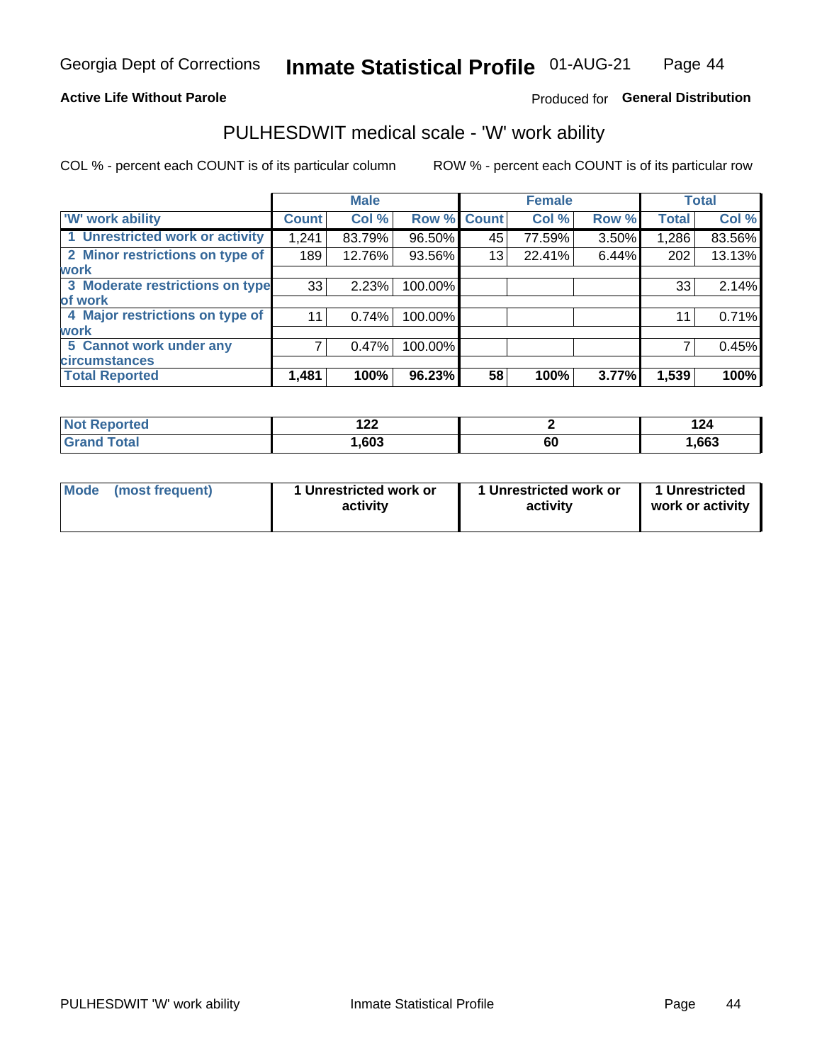Georgia Dept of Corrections **Inmate Statistical Profile** 01-AUG-21

**Active Life Without Parole**

Produced for **General Distribution**

## PULHESDWIT medical scale - 'W' work ability

COL % - percent each COUNT is of its particular column ROW % - percent each COUNT is of its particular row

| | Male | | | Female | | | Total | |
|---|---|---|---|---|---|---|---|---|
| 'W' work ability | Count | Col % | Row % | Count | Col % | Row % | Total | Col % |
| 1 Unrestricted work or activity | 1,241 | 83.79% | 96.50% | 45 | 77.59% | 3.50% | 1,286 | 83.56% |
| 2 Minor restrictions on type of work | 189 | 12.76% | 93.56% | 13 | 22.41% | 6.44% | 202 | 13.13% |
| 3 Moderate restrictions on type of work | 33 | 2.23% | 100.00% | | | | 33 | 2.14% |
| 4 Major restrictions on type of work | 11 | 0.74% | 100.00% | | | | 11 | 0.71% |
| 5 Cannot work under any circumstances | 7 | 0.47% | 100.00% | | | | 7 | 0.45% |
| **Total Reported** | **1,481** | **100%** | **96.23%** | **58** | **100%** | **3.77%** | **1,539** | **100%** |

| | Male | Female | Total |
|---|---|---|---|
| Not Reported | 122 | 2 | 124 |
| Grand Total | 1,603 | 60 | 1,663 |

| | Male | Female | Total |
|---|---|---|---|
| Mode (most frequent) | 1 Unrestricted work or activity | 1 Unrestricted work or activity | 1 Unrestricted work or activity |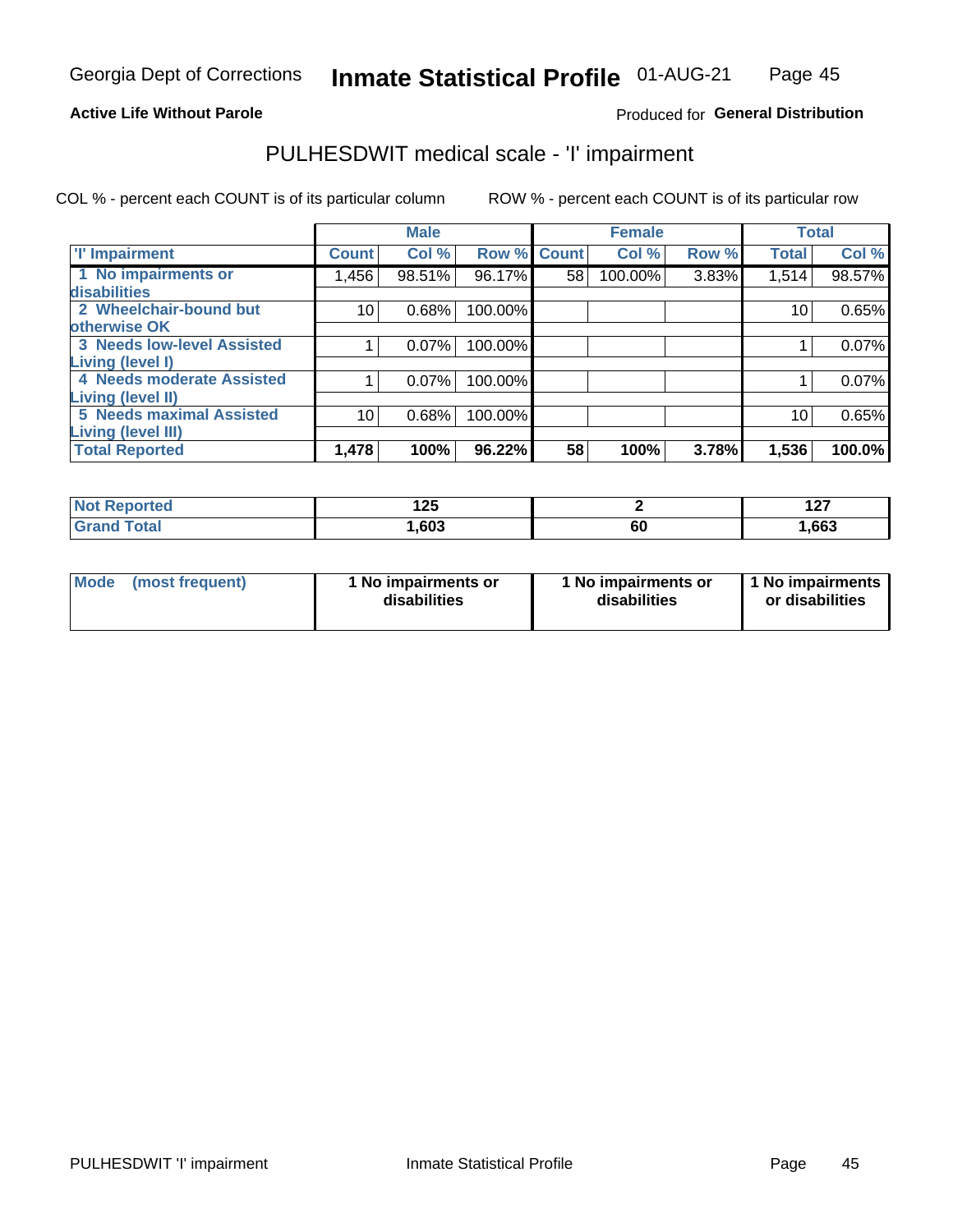Georgia Dept of Corrections **Inmate Statistical Profile** 01-AUG-21

**Active Life Without Parole**

Produced for **General Distribution**

## PULHESDWIT medical scale - 'I' impairment

COL % - percent each COUNT is of its particular column ROW % - percent each COUNT is of its particular row

| | Male | | | Female | | | Total | |
|---|---|---|---|---|---|---|---|---|
| 'I' Impairment | Count | Col % | Row % | Count | Col % | Row % | Total | Col % |
| 1 No impairments or disabilities | 1,456 | 98.51% | 96.17% | 58 | 100.00% | 3.83% | 1,514 | 98.57% |
| 2 Wheelchair-bound but otherwise OK | 10 | 0.68% | 100.00% | | | | 10 | 0.65% |
| 3 Needs low-level Assisted Living (level I) | 1 | 0.07% | 100.00% | | | | 1 | 0.07% |
| 4 Needs moderate Assisted Living (level II) | 1 | 0.07% | 100.00% | | | | 1 | 0.07% |
| 5 Needs maximal Assisted Living (level III) | 10 | 0.68% | 100.00% | | | | 10 | 0.65% |
| **Total Reported** | **1,478** | **100%** | **96.22%** | **58** | **100%** | **3.78%** | **1,536** | **100.0%** |

| | Male | Female | Total |
|---|---|---|---|
| Not Reported | 125 | 2 | 127 |
| Grand Total | 1,603 | 60 | 1,663 |

| | Male | Female | Total |
|---|---|---|---|
| Mode (most frequent) | 1 No impairments or disabilities | 1 No impairments or disabilities | 1 No impairments or disabilities |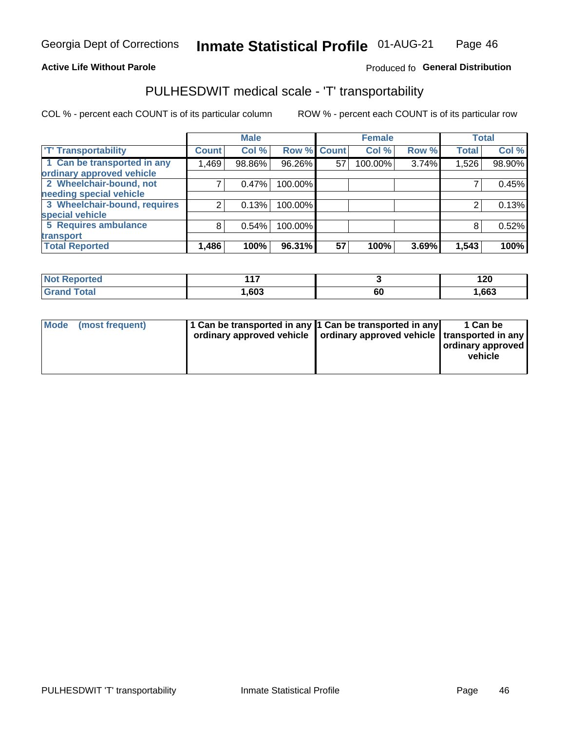Georgia Dept of Corrections **Inmate Statistical Profile** 01-AUG-21

**Active Life Without Parole**

Produced fo **General Distribution**

## PULHESDWIT medical scale - 'T' transportability

COL % - percent each COUNT is of its particular column ROW % - percent each COUNT is of its particular row

| | Male | | | Female | | | Total | |
|---|---|---|---|---|---|---|---|---|
| 'T' Transportability | Count | Col % | Row % | Count | Col % | Row % | Total | Col % |
| 1 Can be transported in any ordinary approved vehicle | 1,469 | 98.86% | 96.26% | 57 | 100.00% | 3.74% | 1,526 | 98.90% |
| 2 Wheelchair-bound, not needing special vehicle | 7 | 0.47% | 100.00% | | | | 7 | 0.45% |
| 3 Wheelchair-bound, requires special vehicle | 2 | 0.13% | 100.00% | | | | 2 | 0.13% |
| 5 Requires ambulance transport | 8 | 0.54% | 100.00% | | | | 8 | 0.52% |
| **Total Reported** | **1,486** | **100%** | **96.31%** | **57** | **100%** | **3.69%** | **1,543** | **100%** |

| | Male | Female | Total |
|---|---|---|---|
| Not Reported | 117 | 3 | 120 |
| Grand Total | 1,603 | 60 | 1,663 |

| | Male | Female | Total |
|---|---|---|---|
| Mode (most frequent) | 1 Can be transported in any ordinary approved vehicle | 1 Can be transported in any ordinary approved vehicle | 1 Can be transported in any ordinary approved vehicle |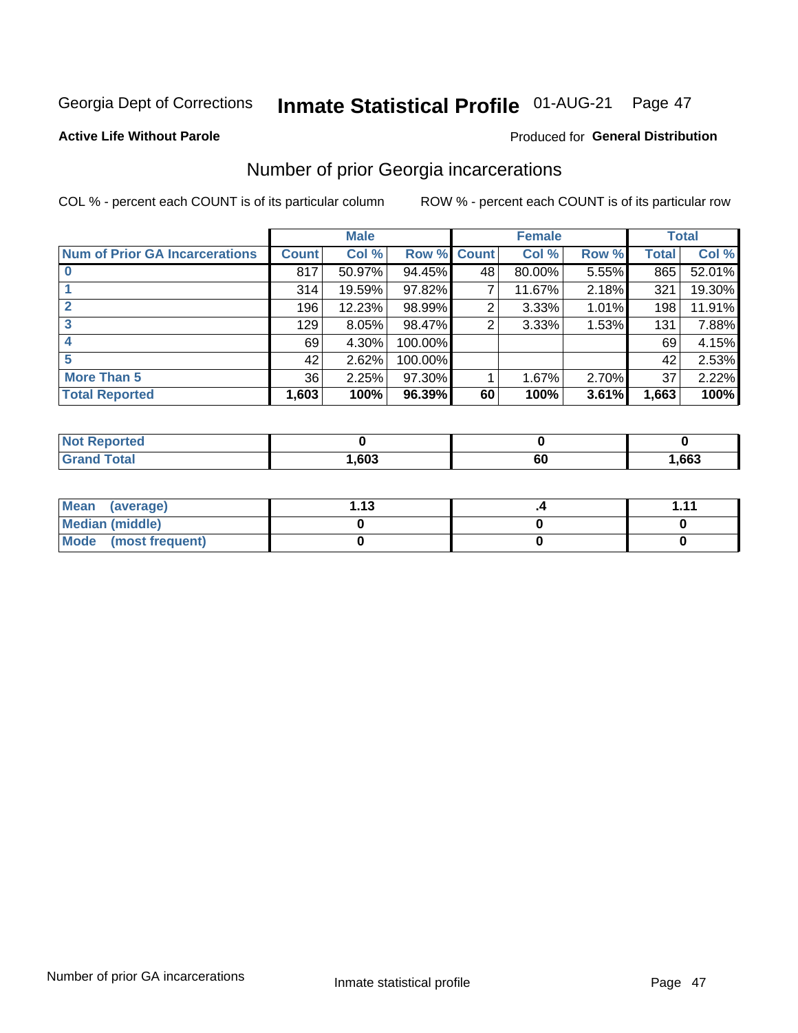Georgia Dept of Corrections **Inmate Statistical Profile** 01-AUG-21

**Active Life Without Parole**

Produced for **General Distribution**

## Number of prior Georgia incarcerations

COL % - percent each COUNT is of its particular column

ROW % - percent each COUNT is of its particular row

| | Male | | | Female | | | Total | |
|---|---|---|---|---|---|---|---|---|
| **Num of Prior GA Incarcerations** | **Count** | **Col %** | **Row %** | **Count** | **Col %** | **Row %** | **Total** | **Col %** |
| **0** | 817 | 50.97% | 94.45% | 48 | 80.00% | 5.55% | 865 | 52.01% |
| **1** | 314 | 19.59% | 97.82% | 7 | 11.67% | 2.18% | 321 | 19.30% |
| **2** | 196 | 12.23% | 98.99% | 2 | 3.33% | 1.01% | 198 | 11.91% |
| **3** | 129 | 8.05% | 98.47% | 2 | 3.33% | 1.53% | 131 | 7.88% |
| **4** | 69 | 4.30% | 100.00% | | | | 69 | 4.15% |
| **5** | 42 | 2.62% | 100.00% | | | | 42 | 2.53% |
| **More Than 5** | 36 | 2.25% | 97.30% | 1 | 1.67% | 2.70% | 37 | 2.22% |
| **Total Reported** | **1,603** | **100%** | **96.39%** | **60** | **100%** | **3.61%** | **1,663** | **100%** |

| | Male | Female | Total |
|---|---|---|---|
| **Not Reported** | **0** | **0** | **0** |
| **Grand Total** | **1,603** | **60** | **1,663** |

| | Male | Female | Total |
|---|---|---|---|
| **Mean (average)** | **1.13** | **.4** | **1.11** |
| **Median (middle)** | **0** | **0** | **0** |
| **Mode (most frequent)** | **0** | **0** | **0** |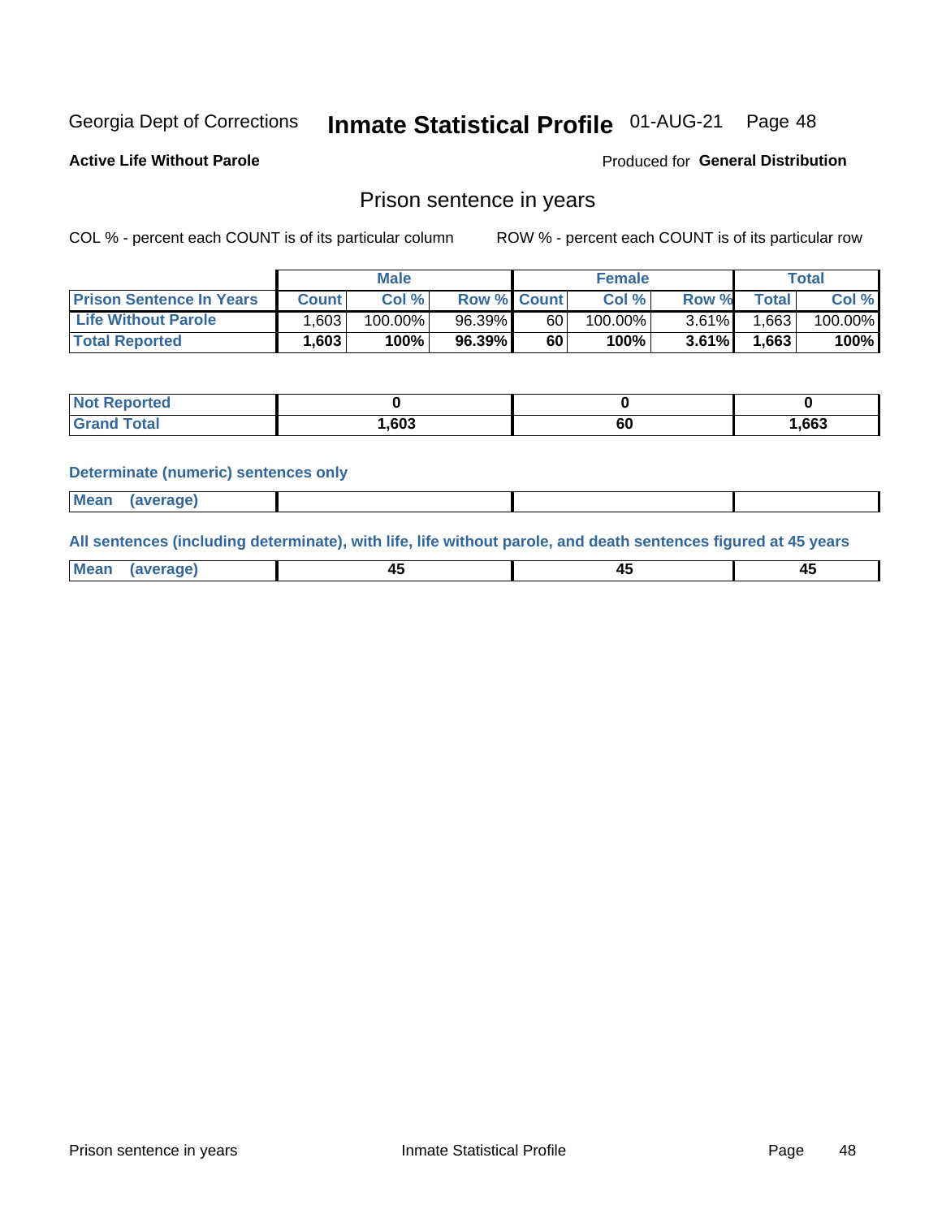Georgia Dept of Corrections **Inmate Statistical Profile** 01-AUG-21

**Active Life Without Parole**

Produced for **General Distribution**

## Prison sentence in years

COL % - percent each COUNT is of its particular column ROW % - percent each COUNT is of its particular row

| | Male | | | Female | | | Total | |
|---|---|---|---|---|---|---|---|---|
| **Prison Sentence In Years** | **Count** | **Col %** | **Row %** | **Count** | **Col %** | **Row %** | **Total** | **Col %** |
| **Life Without Parole** | 1,603 | 100.00% | 96.39% | 60 | 100.00% | 3.61% | 1,663 | 100.00% |
| **Total Reported** | **1,603** | **100%** | **96.39%** | **60** | **100%** | **3.61%** | **1,663** | **100%** |

| | Male | Female | Total |
|---|---|---|---|
| **Not Reported** | **0** | **0** | **0** |
| **Grand Total** | **1,603** | **60** | **1,663** |

**Determinate (numeric) sentences only**

| | Male | Female | Total |
|---|---|---|---|
| **Mean (average)** | | | |

**All sentences (including determinate), with life, life without parole, and death sentences figured at 45 years**

| | Male | Female | Total |
|---|---|---|---|
| **Mean (average)** | **45** | **45** | **45** |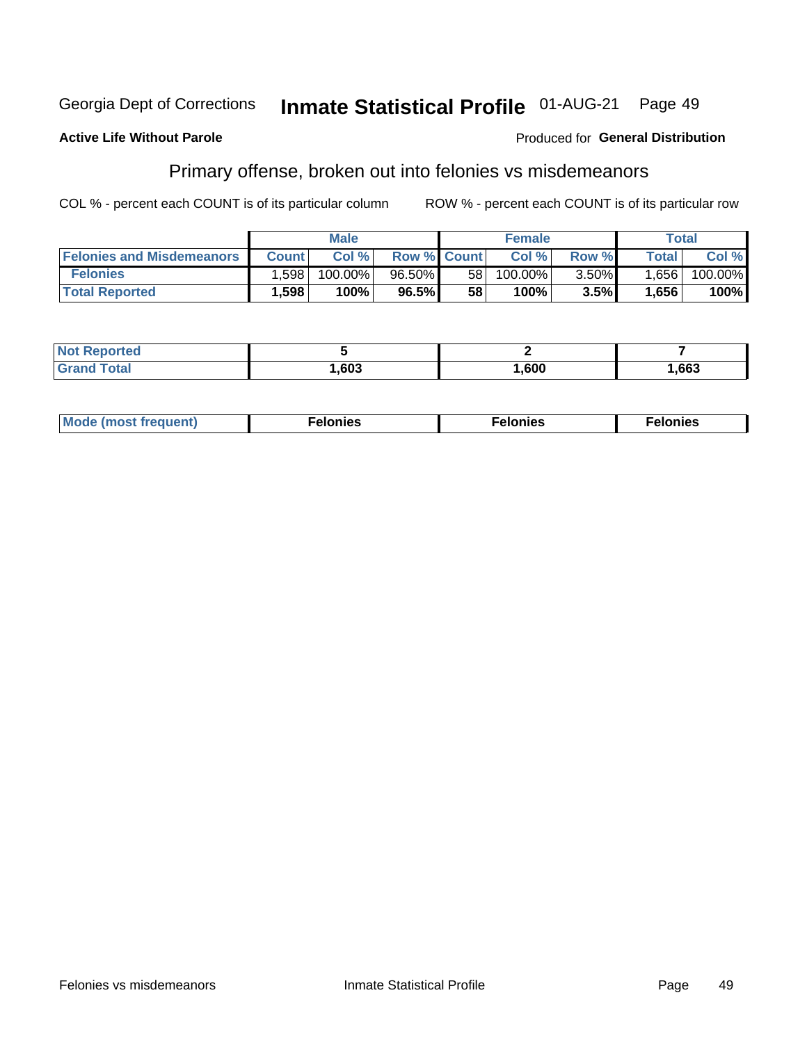Georgia Dept of Corrections **Inmate Statistical Profile** 01-AUG-21

**Active Life Without Parole**

Produced for **General Distribution**

## Primary offense, broken out into felonies vs misdemeanors

COL % - percent each COUNT is of its particular column

ROW % - percent each COUNT is of its particular row

| | Male | | | Female | | | Total | |
|---|---|---|---|---|---|---|---|---|
| Felonies and Misdemeanors | Count | Col % | Row % | Count | Col % | Row % | Total | Col % |
| Felonies | 1,598 | 100.00% | 96.50% | 58 | 100.00% | 3.50% | 1,656 | 100.00% |
| **Total Reported** | **1,598** | **100%** | **96.5%** | **58** | **100%** | **3.5%** | **1,656** | **100%** |

| | Male | Female | Total |
|---|---|---|---|
| Not Reported | 5 | 2 | 7 |
| Grand Total | 1,603 | 1,600 | 1,663 |

| | Male | Female | Total |
|---|---|---|---|
| Mode (most frequent) | Felonies | Felonies | Felonies |

Felonies vs misdemeanors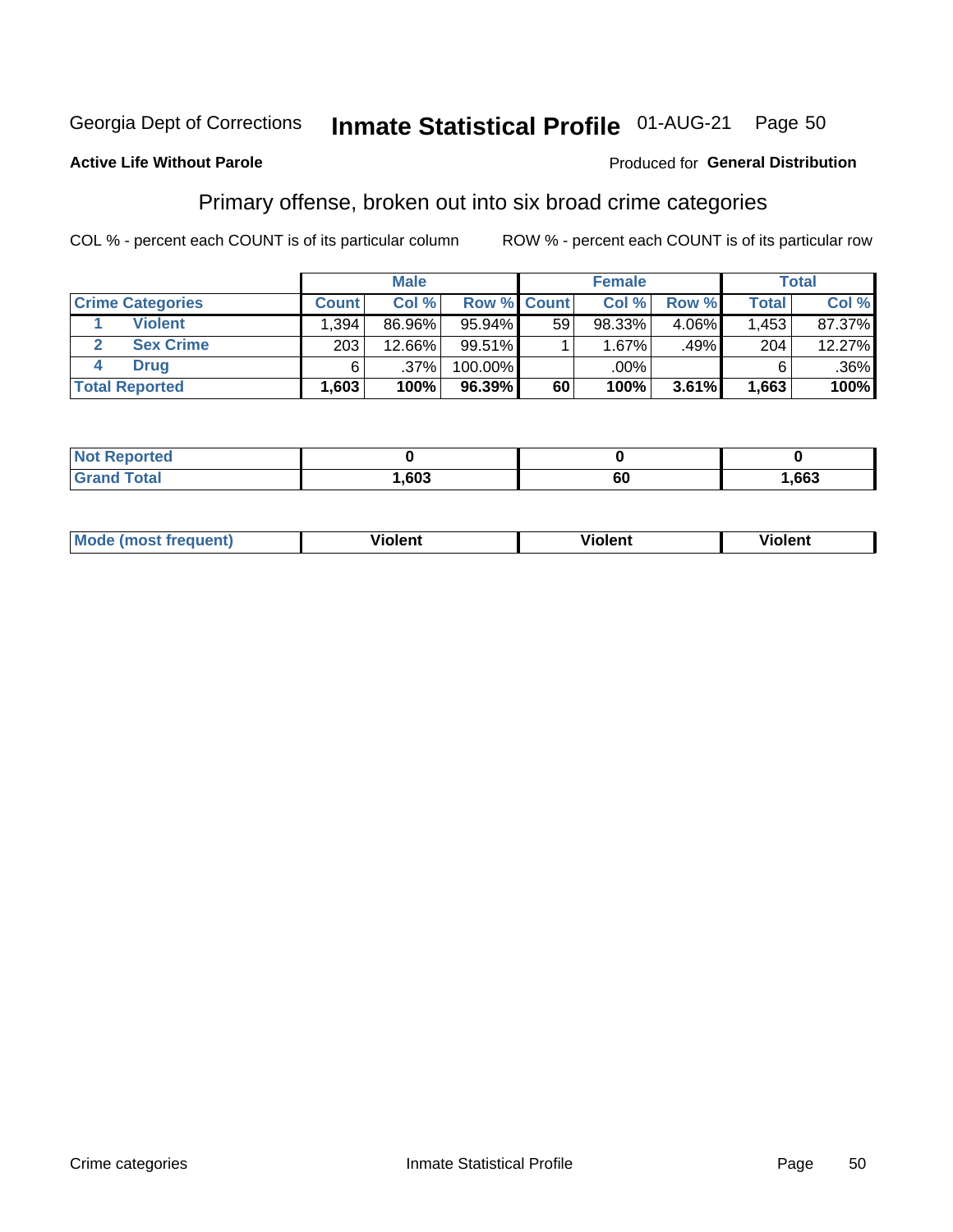Georgia Dept of Corrections **Inmate Statistical Profile** 01-AUG-21 Page 50

**Active Life Without Parole**

Produced for **General Distribution**

## Primary offense, broken out into six broad crime categories

COL % - percent each COUNT is of its particular column     ROW % - percent each COUNT is of its particular row

| | | Male | | | Female | | | Total | |
|---|---|---|---|---|---|---|---|---|---|
| **Crime Categories** | | **Count** | **Col %** | **Row %** | **Count** | **Col %** | **Row %** | **Total** | **Col %** |
| 1 | **Violent** | 1,394 | 86.96% | 95.94% | 59 | 98.33% | 4.06% | 1,453 | 87.37% |
| 2 | **Sex Crime** | 203 | 12.66% | 99.51% | 1 | 1.67% | .49% | 204 | 12.27% |
| 4 | **Drug** | 6 | .37% | 100.00% | | .00% | | 6 | .36% |
| **Total Reported** | | **1,603** | **100%** | **96.39%** | **60** | **100%** | **3.61%** | **1,663** | **100%** |

| | Male | Female | Total |
|---|---|---|---|
| **Not Reported** | **0** | **0** | **0** |
| **Grand Total** | **1,603** | **60** | **1,663** |

| | Male | Female | Total |
|---|---|---|---|
| **Mode (most frequent)** | **Violent** | **Violent** | **Violent** |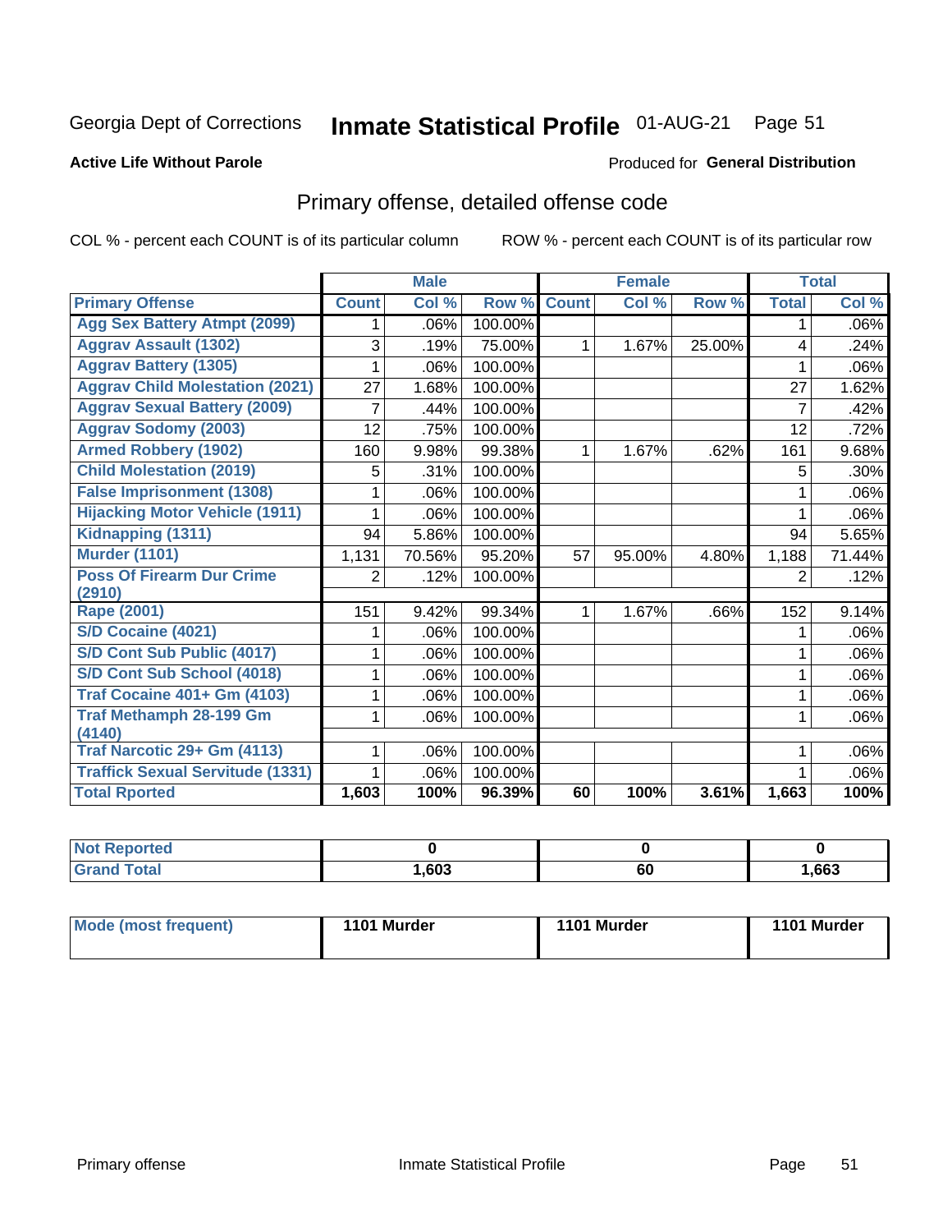Georgia Dept of Corrections **Inmate Statistical Profile** 01-AUG-21

**Active Life Without Parole**

Produced for **General Distribution**

## Primary offense, detailed offense code

COL % - percent each COUNT is of its particular column    ROW % - percent each COUNT is of its particular row

| | Male | | | Female | | | Total | |
|---|---|---|---|---|---|---|---|---|
| **Primary Offense** | **Count** | **Col %** | **Row %** | **Count** | **Col %** | **Row %** | **Total** | **Col %** |
| Agg Sex Battery Atmpt (2099) | 1 | .06% | 100.00% | | | | 1 | .06% |
| Aggrav Assault (1302) | 3 | .19% | 75.00% | 1 | 1.67% | 25.00% | 4 | .24% |
| Aggrav Battery (1305) | 1 | .06% | 100.00% | | | | 1 | .06% |
| Aggrav Child Molestation (2021) | 27 | 1.68% | 100.00% | | | | 27 | 1.62% |
| Aggrav Sexual Battery (2009) | 7 | .44% | 100.00% | | | | 7 | .42% |
| Aggrav Sodomy (2003) | 12 | .75% | 100.00% | | | | 12 | .72% |
| Armed Robbery (1902) | 160 | 9.98% | 99.38% | 1 | 1.67% | .62% | 161 | 9.68% |
| Child Molestation (2019) | 5 | .31% | 100.00% | | | | 5 | .30% |
| False Imprisonment (1308) | 1 | .06% | 100.00% | | | | 1 | .06% |
| Hijacking Motor Vehicle (1911) | 1 | .06% | 100.00% | | | | 1 | .06% |
| Kidnapping (1311) | 94 | 5.86% | 100.00% | | | | 94 | 5.65% |
| Murder (1101) | 1,131 | 70.56% | 95.20% | 57 | 95.00% | 4.80% | 1,188 | 71.44% |
| Poss Of Firearm Dur Crime (2910) | 2 | .12% | 100.00% | | | | 2 | .12% |
| Rape (2001) | 151 | 9.42% | 99.34% | 1 | 1.67% | .66% | 152 | 9.14% |
| S/D Cocaine (4021) | 1 | .06% | 100.00% | | | | 1 | .06% |
| S/D Cont Sub Public (4017) | 1 | .06% | 100.00% | | | | 1 | .06% |
| S/D Cont Sub School (4018) | 1 | .06% | 100.00% | | | | 1 | .06% |
| Traf Cocaine 401+ Gm (4103) | 1 | .06% | 100.00% | | | | 1 | .06% |
| Traf Methamph 28-199 Gm (4140) | 1 | .06% | 100.00% | | | | 1 | .06% |
| Traf Narcotic 29+ Gm (4113) | 1 | .06% | 100.00% | | | | 1 | .06% |
| Traffick Sexual Servitude (1331) | 1 | .06% | 100.00% | | | | 1 | .06% |
| **Total Rported** | **1,603** | **100%** | **96.39%** | **60** | **100%** | **3.61%** | **1,663** | **100%** |

| | Male | Female | Total |
|---|---|---|---|
| Not Reported | **0** | **0** | **0** |
| Grand Total | **1,603** | **60** | **1,663** |

| | Male | Female | Total |
|---|---|---|---|
| Mode (most frequent) | **1101 Murder** | **1101 Murder** | **1101 Murder** |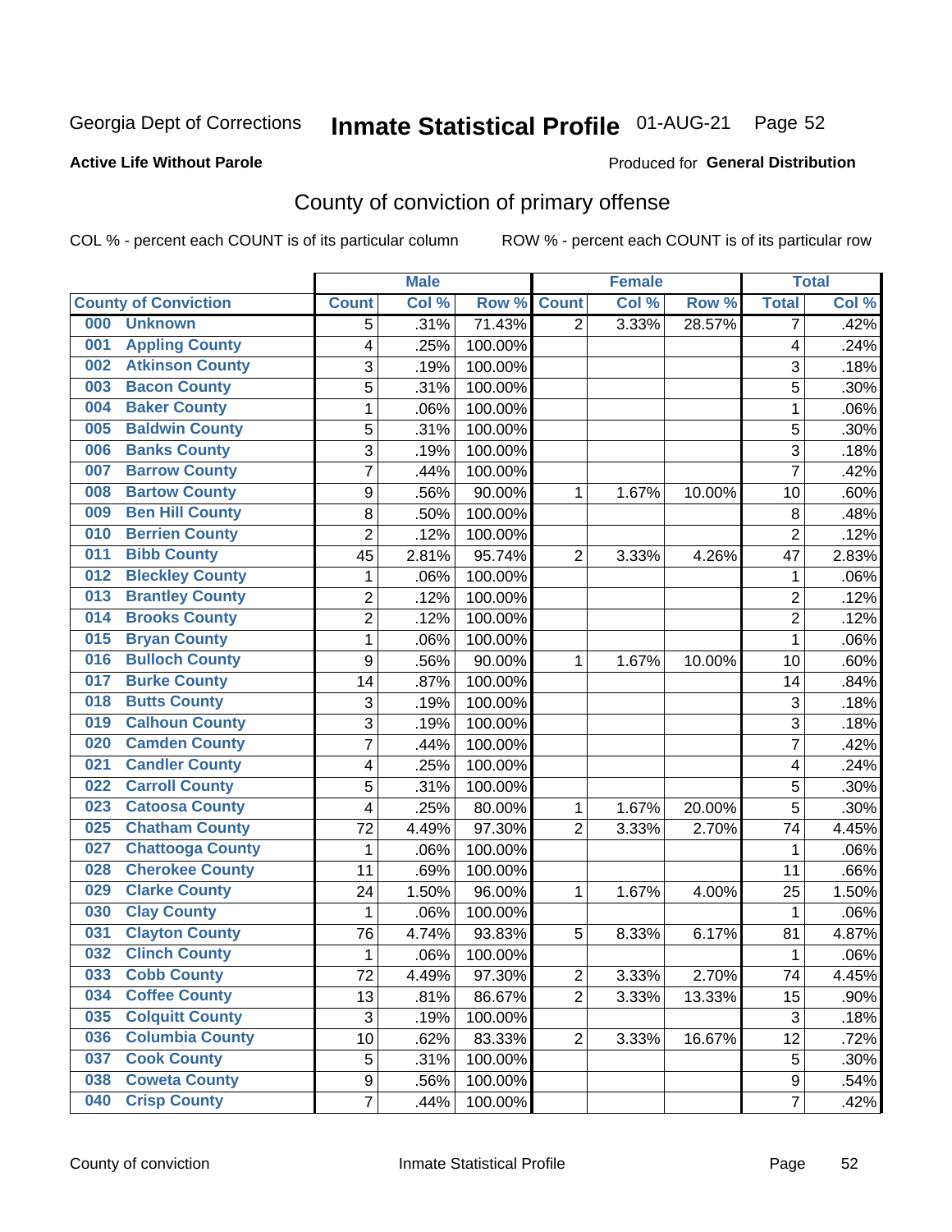Georgia Dept of Corrections **Inmate Statistical Profile** 01-AUG-21 Page 52

**Active Life Without Parole**

Produced for **General Distribution**

## County of conviction of primary offense

COL % - percent each COUNT is of its particular column ROW % - percent each COUNT is of its particular row

| County of Conviction | Male | | | Female | | | Total | |
|---|---|---|---|---|---|---|---|---|
| | Count | Col % | Row % | Count | Col % | Row % | Total | Col % |
| 000 Unknown | 5 | .31% | 71.43% | 2 | 3.33% | 28.57% | 7 | .42% |
| 001 Appling County | 4 | .25% | 100.00% | | | | 4 | .24% |
| 002 Atkinson County | 3 | .19% | 100.00% | | | | 3 | .18% |
| 003 Bacon County | 5 | .31% | 100.00% | | | | 5 | .30% |
| 004 Baker County | 1 | .06% | 100.00% | | | | 1 | .06% |
| 005 Baldwin County | 5 | .31% | 100.00% | | | | 5 | .30% |
| 006 Banks County | 3 | .19% | 100.00% | | | | 3 | .18% |
| 007 Barrow County | 7 | .44% | 100.00% | | | | 7 | .42% |
| 008 Bartow County | 9 | .56% | 90.00% | 1 | 1.67% | 10.00% | 10 | .60% |
| 009 Ben Hill County | 8 | .50% | 100.00% | | | | 8 | .48% |
| 010 Berrien County | 2 | .12% | 100.00% | | | | 2 | .12% |
| 011 Bibb County | 45 | 2.81% | 95.74% | 2 | 3.33% | 4.26% | 47 | 2.83% |
| 012 Bleckley County | 1 | .06% | 100.00% | | | | 1 | .06% |
| 013 Brantley County | 2 | .12% | 100.00% | | | | 2 | .12% |
| 014 Brooks County | 2 | .12% | 100.00% | | | | 2 | .12% |
| 015 Bryan County | 1 | .06% | 100.00% | | | | 1 | .06% |
| 016 Bulloch County | 9 | .56% | 90.00% | 1 | 1.67% | 10.00% | 10 | .60% |
| 017 Burke County | 14 | .87% | 100.00% | | | | 14 | .84% |
| 018 Butts County | 3 | .19% | 100.00% | | | | 3 | .18% |
| 019 Calhoun County | 3 | .19% | 100.00% | | | | 3 | .18% |
| 020 Camden County | 7 | .44% | 100.00% | | | | 7 | .42% |
| 021 Candler County | 4 | .25% | 100.00% | | | | 4 | .24% |
| 022 Carroll County | 5 | .31% | 100.00% | | | | 5 | .30% |
| 023 Catoosa County | 4 | .25% | 80.00% | 1 | 1.67% | 20.00% | 5 | .30% |
| 025 Chatham County | 72 | 4.49% | 97.30% | 2 | 3.33% | 2.70% | 74 | 4.45% |
| 027 Chattooga County | 1 | .06% | 100.00% | | | | 1 | .06% |
| 028 Cherokee County | 11 | .69% | 100.00% | | | | 11 | .66% |
| 029 Clarke County | 24 | 1.50% | 96.00% | 1 | 1.67% | 4.00% | 25 | 1.50% |
| 030 Clay County | 1 | .06% | 100.00% | | | | 1 | .06% |
| 031 Clayton County | 76 | 4.74% | 93.83% | 5 | 8.33% | 6.17% | 81 | 4.87% |
| 032 Clinch County | 1 | .06% | 100.00% | | | | 1 | .06% |
| 033 Cobb County | 72 | 4.49% | 97.30% | 2 | 3.33% | 2.70% | 74 | 4.45% |
| 034 Coffee County | 13 | .81% | 86.67% | 2 | 3.33% | 13.33% | 15 | .90% |
| 035 Colquitt County | 3 | .19% | 100.00% | | | | 3 | .18% |
| 036 Columbia County | 10 | .62% | 83.33% | 2 | 3.33% | 16.67% | 12 | .72% |
| 037 Cook County | 5 | .31% | 100.00% | | | | 5 | .30% |
| 038 Coweta County | 9 | .56% | 100.00% | | | | 9 | .54% |
| 040 Crisp County | 7 | .44% | 100.00% | | | | 7 | .42% |

County of conviction Inmate Statistical Profile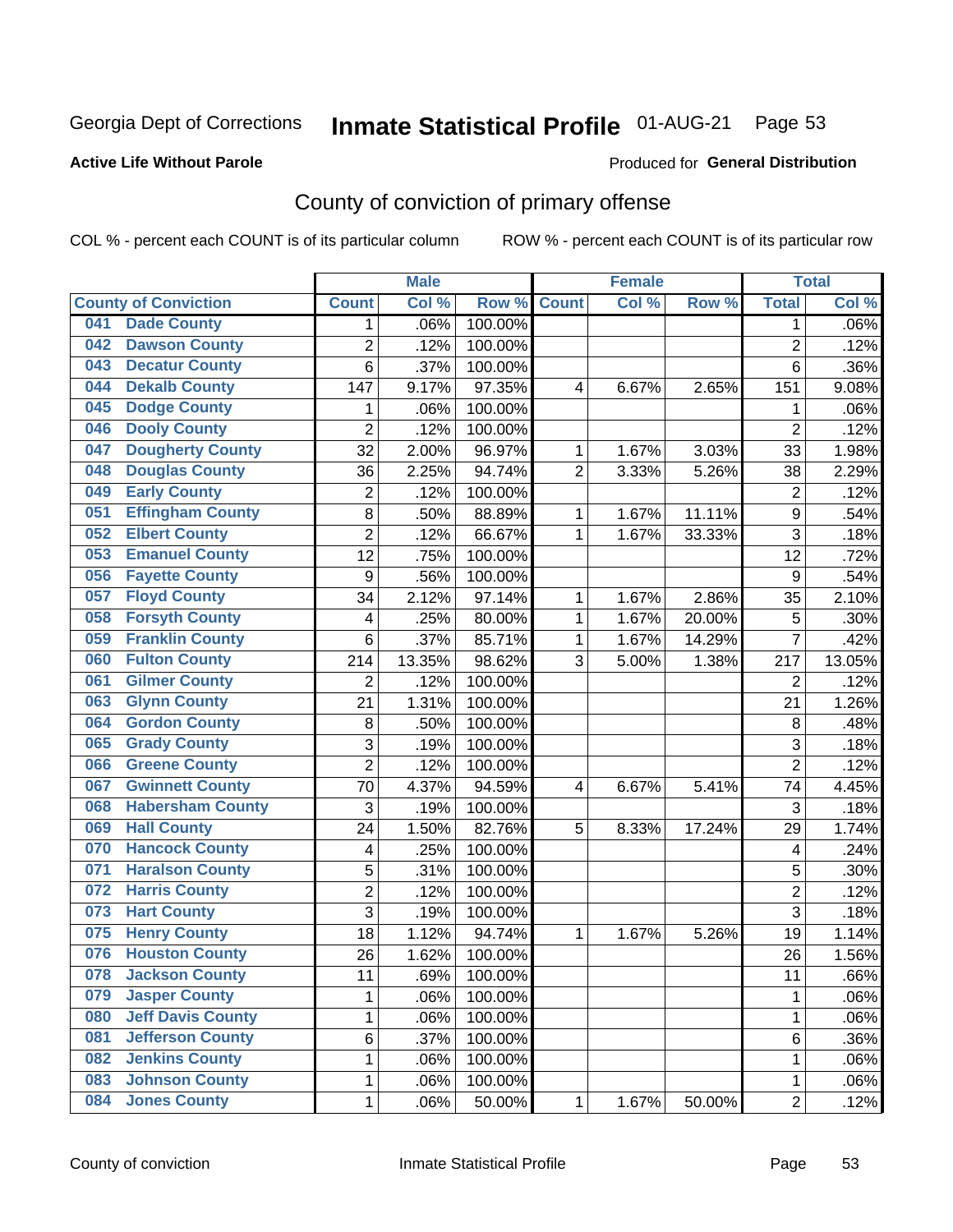Georgia Dept of Corrections

# Inmate Statistical Profile 01-AUG-21

**Active Life Without Parole**

Produced for **General Distribution**

## County of conviction of primary offense

COL % - percent each COUNT is of its particular column

ROW % - percent each COUNT is of its particular row

| County of Conviction | | Male | | | Female | | | Total | |
|---|---|---|---|---|---|---|---|---|---|
| | | Count | Col % | Row % | Count | Col % | Row % | Total | Col % |
| 041 | Dade County | 1 | .06% | 100.00% | | | | 1 | .06% |
| 042 | Dawson County | 2 | .12% | 100.00% | | | | 2 | .12% |
| 043 | Decatur County | 6 | .37% | 100.00% | | | | 6 | .36% |
| 044 | Dekalb County | 147 | 9.17% | 97.35% | 4 | 6.67% | 2.65% | 151 | 9.08% |
| 045 | Dodge County | 1 | .06% | 100.00% | | | | 1 | .06% |
| 046 | Dooly County | 2 | .12% | 100.00% | | | | 2 | .12% |
| 047 | Dougherty County | 32 | 2.00% | 96.97% | 1 | 1.67% | 3.03% | 33 | 1.98% |
| 048 | Douglas County | 36 | 2.25% | 94.74% | 2 | 3.33% | 5.26% | 38 | 2.29% |
| 049 | Early County | 2 | .12% | 100.00% | | | | 2 | .12% |
| 051 | Effingham County | 8 | .50% | 88.89% | 1 | 1.67% | 11.11% | 9 | .54% |
| 052 | Elbert County | 2 | .12% | 66.67% | 1 | 1.67% | 33.33% | 3 | .18% |
| 053 | Emanuel County | 12 | .75% | 100.00% | | | | 12 | .72% |
| 056 | Fayette County | 9 | .56% | 100.00% | | | | 9 | .54% |
| 057 | Floyd County | 34 | 2.12% | 97.14% | 1 | 1.67% | 2.86% | 35 | 2.10% |
| 058 | Forsyth County | 4 | .25% | 80.00% | 1 | 1.67% | 20.00% | 5 | .30% |
| 059 | Franklin County | 6 | .37% | 85.71% | 1 | 1.67% | 14.29% | 7 | .42% |
| 060 | Fulton County | 214 | 13.35% | 98.62% | 3 | 5.00% | 1.38% | 217 | 13.05% |
| 061 | Gilmer County | 2 | .12% | 100.00% | | | | 2 | .12% |
| 063 | Glynn County | 21 | 1.31% | 100.00% | | | | 21 | 1.26% |
| 064 | Gordon County | 8 | .50% | 100.00% | | | | 8 | .48% |
| 065 | Grady County | 3 | .19% | 100.00% | | | | 3 | .18% |
| 066 | Greene County | 2 | .12% | 100.00% | | | | 2 | .12% |
| 067 | Gwinnett County | 70 | 4.37% | 94.59% | 4 | 6.67% | 5.41% | 74 | 4.45% |
| 068 | Habersham County | 3 | .19% | 100.00% | | | | 3 | .18% |
| 069 | Hall County | 24 | 1.50% | 82.76% | 5 | 8.33% | 17.24% | 29 | 1.74% |
| 070 | Hancock County | 4 | .25% | 100.00% | | | | 4 | .24% |
| 071 | Haralson County | 5 | .31% | 100.00% | | | | 5 | .30% |
| 072 | Harris County | 2 | .12% | 100.00% | | | | 2 | .12% |
| 073 | Hart County | 3 | .19% | 100.00% | | | | 3 | .18% |
| 075 | Henry County | 18 | 1.12% | 94.74% | 1 | 1.67% | 5.26% | 19 | 1.14% |
| 076 | Houston County | 26 | 1.62% | 100.00% | | | | 26 | 1.56% |
| 078 | Jackson County | 11 | .69% | 100.00% | | | | 11 | .66% |
| 079 | Jasper County | 1 | .06% | 100.00% | | | | 1 | .06% |
| 080 | Jeff Davis County | 1 | .06% | 100.00% | | | | 1 | .06% |
| 081 | Jefferson County | 6 | .37% | 100.00% | | | | 6 | .36% |
| 082 | Jenkins County | 1 | .06% | 100.00% | | | | 1 | .06% |
| 083 | Johnson County | 1 | .06% | 100.00% | | | | 1 | .06% |
| 084 | Jones County | 1 | .06% | 50.00% | 1 | 1.67% | 50.00% | 2 | .12% |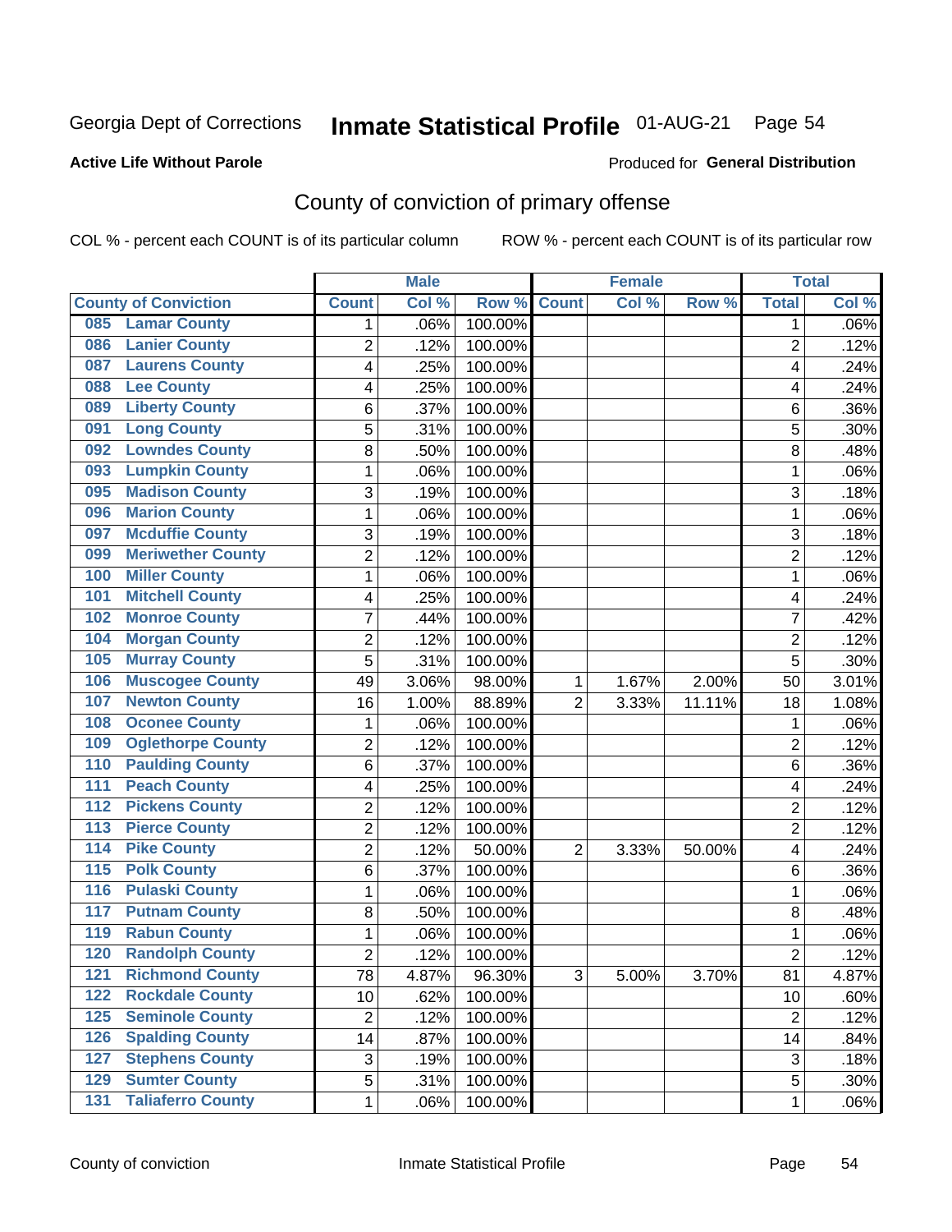Georgia Dept of Corrections **Inmate Statistical Profile** 01-AUG-21 Page 54

**Active Life Without Parole**

Produced for **General Distribution**

## County of conviction of primary offense

COL % - percent each COUNT is of its particular column ROW % - percent each COUNT is of its particular row

| County of Conviction | Male | | | Female | | | Total | |
|---|---|---|---|---|---|---|---|---|
| | Count | Col % | Row % | Count | Col % | Row % | Total | Col % |
| 085 Lamar County | 1 | .06% | 100.00% | | | | 1 | .06% |
| 086 Lanier County | 2 | .12% | 100.00% | | | | 2 | .12% |
| 087 Laurens County | 4 | .25% | 100.00% | | | | 4 | .24% |
| 088 Lee County | 4 | .25% | 100.00% | | | | 4 | .24% |
| 089 Liberty County | 6 | .37% | 100.00% | | | | 6 | .36% |
| 091 Long County | 5 | .31% | 100.00% | | | | 5 | .30% |
| 092 Lowndes County | 8 | .50% | 100.00% | | | | 8 | .48% |
| 093 Lumpkin County | 1 | .06% | 100.00% | | | | 1 | .06% |
| 095 Madison County | 3 | .19% | 100.00% | | | | 3 | .18% |
| 096 Marion County | 1 | .06% | 100.00% | | | | 1 | .06% |
| 097 Mcduffie County | 3 | .19% | 100.00% | | | | 3 | .18% |
| 099 Meriwether County | 2 | .12% | 100.00% | | | | 2 | .12% |
| 100 Miller County | 1 | .06% | 100.00% | | | | 1 | .06% |
| 101 Mitchell County | 4 | .25% | 100.00% | | | | 4 | .24% |
| 102 Monroe County | 7 | .44% | 100.00% | | | | 7 | .42% |
| 104 Morgan County | 2 | .12% | 100.00% | | | | 2 | .12% |
| 105 Murray County | 5 | .31% | 100.00% | | | | 5 | .30% |
| 106 Muscogee County | 49 | 3.06% | 98.00% | 1 | 1.67% | 2.00% | 50 | 3.01% |
| 107 Newton County | 16 | 1.00% | 88.89% | 2 | 3.33% | 11.11% | 18 | 1.08% |
| 108 Oconee County | 1 | .06% | 100.00% | | | | 1 | .06% |
| 109 Oglethorpe County | 2 | .12% | 100.00% | | | | 2 | .12% |
| 110 Paulding County | 6 | .37% | 100.00% | | | | 6 | .36% |
| 111 Peach County | 4 | .25% | 100.00% | | | | 4 | .24% |
| 112 Pickens County | 2 | .12% | 100.00% | | | | 2 | .12% |
| 113 Pierce County | 2 | .12% | 100.00% | | | | 2 | .12% |
| 114 Pike County | 2 | .12% | 50.00% | 2 | 3.33% | 50.00% | 4 | .24% |
| 115 Polk County | 6 | .37% | 100.00% | | | | 6 | .36% |
| 116 Pulaski County | 1 | .06% | 100.00% | | | | 1 | .06% |
| 117 Putnam County | 8 | .50% | 100.00% | | | | 8 | .48% |
| 119 Rabun County | 1 | .06% | 100.00% | | | | 1 | .06% |
| 120 Randolph County | 2 | .12% | 100.00% | | | | 2 | .12% |
| 121 Richmond County | 78 | 4.87% | 96.30% | 3 | 5.00% | 3.70% | 81 | 4.87% |
| 122 Rockdale County | 10 | .62% | 100.00% | | | | 10 | .60% |
| 125 Seminole County | 2 | .12% | 100.00% | | | | 2 | .12% |
| 126 Spalding County | 14 | .87% | 100.00% | | | | 14 | .84% |
| 127 Stephens County | 3 | .19% | 100.00% | | | | 3 | .18% |
| 129 Sumter County | 5 | .31% | 100.00% | | | | 5 | .30% |
| 131 Taliaferro County | 1 | .06% | 100.00% | | | | 1 | .06% |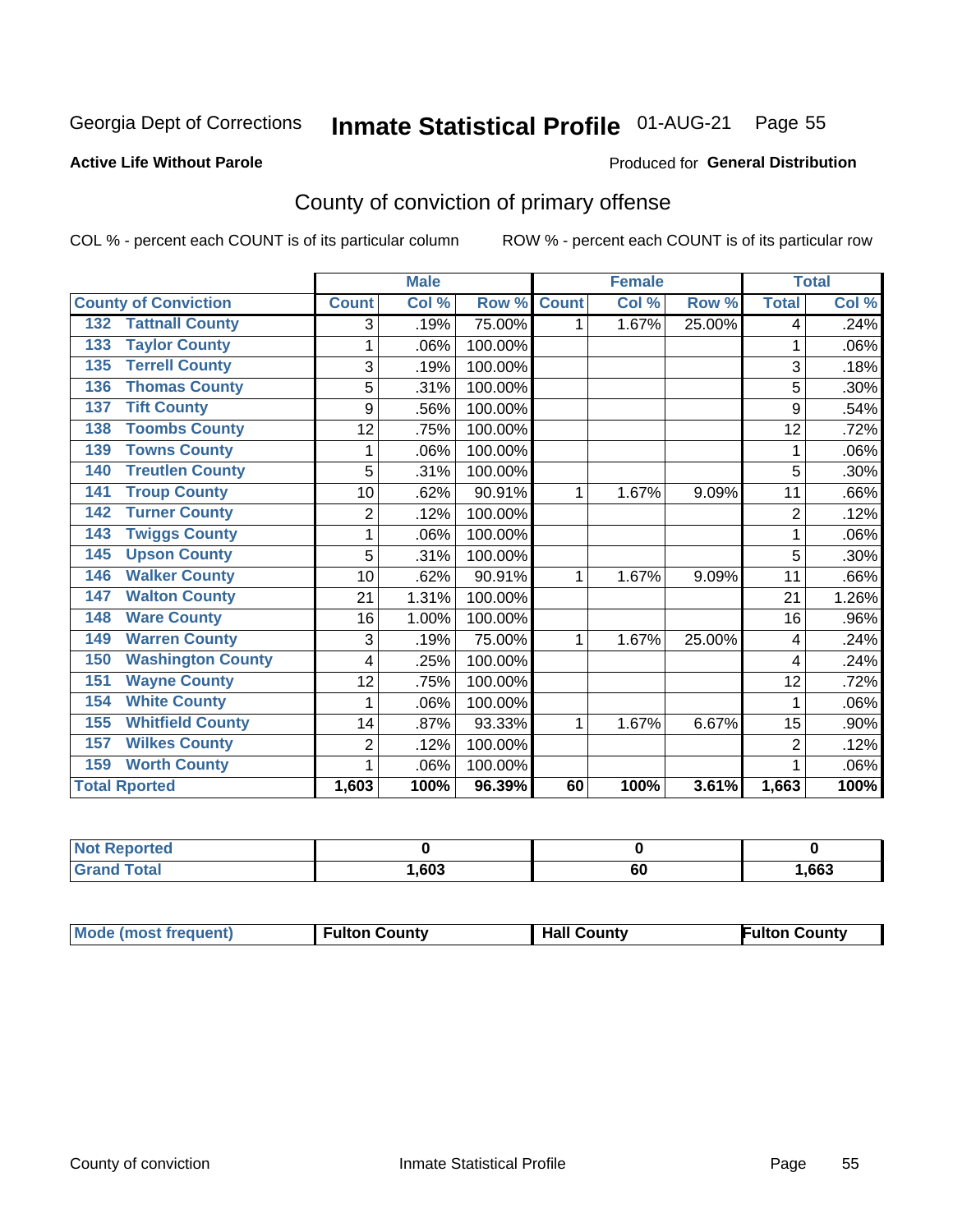Georgia Dept of Corrections **Inmate Statistical Profile** 01-AUG-21 Page 55

**Active Life Without Parole**

Produced for **General Distribution**

## County of conviction of primary offense

COL % - percent each COUNT is of its particular column ROW % - percent each COUNT is of its particular row

| County of Conviction | Male | | | Female | | | Total | |
|---|---|---|---|---|---|---|---|---|
| | Count | Col % | Row % | Count | Col % | Row % | Total | Col % |
| 132 Tattnall County | 3 | .19% | 75.00% | 1 | 1.67% | 25.00% | 4 | .24% |
| 133 Taylor County | 1 | .06% | 100.00% | | | | 1 | .06% |
| 135 Terrell County | 3 | .19% | 100.00% | | | | 3 | .18% |
| 136 Thomas County | 5 | .31% | 100.00% | | | | 5 | .30% |
| 137 Tift County | 9 | .56% | 100.00% | | | | 9 | .54% |
| 138 Toombs County | 12 | .75% | 100.00% | | | | 12 | .72% |
| 139 Towns County | 1 | .06% | 100.00% | | | | 1 | .06% |
| 140 Treutlen County | 5 | .31% | 100.00% | | | | 5 | .30% |
| 141 Troup County | 10 | .62% | 90.91% | 1 | 1.67% | 9.09% | 11 | .66% |
| 142 Turner County | 2 | .12% | 100.00% | | | | 2 | .12% |
| 143 Twiggs County | 1 | .06% | 100.00% | | | | 1 | .06% |
| 145 Upson County | 5 | .31% | 100.00% | | | | 5 | .30% |
| 146 Walker County | 10 | .62% | 90.91% | 1 | 1.67% | 9.09% | 11 | .66% |
| 147 Walton County | 21 | 1.31% | 100.00% | | | | 21 | 1.26% |
| 148 Ware County | 16 | 1.00% | 100.00% | | | | 16 | .96% |
| 149 Warren County | 3 | .19% | 75.00% | 1 | 1.67% | 25.00% | 4 | .24% |
| 150 Washington County | 4 | .25% | 100.00% | | | | 4 | .24% |
| 151 Wayne County | 12 | .75% | 100.00% | | | | 12 | .72% |
| 154 White County | 1 | .06% | 100.00% | | | | 1 | .06% |
| 155 Whitfield County | 14 | .87% | 93.33% | 1 | 1.67% | 6.67% | 15 | .90% |
| 157 Wilkes County | 2 | .12% | 100.00% | | | | 2 | .12% |
| 159 Worth County | 1 | .06% | 100.00% | | | | 1 | .06% |
| **Total Rported** | **1,603** | **100%** | **96.39%** | **60** | **100%** | **3.61%** | **1,663** | **100%** |

| | Male | Female | Total |
|---|---|---|---|
| **Not Reported** | **0** | **0** | **0** |
| **Grand Total** | **1,603** | **60** | **1,663** |

| | Male | Female | Total |
|---|---|---|---|
| **Mode (most frequent)** | **Fulton County** | **Hall County** | **Fulton County** |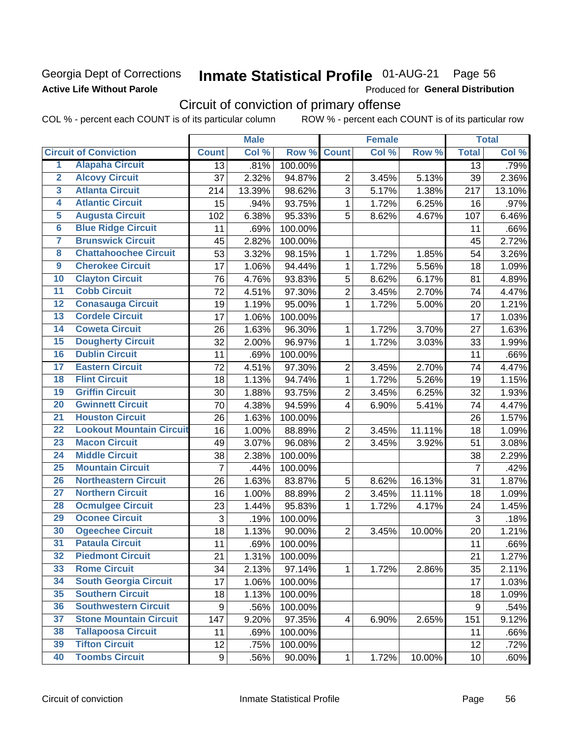Georgia Dept of Corrections

**Active Life Without Parole**

# Inmate Statistical Profile 01-AUG-21 Page 56

Produced for **General Distribution**

## Circuit of conviction of primary offense

COL % - percent each COUNT is of its particular column ROW % - percent each COUNT is of its particular row

| | | Male | | | Female | | | Total | |
|---|---|---|---|---|---|---|---|---|---|
| **Circuit of Conviction** | | **Count** | **Col %** | **Row %** | **Count** | **Col %** | **Row %** | **Total** | **Col %** |
| 1 | Alapaha Circuit | 13 | .81% | 100.00% | | | | 13 | .79% |
| 2 | Alcovy Circuit | 37 | 2.32% | 94.87% | 2 | 3.45% | 5.13% | 39 | 2.36% |
| 3 | Atlanta Circuit | 214 | 13.39% | 98.62% | 3 | 5.17% | 1.38% | 217 | 13.10% |
| 4 | Atlantic Circuit | 15 | .94% | 93.75% | 1 | 1.72% | 6.25% | 16 | .97% |
| 5 | Augusta Circuit | 102 | 6.38% | 95.33% | 5 | 8.62% | 4.67% | 107 | 6.46% |
| 6 | Blue Ridge Circuit | 11 | .69% | 100.00% | | | | 11 | .66% |
| 7 | Brunswick Circuit | 45 | 2.82% | 100.00% | | | | 45 | 2.72% |
| 8 | Chattahoochee Circuit | 53 | 3.32% | 98.15% | 1 | 1.72% | 1.85% | 54 | 3.26% |
| 9 | Cherokee Circuit | 17 | 1.06% | 94.44% | 1 | 1.72% | 5.56% | 18 | 1.09% |
| 10 | Clayton Circuit | 76 | 4.76% | 93.83% | 5 | 8.62% | 6.17% | 81 | 4.89% |
| 11 | Cobb Circuit | 72 | 4.51% | 97.30% | 2 | 3.45% | 2.70% | 74 | 4.47% |
| 12 | Conasauga Circuit | 19 | 1.19% | 95.00% | 1 | 1.72% | 5.00% | 20 | 1.21% |
| 13 | Cordele Circuit | 17 | 1.06% | 100.00% | | | | 17 | 1.03% |
| 14 | Coweta Circuit | 26 | 1.63% | 96.30% | 1 | 1.72% | 3.70% | 27 | 1.63% |
| 15 | Dougherty Circuit | 32 | 2.00% | 96.97% | 1 | 1.72% | 3.03% | 33 | 1.99% |
| 16 | Dublin Circuit | 11 | .69% | 100.00% | | | | 11 | .66% |
| 17 | Eastern Circuit | 72 | 4.51% | 97.30% | 2 | 3.45% | 2.70% | 74 | 4.47% |
| 18 | Flint Circuit | 18 | 1.13% | 94.74% | 1 | 1.72% | 5.26% | 19 | 1.15% |
| 19 | Griffin Circuit | 30 | 1.88% | 93.75% | 2 | 3.45% | 6.25% | 32 | 1.93% |
| 20 | Gwinnett Circuit | 70 | 4.38% | 94.59% | 4 | 6.90% | 5.41% | 74 | 4.47% |
| 21 | Houston Circuit | 26 | 1.63% | 100.00% | | | | 26 | 1.57% |
| 22 | Lookout Mountain Circuit | 16 | 1.00% | 88.89% | 2 | 3.45% | 11.11% | 18 | 1.09% |
| 23 | Macon Circuit | 49 | 3.07% | 96.08% | 2 | 3.45% | 3.92% | 51 | 3.08% |
| 24 | Middle Circuit | 38 | 2.38% | 100.00% | | | | 38 | 2.29% |
| 25 | Mountain Circuit | 7 | .44% | 100.00% | | | | 7 | .42% |
| 26 | Northeastern Circuit | 26 | 1.63% | 83.87% | 5 | 8.62% | 16.13% | 31 | 1.87% |
| 27 | Northern Circuit | 16 | 1.00% | 88.89% | 2 | 3.45% | 11.11% | 18 | 1.09% |
| 28 | Ocmulgee Circuit | 23 | 1.44% | 95.83% | 1 | 1.72% | 4.17% | 24 | 1.45% |
| 29 | Oconee Circuit | 3 | .19% | 100.00% | | | | 3 | .18% |
| 30 | Ogeechee Circuit | 18 | 1.13% | 90.00% | 2 | 3.45% | 10.00% | 20 | 1.21% |
| 31 | Pataula Circuit | 11 | .69% | 100.00% | | | | 11 | .66% |
| 32 | Piedmont Circuit | 21 | 1.31% | 100.00% | | | | 21 | 1.27% |
| 33 | Rome Circuit | 34 | 2.13% | 97.14% | 1 | 1.72% | 2.86% | 35 | 2.11% |
| 34 | South Georgia Circuit | 17 | 1.06% | 100.00% | | | | 17 | 1.03% |
| 35 | Southern Circuit | 18 | 1.13% | 100.00% | | | | 18 | 1.09% |
| 36 | Southwestern Circuit | 9 | .56% | 100.00% | | | | 9 | .54% |
| 37 | Stone Mountain Circuit | 147 | 9.20% | 97.35% | 4 | 6.90% | 2.65% | 151 | 9.12% |
| 38 | Tallapoosa Circuit | 11 | .69% | 100.00% | | | | 11 | .66% |
| 39 | Tifton Circuit | 12 | .75% | 100.00% | | | | 12 | .72% |
| 40 | Toombs Circuit | 9 | .56% | 90.00% | 1 | 1.72% | 10.00% | 10 | .60% |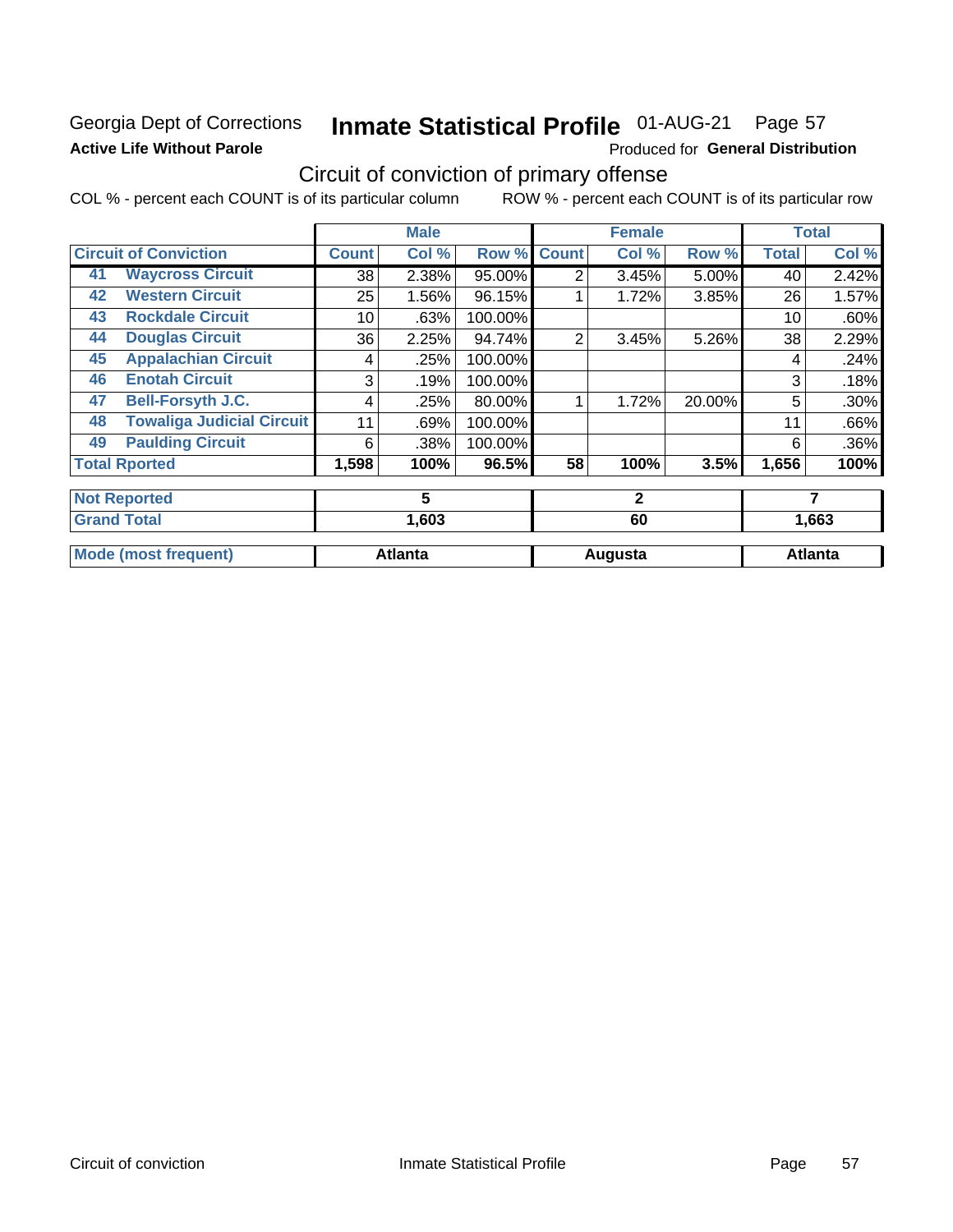Georgia Dept of Corrections

**Active Life Without Parole**

# Inmate Statistical Profile 01-AUG-21 Page 57

Produced for **General Distribution**

## Circuit of conviction of primary offense

COL % - percent each COUNT is of its particular column ROW % - percent each COUNT is of its particular row

| | | Male | | | Female | | | Total | |
|---|---|---|---|---|---|---|---|---|---|
| **Circuit of Conviction** | | **Count** | **Col %** | **Row %** | **Count** | **Col %** | **Row %** | **Total** | **Col %** |
| 41 | **Waycross Circuit** | 38 | 2.38% | 95.00% | 2 | 3.45% | 5.00% | 40 | 2.42% |
| 42 | **Western Circuit** | 25 | 1.56% | 96.15% | 1 | 1.72% | 3.85% | 26 | 1.57% |
| 43 | **Rockdale Circuit** | 10 | .63% | 100.00% | | | | 10 | .60% |
| 44 | **Douglas Circuit** | 36 | 2.25% | 94.74% | 2 | 3.45% | 5.26% | 38 | 2.29% |
| 45 | **Appalachian Circuit** | 4 | .25% | 100.00% | | | | 4 | .24% |
| 46 | **Enotah Circuit** | 3 | .19% | 100.00% | | | | 3 | .18% |
| 47 | **Bell-Forsyth J.C.** | 4 | .25% | 80.00% | 1 | 1.72% | 20.00% | 5 | .30% |
| 48 | **Towaliga Judicial Circuit** | 11 | .69% | 100.00% | | | | 11 | .66% |
| 49 | **Paulding Circuit** | 6 | .38% | 100.00% | | | | 6 | .36% |
| **Total Rported** | | **1,598** | **100%** | **96.5%** | **58** | **100%** | **3.5%** | **1,656** | **100%** |
| **Not Reported** | | **5** | | | **2** | | | **7** | |
| **Grand Total** | | **1,603** | | | **60** | | | **1,663** | |
| **Mode (most frequent)** | | **Atlanta** | | | **Augusta** | | | **Atlanta** | |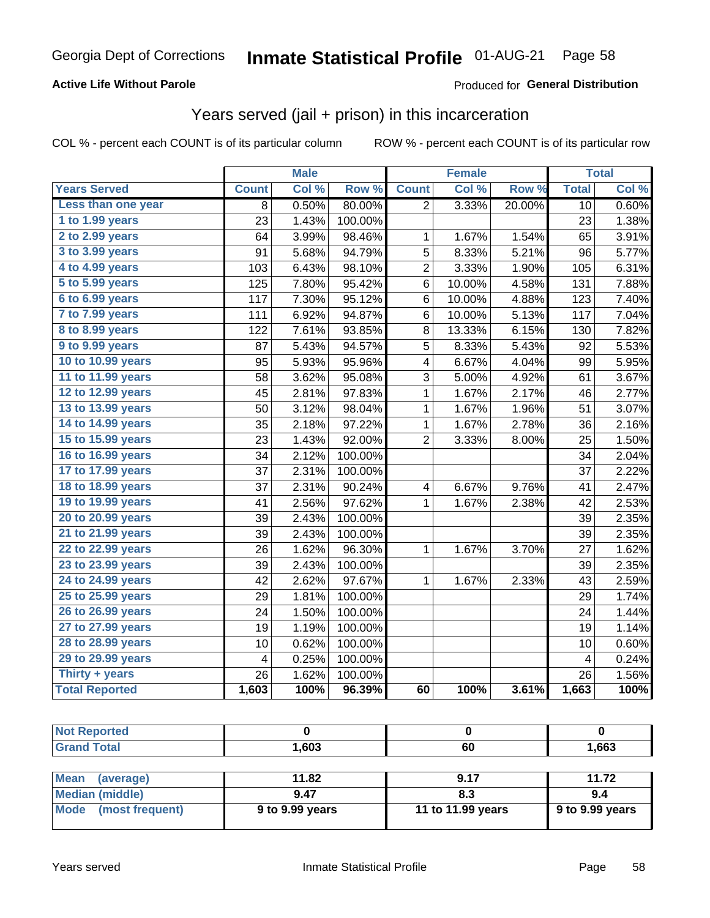Georgia Dept of Corrections **Inmate Statistical Profile** 01-AUG-21

**Active Life Without Parole**

Produced for **General Distribution**

## Years served (jail + prison) in this incarceration

COL % - percent each COUNT is of its particular column    ROW % - percent each COUNT is of its particular row

| | Male | | | Female | | | Total | |
|---|---|---|---|---|---|---|---|---|
| **Years Served** | **Count** | **Col %** | **Row %** | **Count** | **Col %** | **Row %** | **Total** | **Col %** |
| Less than one year | 8 | 0.50% | 80.00% | 2 | 3.33% | 20.00% | 10 | 0.60% |
| 1 to 1.99 years | 23 | 1.43% | 100.00% | | | | 23 | 1.38% |
| 2 to 2.99 years | 64 | 3.99% | 98.46% | 1 | 1.67% | 1.54% | 65 | 3.91% |
| 3 to 3.99 years | 91 | 5.68% | 94.79% | 5 | 8.33% | 5.21% | 96 | 5.77% |
| 4 to 4.99 years | 103 | 6.43% | 98.10% | 2 | 3.33% | 1.90% | 105 | 6.31% |
| 5 to 5.99 years | 125 | 7.80% | 95.42% | 6 | 10.00% | 4.58% | 131 | 7.88% |
| 6 to 6.99 years | 117 | 7.30% | 95.12% | 6 | 10.00% | 4.88% | 123 | 7.40% |
| 7 to 7.99 years | 111 | 6.92% | 94.87% | 6 | 10.00% | 5.13% | 117 | 7.04% |
| 8 to 8.99 years | 122 | 7.61% | 93.85% | 8 | 13.33% | 6.15% | 130 | 7.82% |
| 9 to 9.99 years | 87 | 5.43% | 94.57% | 5 | 8.33% | 5.43% | 92 | 5.53% |
| 10 to 10.99 years | 95 | 5.93% | 95.96% | 4 | 6.67% | 4.04% | 99 | 5.95% |
| 11 to 11.99 years | 58 | 3.62% | 95.08% | 3 | 5.00% | 4.92% | 61 | 3.67% |
| 12 to 12.99 years | 45 | 2.81% | 97.83% | 1 | 1.67% | 2.17% | 46 | 2.77% |
| 13 to 13.99 years | 50 | 3.12% | 98.04% | 1 | 1.67% | 1.96% | 51 | 3.07% |
| 14 to 14.99 years | 35 | 2.18% | 97.22% | 1 | 1.67% | 2.78% | 36 | 2.16% |
| 15 to 15.99 years | 23 | 1.43% | 92.00% | 2 | 3.33% | 8.00% | 25 | 1.50% |
| 16 to 16.99 years | 34 | 2.12% | 100.00% | | | | 34 | 2.04% |
| 17 to 17.99 years | 37 | 2.31% | 100.00% | | | | 37 | 2.22% |
| 18 to 18.99 years | 37 | 2.31% | 90.24% | 4 | 6.67% | 9.76% | 41 | 2.47% |
| 19 to 19.99 years | 41 | 2.56% | 97.62% | 1 | 1.67% | 2.38% | 42 | 2.53% |
| 20 to 20.99 years | 39 | 2.43% | 100.00% | | | | 39 | 2.35% |
| 21 to 21.99 years | 39 | 2.43% | 100.00% | | | | 39 | 2.35% |
| 22 to 22.99 years | 26 | 1.62% | 96.30% | 1 | 1.67% | 3.70% | 27 | 1.62% |
| 23 to 23.99 years | 39 | 2.43% | 100.00% | | | | 39 | 2.35% |
| 24 to 24.99 years | 42 | 2.62% | 97.67% | 1 | 1.67% | 2.33% | 43 | 2.59% |
| 25 to 25.99 years | 29 | 1.81% | 100.00% | | | | 29 | 1.74% |
| 26 to 26.99 years | 24 | 1.50% | 100.00% | | | | 24 | 1.44% |
| 27 to 27.99 years | 19 | 1.19% | 100.00% | | | | 19 | 1.14% |
| 28 to 28.99 years | 10 | 0.62% | 100.00% | | | | 10 | 0.60% |
| 29 to 29.99 years | 4 | 0.25% | 100.00% | | | | 4 | 0.24% |
| Thirty + years | 26 | 1.62% | 100.00% | | | | 26 | 1.56% |
| **Total Reported** | **1,603** | **100%** | **96.39%** | **60** | **100%** | **3.61%** | **1,663** | **100%** |

| | Male | Female | Total |
|---|---|---|---|
| Not Reported | 0 | 0 | 0 |
| Grand Total | 1,603 | 60 | 1,663 |

| | Male | Female | Total |
|---|---|---|---|
| Mean (average) | 11.82 | 9.17 | 11.72 |
| Median (middle) | 9.47 | 8.3 | 9.4 |
| Mode (most frequent) | 9 to 9.99 years | 11 to 11.99 years | 9 to 9.99 years |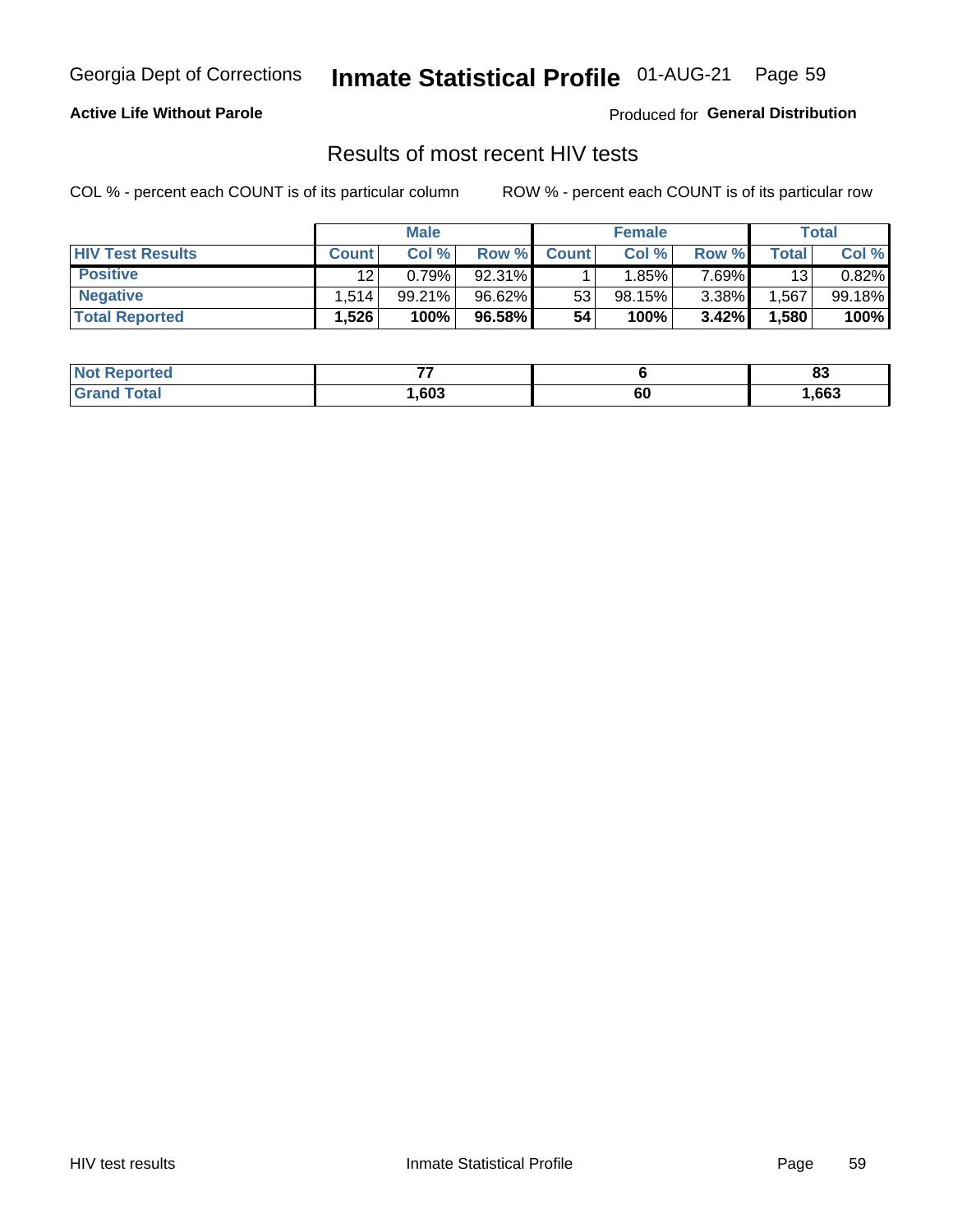Georgia Dept of Corrections **Inmate Statistical Profile** 01-AUG-21

**Active Life Without Parole**

Produced for **General Distribution**

## Results of most recent HIV tests

COL % - percent each COUNT is of its particular column

ROW % - percent each COUNT is of its particular row

| | Male | | | Female | | | Total | |
|---|---|---|---|---|---|---|---|---|
| **HIV Test Results** | **Count** | **Col %** | **Row %** | **Count** | **Col %** | **Row %** | **Total** | **Col %** |
| **Positive** | 12 | 0.79% | 92.31% | 1 | 1.85% | 7.69% | 13 | 0.82% |
| **Negative** | 1,514 | 99.21% | 96.62% | 53 | 98.15% | 3.38% | 1,567 | 99.18% |
| **Total Reported** | **1,526** | **100%** | **96.58%** | **54** | **100%** | **3.42%** | **1,580** | **100%** |

| | Male | Female | Total |
|---|---|---|---|
| **Not Reported** | **77** | **6** | **83** |
| **Grand Total** | **1,603** | **60** | **1,663** |

HIV test results Inmate Statistical Profile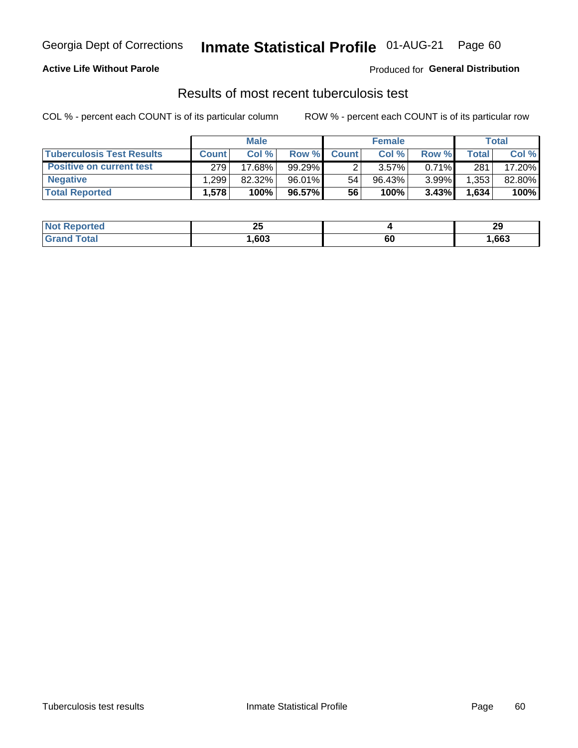Georgia Dept of Corrections **Inmate Statistical Profile** 01-AUG-21 Page 60

**Active Life Without Parole**

Produced for **General Distribution**

## Results of most recent tuberculosis test

COL % - percent each COUNT is of its particular column ROW % - percent each COUNT is of its particular row

| | Male | | | Female | | | Total | |
|---|---|---|---|---|---|---|---|---|
| **Tuberculosis Test Results** | **Count** | **Col %** | **Row %** | **Count** | **Col %** | **Row %** | **Total** | **Col %** |
| **Positive on current test** | 279 | 17.68% | 99.29% | 2 | 3.57% | 0.71% | 281 | 17.20% |
| **Negative** | 1,299 | 82.32% | 96.01% | 54 | 96.43% | 3.99% | 1,353 | 82.80% |
| **Total Reported** | **1,578** | **100%** | **96.57%** | **56** | **100%** | **3.43%** | **1,634** | **100%** |

| | Male | Female | Total |
|---|---|---|---|
| **Not Reported** | **25** | **4** | **29** |
| **Grand Total** | **1,603** | **60** | **1,663** |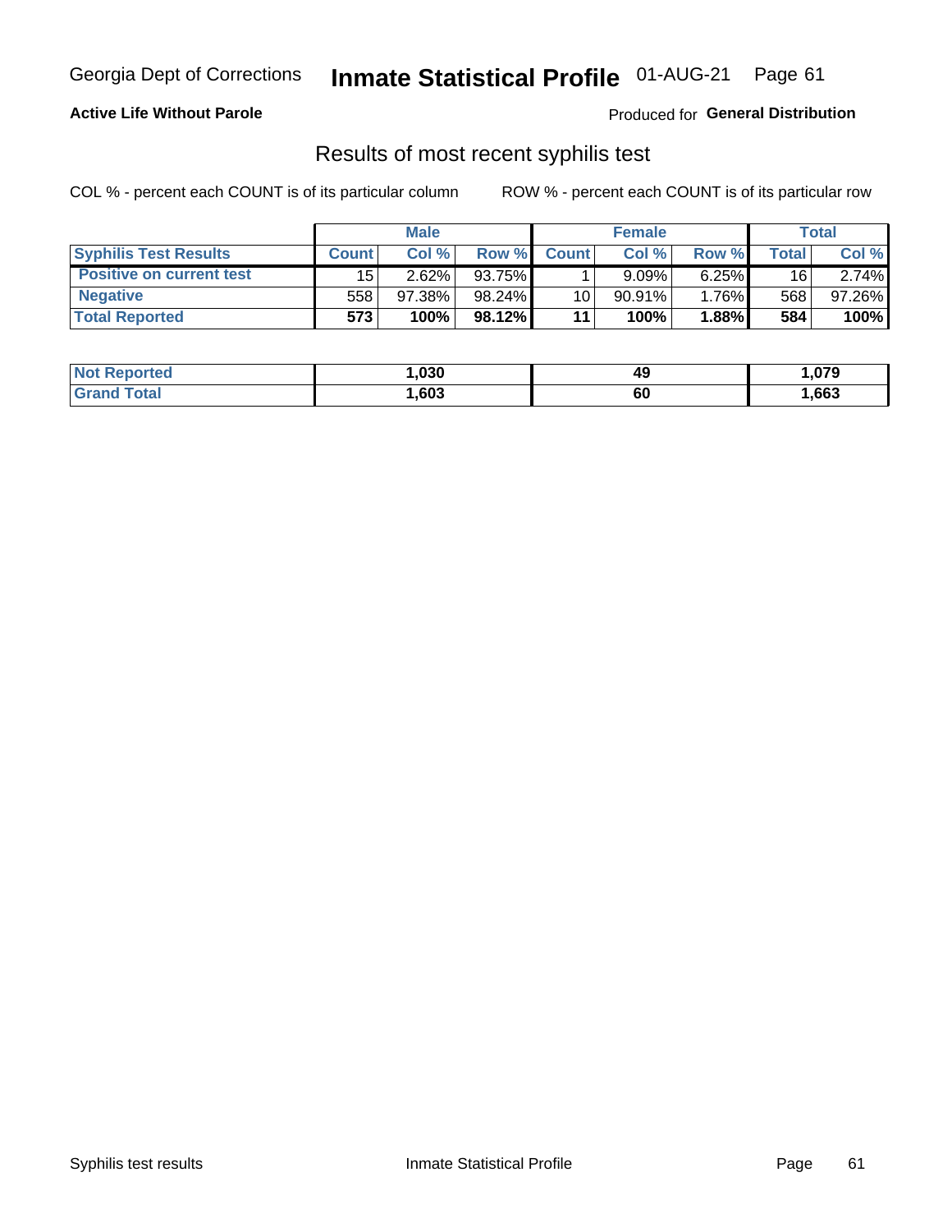Georgia Dept of Corrections **Inmate Statistical Profile** 01-AUG-21

**Active Life Without Parole**

Produced for **General Distribution**

## Results of most recent syphilis test

COL % - percent each COUNT is of its particular column

ROW % - percent each COUNT is of its particular row

| | Male | | | Female | | | Total | |
|---|---|---|---|---|---|---|---|---|
| **Syphilis Test Results** | **Count** | **Col %** | **Row %** | **Count** | **Col %** | **Row %** | **Total** | **Col %** |
| **Positive on current test** | 15 | 2.62% | 93.75% | 1 | 9.09% | 6.25% | 16 | 2.74% |
| **Negative** | 558 | 97.38% | 98.24% | 10 | 90.91% | 1.76% | 568 | 97.26% |
| **Total Reported** | **573** | **100%** | **98.12%** | **11** | **100%** | **1.88%** | **584** | **100%** |

| | Male | Female | Total |
|---|---|---|---|
| **Not Reported** | **1,030** | **49** | **1,079** |
| **Grand Total** | **1,603** | **60** | **1,663** |

Syphilis test results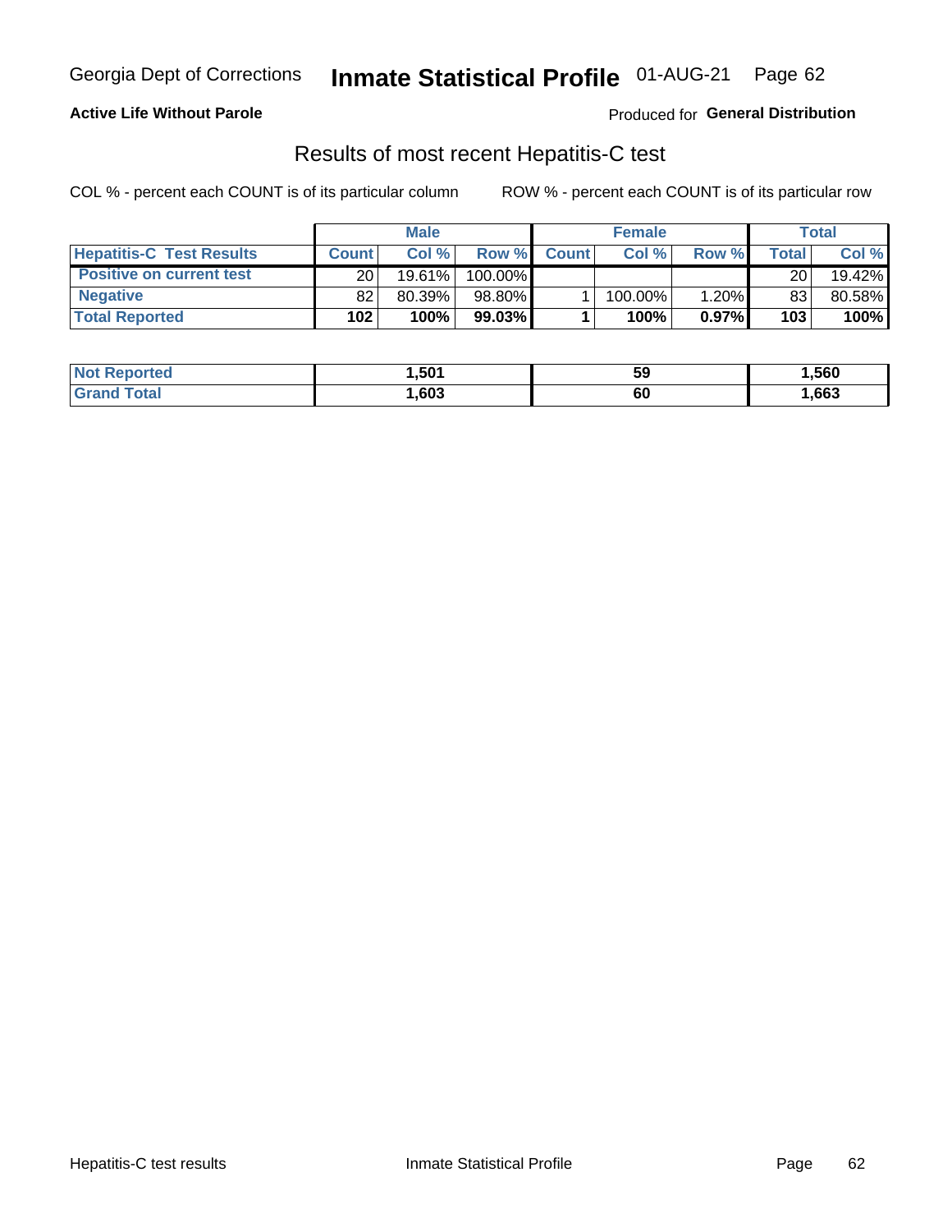Georgia Dept of Corrections **Inmate Statistical Profile** 01-AUG-21

**Active Life Without Parole**

Produced for **General Distribution**

## Results of most recent Hepatitis-C test

COL % - percent each COUNT is of its particular column

ROW % - percent each COUNT is of its particular row

| | Male | | | Female | | | Total | |
|---|---|---|---|---|---|---|---|---|
| **Hepatitis-C Test Results** | **Count** | **Col %** | **Row %** | **Count** | **Col %** | **Row %** | **Total** | **Col %** |
| **Positive on current test** | 20 | 19.61% | 100.00% | | | | 20 | 19.42% |
| **Negative** | 82 | 80.39% | 98.80% | 1 | 100.00% | 1.20% | 83 | 80.58% |
| **Total Reported** | **102** | **100%** | **99.03%** | **1** | **100%** | **0.97%** | **103** | **100%** |

| | Male | Female | Total |
|---|---|---|---|
| **Not Reported** | **1,501** | **59** | **1,560** |
| **Grand Total** | **1,603** | **60** | **1,663** |

Hepatitis-C test results